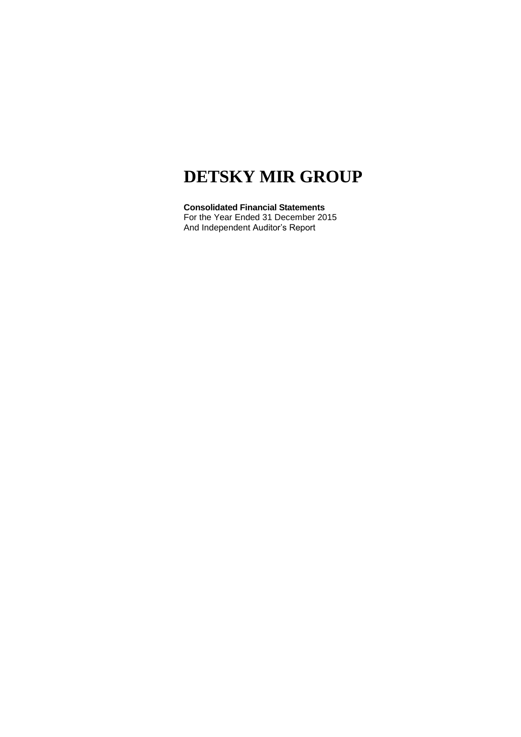# DETSKY MIR GROUP

**Consolidated Financial Statements**
For the Year Ended 31 December 2015
And Independent Auditor's Report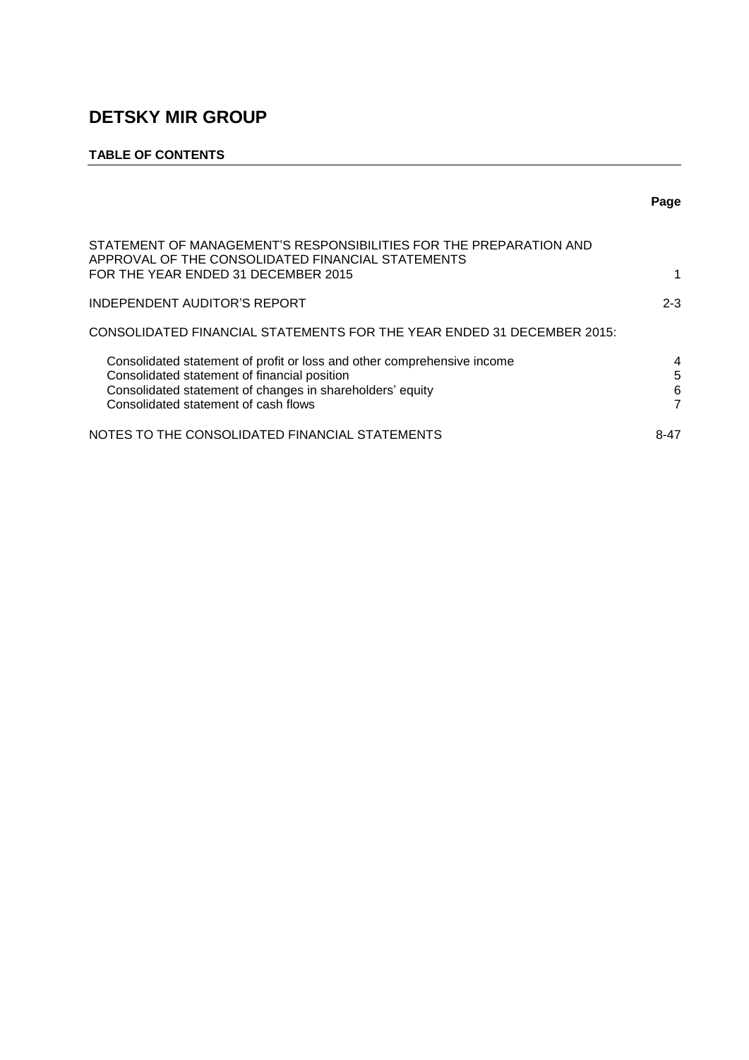# DETSKY MIR GROUP

**TABLE OF CONTENTS**

| | Page |
|---|---|
| STATEMENT OF MANAGEMENT'S RESPONSIBILITIES FOR THE PREPARATION AND APPROVAL OF THE CONSOLIDATED FINANCIAL STATEMENTS FOR THE YEAR ENDED 31 DECEMBER 2015 | 1 |
| INDEPENDENT AUDITOR'S REPORT | 2-3 |
| CONSOLIDATED FINANCIAL STATEMENTS FOR THE YEAR ENDED 31 DECEMBER 2015: | |
| Consolidated statement of profit or loss and other comprehensive income | 4 |
| Consolidated statement of financial position | 5 |
| Consolidated statement of changes in shareholders' equity | 6 |
| Consolidated statement of cash flows | 7 |
| NOTES TO THE CONSOLIDATED FINANCIAL STATEMENTS | 8-47 |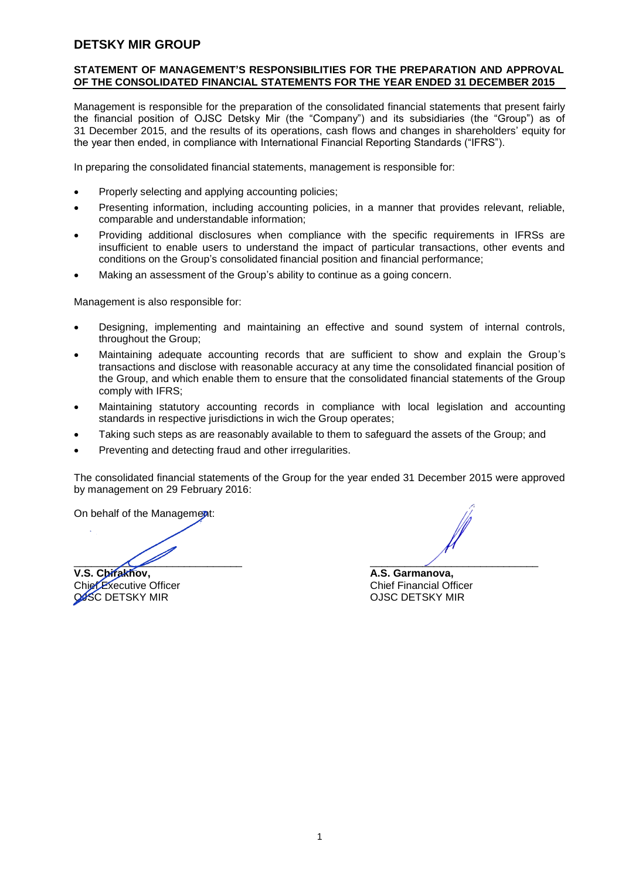# DETSKY MIR GROUP

## STATEMENT OF MANAGEMENT'S RESPONSIBILITIES FOR THE PREPARATION AND APPROVAL OF THE CONSOLIDATED FINANCIAL STATEMENTS FOR THE YEAR ENDED 31 DECEMBER 2015

Management is responsible for the preparation of the consolidated financial statements that present fairly the financial position of OJSC Detsky Mir (the "Company") and its subsidiaries (the "Group") as of 31 December 2015, and the results of its operations, cash flows and changes in shareholders' equity for the year then ended, in compliance with International Financial Reporting Standards ("IFRS").

In preparing the consolidated financial statements, management is responsible for:

- Properly selecting and applying accounting policies;
- Presenting information, including accounting policies, in a manner that provides relevant, reliable, comparable and understandable information;
- Providing additional disclosures when compliance with the specific requirements in IFRSs are insufficient to enable users to understand the impact of particular transactions, other events and conditions on the Group's consolidated financial position and financial performance;
- Making an assessment of the Group's ability to continue as a going concern.

Management is also responsible for:

- Designing, implementing and maintaining an effective and sound system of internal controls, throughout the Group;
- Maintaining adequate accounting records that are sufficient to show and explain the Group's transactions and disclose with reasonable accuracy at any time the consolidated financial position of the Group, and which enable them to ensure that the consolidated financial statements of the Group comply with IFRS;
- Maintaining statutory accounting records in compliance with local legislation and accounting standards in respective jurisdictions in wich the Group operates;
- Taking such steps as are reasonably available to them to safeguard the assets of the Group; and
- Preventing and detecting fraud and other irregularities.

The consolidated financial statements of the Group for the year ended 31 December 2015 were approved by management on 29 February 2016:

On behalf of the Management:

| | |
|---|---|
| ______________________________ | ______________________________ |
| **V.S. Chirakhov,** | **A.S. Garmanova,** |
| Chief Executive Officer | Chief Financial Officer |
| OJSC DETSKY MIR | OJSC DETSKY MIR |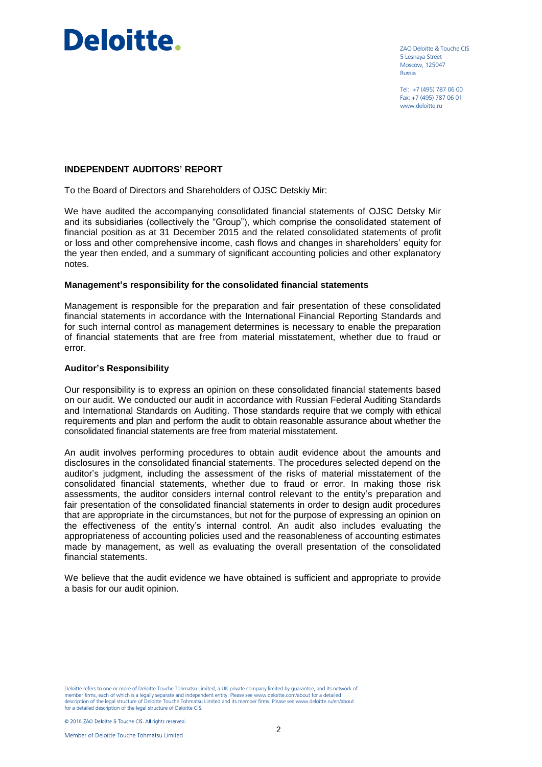Deloitte.

ZAO Deloitte & Touche CIS
5 Lesnaya Street
Moscow, 125047
Russia

Tel: +7 (495) 787 06 00
Fax: +7 (495) 787 06 01
www.deloitte.ru

## INDEPENDENT AUDITORS' REPORT

To the Board of Directors and Shareholders of OJSC Detskiy Mir:

We have audited the accompanying consolidated financial statements of OJSC Detsky Mir and its subsidiaries (collectively the "Group"), which comprise the consolidated statement of financial position as at 31 December 2015 and the related consolidated statements of profit or loss and other comprehensive income, cash flows and changes in shareholders' equity for the year then ended, and a summary of significant accounting policies and other explanatory notes.

### Management's responsibility for the consolidated financial statements

Management is responsible for the preparation and fair presentation of these consolidated financial statements in accordance with the International Financial Reporting Standards and for such internal control as management determines is necessary to enable the preparation of financial statements that are free from material misstatement, whether due to fraud or error.

### Auditor's Responsibility

Our responsibility is to express an opinion on these consolidated financial statements based on our audit. We conducted our audit in accordance with Russian Federal Auditing Standards and International Standards on Auditing. Those standards require that we comply with ethical requirements and plan and perform the audit to obtain reasonable assurance about whether the consolidated financial statements are free from material misstatement.

An audit involves performing procedures to obtain audit evidence about the amounts and disclosures in the consolidated financial statements. The procedures selected depend on the auditor's judgment, including the assessment of the risks of material misstatement of the consolidated financial statements, whether due to fraud or error. In making those risk assessments, the auditor considers internal control relevant to the entity's preparation and fair presentation of the consolidated financial statements in order to design audit procedures that are appropriate in the circumstances, but not for the purpose of expressing an opinion on the effectiveness of the entity's internal control. An audit also includes evaluating the appropriateness of accounting policies used and the reasonableness of accounting estimates made by management, as well as evaluating the overall presentation of the consolidated financial statements.

We believe that the audit evidence we have obtained is sufficient and appropriate to provide a basis for our audit opinion.

Deloitte refers to one or more of Deloitte Touche Tohmatsu Limited, a UK private company limited by guarantee, and its network of member firms, each of which is a legally separate and independent entity. Please see www.deloitte.com/about for a detailed description of the legal structure of Deloitte Touche Tohmatsu Limited and its member firms. Please see www.deloitte.ru/en/about for a detailed description of the legal structure of Deloitte CIS.

© 2016 ZAO Deloitte & Touche CIS. All rights reserved.

Member of Deloitte Touche Tohmatsu Limited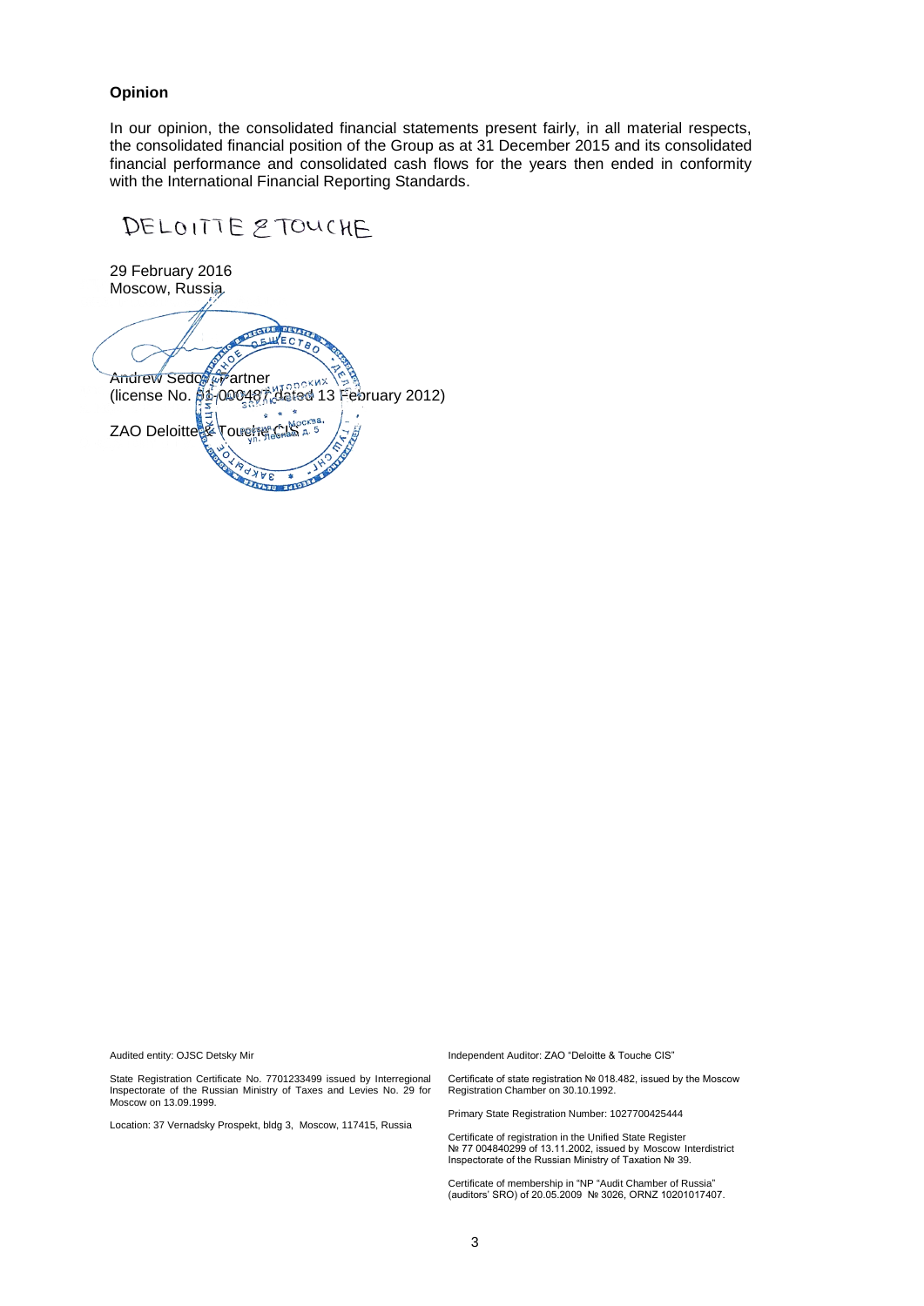**Opinion**

In our opinion, the consolidated financial statements present fairly, in all material respects, the consolidated financial position of the Group as at 31 December 2015 and its consolidated financial performance and consolidated cash flows for the years then ended in conformity with the International Financial Reporting Standards.

DELOITTE & TOUCHE

29 February 2016
Moscow, Russia

Andrew Sedov, Partner
(license No. 01-000487 dated 13 February 2012)

ZAO Deloitte & Touche CIS

Audited entity: OJSC Detsky Mir

State Registration Certificate No. 7701233499 issued by Interregional Inspectorate of the Russian Ministry of Taxes and Levies No. 29 for Moscow on 13.09.1999.

Location: 37 Vernadsky Prospekt, bldg 3, Moscow, 117415, Russia

Independent Auditor: ZAO "Deloitte & Touche CIS"

Certificate of state registration № 018.482, issued by the Moscow Registration Chamber on 30.10.1992.

Primary State Registration Number: 1027700425444

Certificate of registration in the Unified State Register № 77 004840299 of 13.11.2002, issued by Moscow Interdistrict Inspectorate of the Russian Ministry of Taxation № 39.

Certificate of membership in "NP "Audit Chamber of Russia" (auditors' SRO) of 20.05.2009 № 3026, ORNZ 10201017407.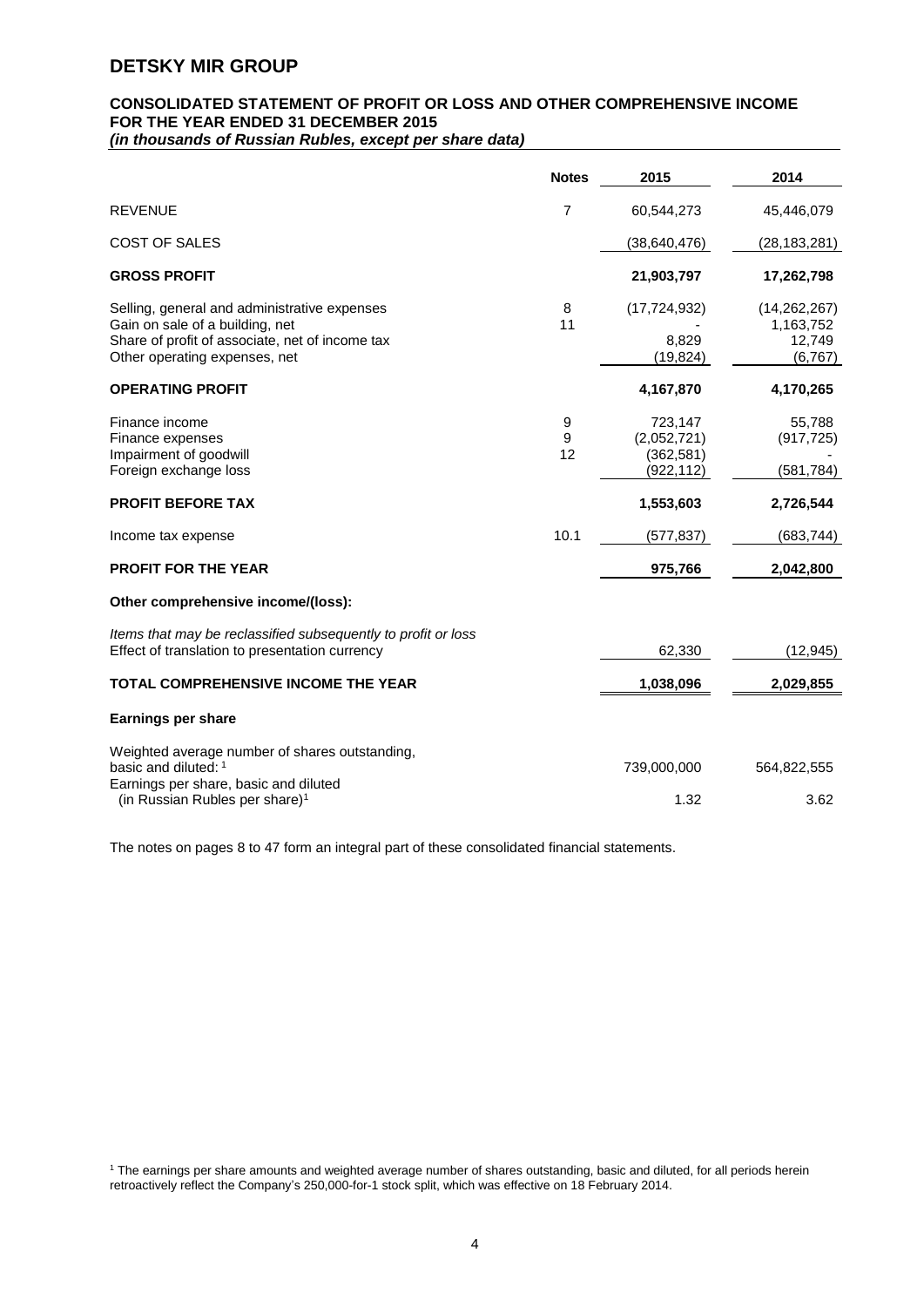# DETSKY MIR GROUP

## CONSOLIDATED STATEMENT OF PROFIT OR LOSS AND OTHER COMPREHENSIVE INCOME FOR THE YEAR ENDED 31 DECEMBER 2015

*(in thousands of Russian Rubles, except per share data)*

| | Notes | 2015 | 2014 |
|---|---|---|---|
| REVENUE | 7 | 60,544,273 | 45,446,079 |
| COST OF SALES | | (38,640,476) | (28,183,281) |
| **GROSS PROFIT** | | **21,903,797** | **17,262,798** |
| Selling, general and administrative expenses | 8 | (17,724,932) | (14,262,267) |
| Gain on sale of a building, net | 11 | - | 1,163,752 |
| Share of profit of associate, net of income tax | | 8,829 | 12,749 |
| Other operating expenses, net | | (19,824) | (6,767) |
| **OPERATING PROFIT** | | **4,167,870** | **4,170,265** |
| Finance income | 9 | 723,147 | 55,788 |
| Finance expenses | 9 | (2,052,721) | (917,725) |
| Impairment of goodwill | 12 | (362,581) | - |
| Foreign exchange loss | | (922,112) | (581,784) |
| **PROFIT BEFORE TAX** | | **1,553,603** | **2,726,544** |
| Income tax expense | 10.1 | (577,837) | (683,744) |
| **PROFIT FOR THE YEAR** | | **975,766** | **2,042,800** |
| **Other comprehensive income/(loss):** | | | |
| *Items that may be reclassified subsequently to profit or loss* | | | |
| Effect of translation to presentation currency | | 62,330 | (12,945) |
| **TOTAL COMPREHENSIVE INCOME THE YEAR** | | **1,038,096** | **2,029,855** |
| **Earnings per share** | | | |
| Weighted average number of shares outstanding, basic and diluted: [1] | | 739,000,000 | 564,822,555 |
| Earnings per share, basic and diluted (in Russian Rubles per share)[1] | | 1.32 | 3.62 |

The notes on pages 8 to 47 form an integral part of these consolidated financial statements.

[1] The earnings per share amounts and weighted average number of shares outstanding, basic and diluted, for all periods herein retroactively reflect the Company's 250,000-for-1 stock split, which was effective on 18 February 2014.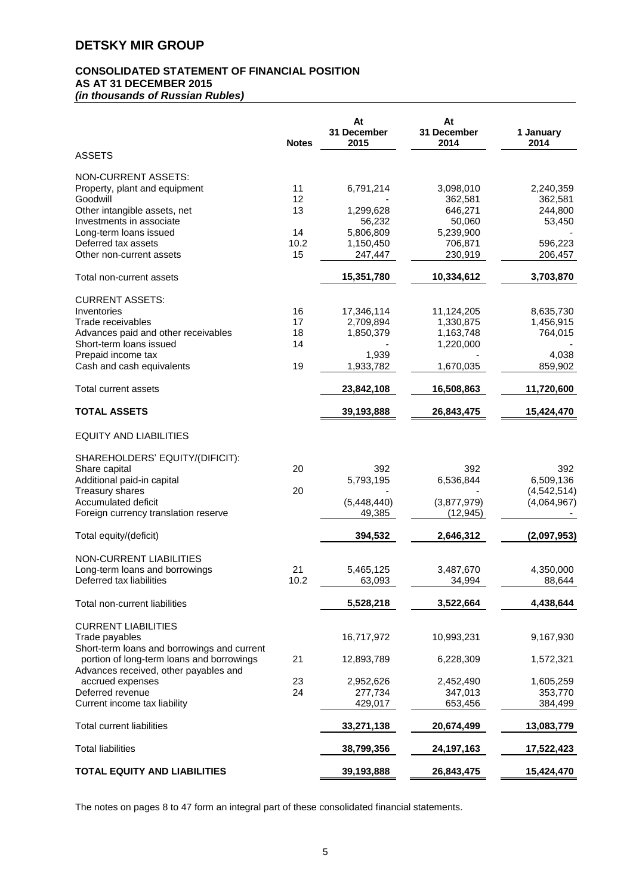# DETSKY MIR GROUP

## CONSOLIDATED STATEMENT OF FINANCIAL POSITION
## AS AT 31 DECEMBER 2015
***(in thousands of Russian Rubles)***

| | Notes | At 31 December 2015 | At 31 December 2014 | 1 January 2014 |
|---|---|---|---|---|
| ASSETS | | | | |
| NON-CURRENT ASSETS: | | | | |
| Property, plant and equipment | 11 | 6,791,214 | 3,098,010 | 2,240,359 |
| Goodwill | 12 | - | 362,581 | 362,581 |
| Other intangible assets, net | 13 | 1,299,628 | 646,271 | 244,800 |
| Investments in associate | | 56,232 | 50,060 | 53,450 |
| Long-term loans issued | 14 | 5,806,809 | 5,239,900 | - |
| Deferred tax assets | 10.2 | 1,150,450 | 706,871 | 596,223 |
| Other non-current assets | 15 | 247,447 | 230,919 | 206,457 |
| Total non-current assets | | **15,351,780** | **10,334,612** | **3,703,870** |
| CURRENT ASSETS: | | | | |
| Inventories | 16 | 17,346,114 | 11,124,205 | 8,635,730 |
| Trade receivables | 17 | 2,709,894 | 1,330,875 | 1,456,915 |
| Advances paid and other receivables | 18 | 1,850,379 | 1,163,748 | 764,015 |
| Short-term loans issued | 14 | - | 1,220,000 | - |
| Prepaid income tax | | 1,939 | - | 4,038 |
| Cash and cash equivalents | 19 | 1,933,782 | 1,670,035 | 859,902 |
| Total current assets | | **23,842,108** | **16,508,863** | **11,720,600** |
| **TOTAL ASSETS** | | **39,193,888** | **26,843,475** | **15,424,470** |
| EQUITY AND LIABILITIES | | | | |
| SHAREHOLDERS' EQUITY/(DIFICIT): | | | | |
| Share capital | 20 | 392 | 392 | 392 |
| Additional paid-in capital | | 5,793,195 | 6,536,844 | 6,509,136 |
| Treasury shares | 20 | - | - | (4,542,514) |
| Accumulated deficit | | (5,448,440) | (3,877,979) | (4,064,967) |
| Foreign currency translation reserve | | 49,385 | (12,945) | - |
| Total equity/(deficit) | | **394,532** | **2,646,312** | **(2,097,953)** |
| NON-CURRENT LIABILITIES | | | | |
| Long-term loans and borrowings | 21 | 5,465,125 | 3,487,670 | 4,350,000 |
| Deferred tax liabilities | 10.2 | 63,093 | 34,994 | 88,644 |
| Total non-current liabilities | | **5,528,218** | **3,522,664** | **4,438,644** |
| CURRENT LIABILITIES | | | | |
| Trade payables | | 16,717,972 | 10,993,231 | 9,167,930 |
| Short-term loans and borrowings and current portion of long-term loans and borrowings | 21 | 12,893,789 | 6,228,309 | 1,572,321 |
| Advances received, other payables and accrued expenses | 23 | 2,952,626 | 2,452,490 | 1,605,259 |
| Deferred revenue | 24 | 277,734 | 347,013 | 353,770 |
| Current income tax liability | | 429,017 | 653,456 | 384,499 |
| Total current liabilities | | **33,271,138** | **20,674,499** | **13,083,779** |
| Total liabilities | | **38,799,356** | **24,197,163** | **17,522,423** |
| **TOTAL EQUITY AND LIABILITIES** | | **39,193,888** | **26,843,475** | **15,424,470** |

The notes on pages 8 to 47 form an integral part of these consolidated financial statements.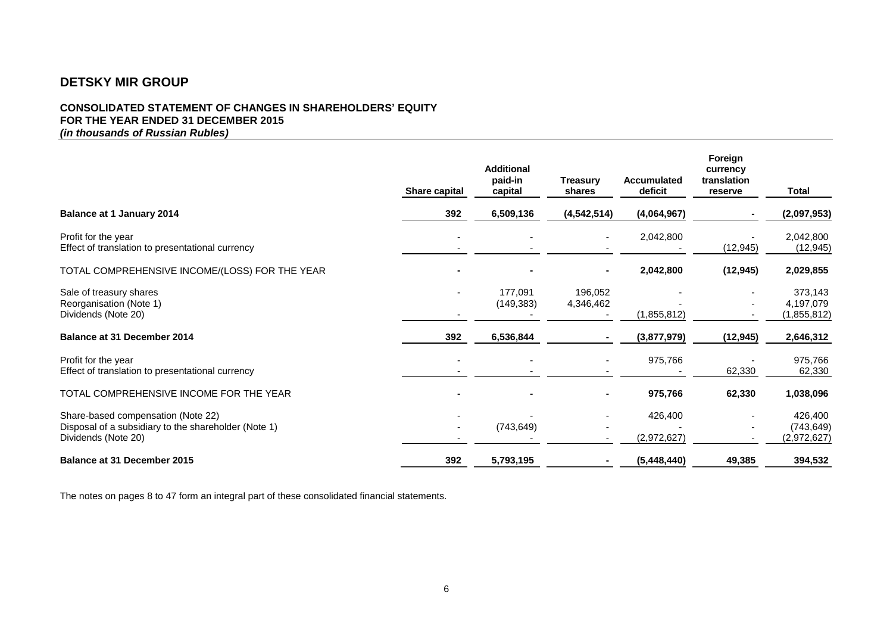# DETSKY MIR GROUP

**CONSOLIDATED STATEMENT OF CHANGES IN SHAREHOLDERS' EQUITY**
**FOR THE YEAR ENDED 31 DECEMBER 2015**
***(in thousands of Russian Rubles)***

| | Share capital | Additional paid-in capital | Treasury shares | Accumulated deficit | Foreign currency translation reserve | Total |
|---|---|---|---|---|---|---|
| **Balance at 1 January 2014** | **392** | **6,509,136** | **(4,542,514)** | **(4,064,967)** | **-** | **(2,097,953)** |
| Profit for the year | - | - | - | 2,042,800 | - | 2,042,800 |
| Effect of translation to presentational currency | - | - | - | - | (12,945) | (12,945) |
| TOTAL COMPREHENSIVE INCOME/(LOSS) FOR THE YEAR | **-** | **-** | **-** | **2,042,800** | **(12,945)** | **2,029,855** |
| Sale of treasury shares | - | 177,091 | 196,052 | - | - | 373,143 |
| Reorganisation (Note 1) | | (149,383) | 4,346,462 | - | - | 4,197,079 |
| Dividends (Note 20) | - | - | - | (1,855,812) | - | (1,855,812) |
| **Balance at 31 December 2014** | **392** | **6,536,844** | **-** | **(3,877,979)** | **(12,945)** | **2,646,312** |
| Profit for the year | - | - | - | 975,766 | - | 975,766 |
| Effect of translation to presentational currency | - | - | - | - | 62,330 | 62,330 |
| TOTAL COMPREHENSIVE INCOME FOR THE YEAR | **-** | **-** | **-** | **975,766** | **62,330** | **1,038,096** |
| Share-based compensation (Note 22) | - | - | - | 426,400 | - | 426,400 |
| Disposal of a subsidiary to the shareholder (Note 1) | - | (743,649) | - | - | - | (743,649) |
| Dividends (Note 20) | - | - | - | (2,972,627) | - | (2,972,627) |
| **Balance at 31 December 2015** | **392** | **5,793,195** | **-** | **(5,448,440)** | **49,385** | **394,532** |

The notes on pages 8 to 47 form an integral part of these consolidated financial statements.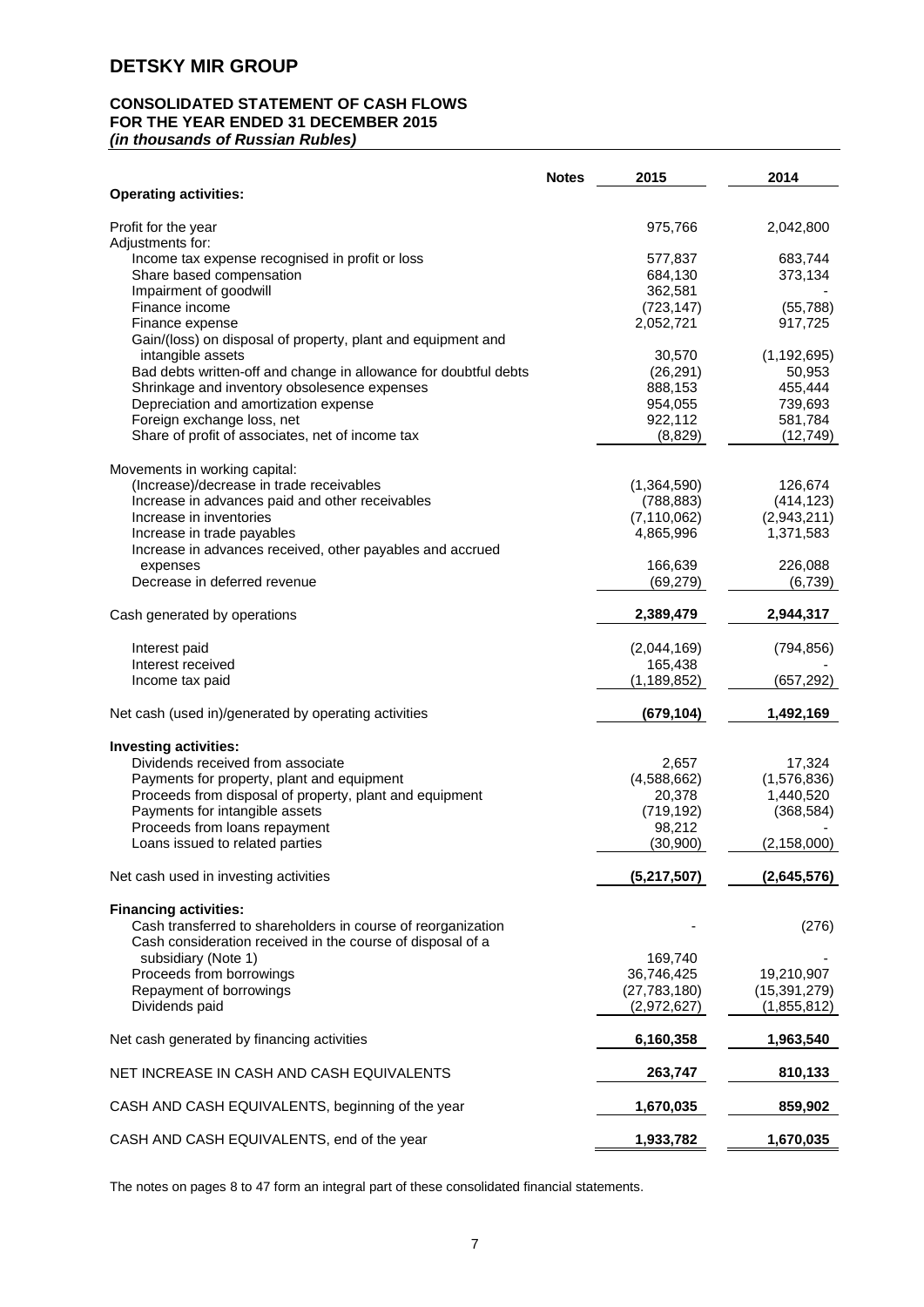# DETSKY MIR GROUP

## CONSOLIDATED STATEMENT OF CASH FLOWS
## FOR THE YEAR ENDED 31 DECEMBER 2015
### *(in thousands of Russian Rubles)*

| | Notes | 2015 | 2014 |
|---|---|---|---|
| **Operating activities:** | | | |
| Profit for the year | | 975,766 | 2,042,800 |
| Adjustments for: | | | |
| Income tax expense recognised in profit or loss | | 577,837 | 683,744 |
| Share based compensation | | 684,130 | 373,134 |
| Impairment of goodwill | | 362,581 | - |
| Finance income | | (723,147) | (55,788) |
| Finance expense | | 2,052,721 | 917,725 |
| Gain/(loss) on disposal of property, plant and equipment and intangible assets | | 30,570 | (1,192,695) |
| Bad debts written-off and change in allowance for doubtful debts | | (26,291) | 50,953 |
| Shrinkage and inventory obsolesence expenses | | 888,153 | 455,444 |
| Depreciation and amortization expense | | 954,055 | 739,693 |
| Foreign exchange loss, net | | 922,112 | 581,784 |
| Share of profit of associates, net of income tax | | (8,829) | (12,749) |
| Movements in working capital: | | | |
| (Increase)/decrease in trade receivables | | (1,364,590) | 126,674 |
| Increase in advances paid and other receivables | | (788,883) | (414,123) |
| Increase in inventories | | (7,110,062) | (2,943,211) |
| Increase in trade payables | | 4,865,996 | 1,371,583 |
| Increase in advances received, other payables and accrued expenses | | 166,639 | 226,088 |
| Decrease in deferred revenue | | (69,279) | (6,739) |
| Cash generated by operations | | **2,389,479** | **2,944,317** |
| Interest paid | | (2,044,169) | (794,856) |
| Interest received | | 165,438 | - |
| Income tax paid | | (1,189,852) | (657,292) |
| Net cash (used in)/generated by operating activities | | **(679,104)** | **1,492,169** |
| **Investing activities:** | | | |
| Dividends received from associate | | 2,657 | 17,324 |
| Payments for property, plant and equipment | | (4,588,662) | (1,576,836) |
| Proceeds from disposal of property, plant and equipment | | 20,378 | 1,440,520 |
| Payments for intangible assets | | (719,192) | (368,584) |
| Proceeds from loans repayment | | 98,212 | - |
| Loans issued to related parties | | (30,900) | (2,158,000) |
| Net cash used in investing activities | | **(5,217,507)** | **(2,645,576)** |
| **Financing activities:** | | | |
| Cash transferred to shareholders in course of reorganization | | - | (276) |
| Cash consideration received in the course of disposal of a subsidiary (Note 1) | | 169,740 | - |
| Proceeds from borrowings | | 36,746,425 | 19,210,907 |
| Repayment of borrowings | | (27,783,180) | (15,391,279) |
| Dividends paid | | (2,972,627) | (1,855,812) |
| Net cash generated by financing activities | | **6,160,358** | **1,963,540** |
| NET INCREASE IN CASH AND CASH EQUIVALENTS | | **263,747** | **810,133** |
| CASH AND CASH EQUIVALENTS, beginning of the year | | **1,670,035** | **859,902** |
| CASH AND CASH EQUIVALENTS, end of the year | | **1,933,782** | **1,670,035** |

The notes on pages 8 to 47 form an integral part of these consolidated financial statements.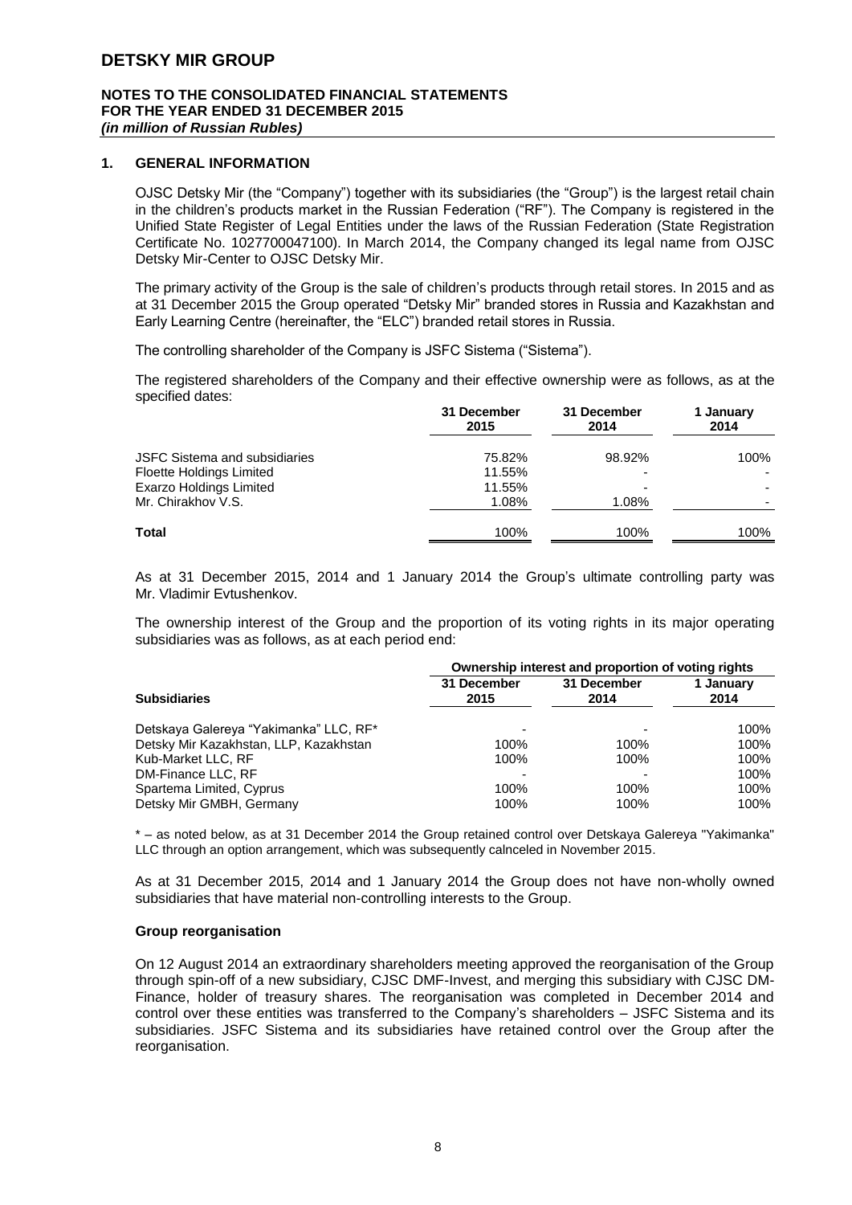## 1. GENERAL INFORMATION

OJSC Detsky Mir (the "Company") together with its subsidiaries (the "Group") is the largest retail chain in the children's products market in the Russian Federation ("RF"). The Company is registered in the Unified State Register of Legal Entities under the laws of the Russian Federation (State Registration Certificate No. 1027700047100). In March 2014, the Company changed its legal name from OJSC Detsky Mir-Center to OJSC Detsky Mir.

The primary activity of the Group is the sale of children's products through retail stores. In 2015 and as at 31 December 2015 the Group operated "Detsky Mir" branded stores in Russia and Kazakhstan and Early Learning Centre (hereinafter, the "ELC") branded retail stores in Russia.

The controlling shareholder of the Company is JSFC Sistema ("Sistema").

The registered shareholders of the Company and their effective ownership were as follows, as at the specified dates:

| | 31 December 2015 | 31 December 2014 | 1 January 2014 |
|---|---|---|---|
| JSFC Sistema and subsidiaries | 75.82% | 98.92% | 100% |
| Floette Holdings Limited | 11.55% | - | - |
| Exarzo Holdings Limited | 11.55% | - | - |
| Mr. Chirakhov V.S. | 1.08% | 1.08% | - |
| **Total** | 100% | 100% | 100% |

As at 31 December 2015, 2014 and 1 January 2014 the Group's ultimate controlling party was Mr. Vladimir Evtushenkov.

The ownership interest of the Group and the proportion of its voting rights in its major operating subsidiaries was as follows, as at each period end:

| | Ownership interest and proportion of voting rights | | |
|---|---|---|---|
| **Subsidiaries** | 31 December 2015 | 31 December 2014 | 1 January 2014 |
| Detskaya Galereya "Yakimanka" LLC, RF* | - | - | 100% |
| Detsky Mir Kazakhstan, LLP, Kazakhstan | 100% | 100% | 100% |
| Kub-Market LLC, RF | 100% | 100% | 100% |
| DM-Finance LLC, RF | - | - | 100% |
| Spartema Limited, Cyprus | 100% | 100% | 100% |
| Detsky Mir GMBH, Germany | 100% | 100% | 100% |

\* – as noted below, as at 31 December 2014 the Group retained control over Detskaya Galereya "Yakimanka" LLC through an option arrangement, which was subsequently calnceled in November 2015.

As at 31 December 2015, 2014 and 1 January 2014 the Group does not have non-wholly owned subsidiaries that have material non-controlling interests to the Group.

### Group reorganisation

On 12 August 2014 an extraordinary shareholders meeting approved the reorganisation of the Group through spin-off of a new subsidiary, CJSC DMF-Invest, and merging this subsidiary with CJSC DM-Finance, holder of treasury shares. The reorganisation was completed in December 2014 and control over these entities was transferred to the Company's shareholders – JSFC Sistema and its subsidiaries. JSFC Sistema and its subsidiaries have retained control over the Group after the reorganisation.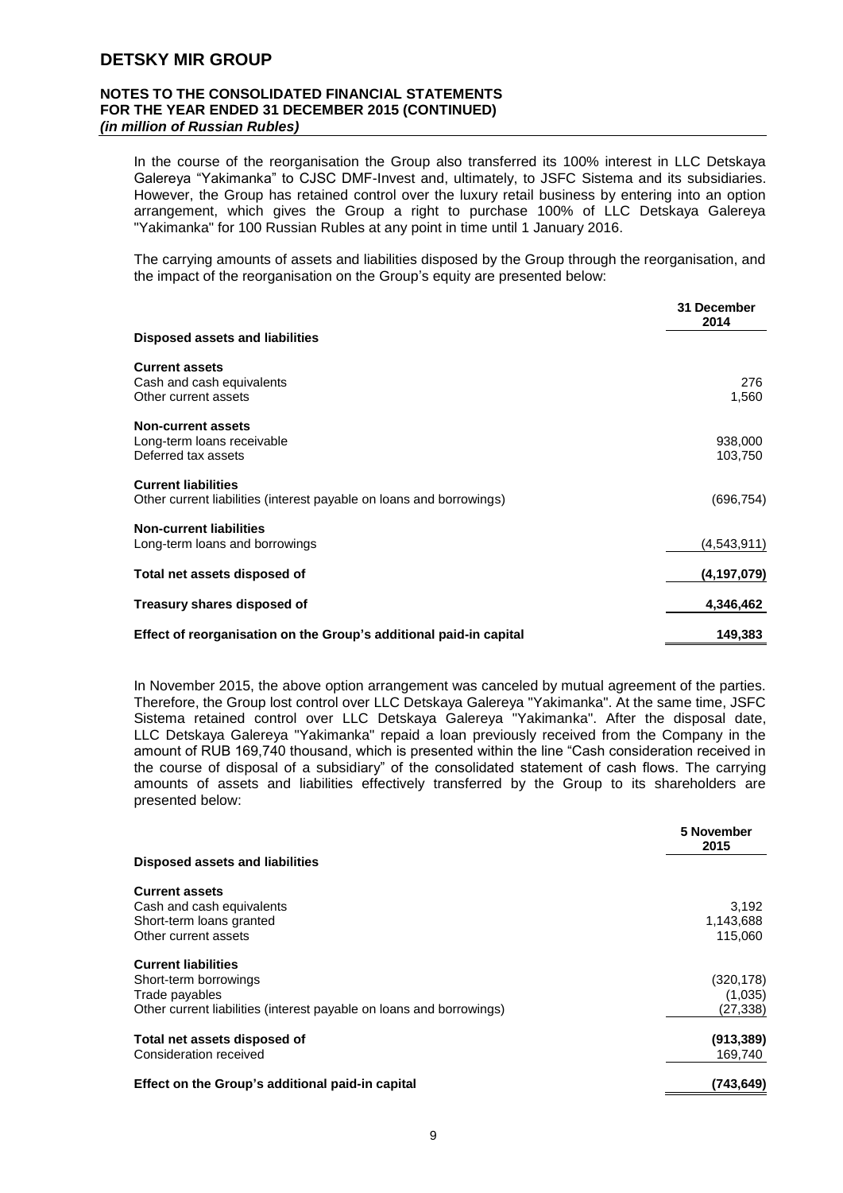In the course of the reorganisation the Group also transferred its 100% interest in LLC Detskaya Galereya "Yakimanka" to CJSC DMF-Invest and, ultimately, to JSFC Sistema and its subsidiaries. However, the Group has retained control over the luxury retail business by entering into an option arrangement, which gives the Group a right to purchase 100% of LLC Detskaya Galereya "Yakimanka" for 100 Russian Rubles at any point in time until 1 January 2016.

The carrying amounts of assets and liabilities disposed by the Group through the reorganisation, and the impact of the reorganisation on the Group's equity are presented below:

| | 31 December 2014 |
|---|---|
| **Disposed assets and liabilities** | |
| **Current assets** | |
| Cash and cash equivalents | 276 |
| Other current assets | 1,560 |
| **Non-current assets** | |
| Long-term loans receivable | 938,000 |
| Deferred tax assets | 103,750 |
| **Current liabilities** | |
| Other current liabilities (interest payable on loans and borrowings) | (696,754) |
| **Non-current liabilities** | |
| Long-term loans and borrowings | (4,543,911) |
| **Total net assets disposed of** | **(4,197,079)** |
| **Treasury shares disposed of** | **4,346,462** |
| **Effect of reorganisation on the Group's additional paid-in capital** | **149,383** |

In November 2015, the above option arrangement was canceled by mutual agreement of the parties. Therefore, the Group lost control over LLC Detskaya Galereya "Yakimanka". At the same time, JSFC Sistema retained control over LLC Detskaya Galereya "Yakimanka". After the disposal date, LLC Detskaya Galereya "Yakimanka" repaid a loan previously received from the Company in the amount of RUB 169,740 thousand, which is presented within the line "Cash consideration received in the course of disposal of a subsidiary" of the consolidated statement of cash flows. The carrying amounts of assets and liabilities effectively transferred by the Group to its shareholders are presented below:

| | 5 November 2015 |
|---|---|
| **Disposed assets and liabilities** | |
| **Current assets** | |
| Cash and cash equivalents | 3,192 |
| Short-term loans granted | 1,143,688 |
| Other current assets | 115,060 |
| **Current liabilities** | |
| Short-term borrowings | (320,178) |
| Trade payables | (1,035) |
| Other current liabilities (interest payable on loans and borrowings) | (27,338) |
| **Total net assets disposed of** | **(913,389)** |
| Consideration received | 169,740 |
| **Effect on the Group's additional paid-in capital** | **(743,649)** |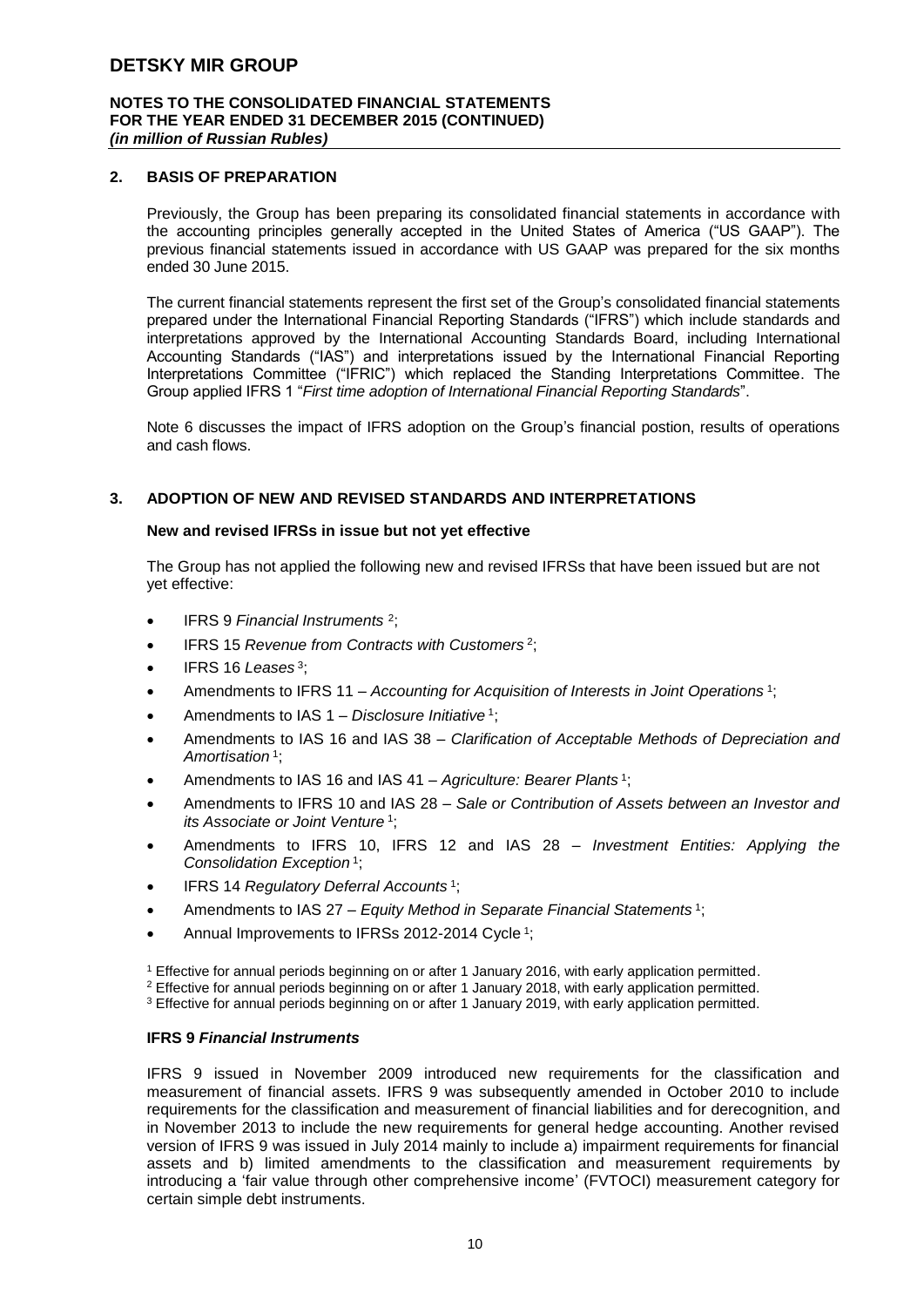## 2. BASIS OF PREPARATION

Previously, the Group has been preparing its consolidated financial statements in accordance with the accounting principles generally accepted in the United States of America ("US GAAP"). The previous financial statements issued in accordance with US GAAP was prepared for the six months ended 30 June 2015.

The current financial statements represent the first set of the Group's consolidated financial statements prepared under the International Financial Reporting Standards ("IFRS") which include standards and interpretations approved by the International Accounting Standards Board, including International Accounting Standards ("IAS") and interpretations issued by the International Financial Reporting Interpretations Committee ("IFRIC") which replaced the Standing Interpretations Committee. The Group applied IFRS 1 "*First time adoption of International Financial Reporting Standards*".

Note 6 discusses the impact of IFRS adoption on the Group's financial postion, results of operations and cash flows.

## 3. ADOPTION OF NEW AND REVISED STANDARDS AND INTERPRETATIONS

### New and revised IFRSs in issue but not yet effective

The Group has not applied the following new and revised IFRSs that have been issued but are not yet effective:

- IFRS 9 *Financial Instruments* [2];
- IFRS 15 *Revenue from Contracts with Customers* [2];
- IFRS 16 *Leases* [3];
- Amendments to IFRS 11 – *Accounting for Acquisition of Interests in Joint Operations* [1];
- Amendments to IAS 1 – *Disclosure Initiative* [1];
- Amendments to IAS 16 and IAS 38 – *Clarification of Acceptable Methods of Depreciation and Amortisation* [1];
- Amendments to IAS 16 and IAS 41 – *Agriculture: Bearer Plants* [1];
- Amendments to IFRS 10 and IAS 28 – *Sale or Contribution of Assets between an Investor and its Associate or Joint Venture* [1];
- Amendments to IFRS 10, IFRS 12 and IAS 28 – *Investment Entities: Applying the Consolidation Exception* [1];
- IFRS 14 *Regulatory Deferral Accounts* [1];
- Amendments to IAS 27 – *Equity Method in Separate Financial Statements* [1];
- Annual Improvements to IFRSs 2012-2014 Cycle [1];

[1] Effective for annual periods beginning on or after 1 January 2016, with early application permitted.
[2] Effective for annual periods beginning on or after 1 January 2018, with early application permitted.
[3] Effective for annual periods beginning on or after 1 January 2019, with early application permitted.

### IFRS 9 *Financial Instruments*

IFRS 9 issued in November 2009 introduced new requirements for the classification and measurement of financial assets. IFRS 9 was subsequently amended in October 2010 to include requirements for the classification and measurement of financial liabilities and for derecognition, and in November 2013 to include the new requirements for general hedge accounting. Another revised version of IFRS 9 was issued in July 2014 mainly to include a) impairment requirements for financial assets and b) limited amendments to the classification and measurement requirements by introducing a 'fair value through other comprehensive income' (FVTOCI) measurement category for certain simple debt instruments.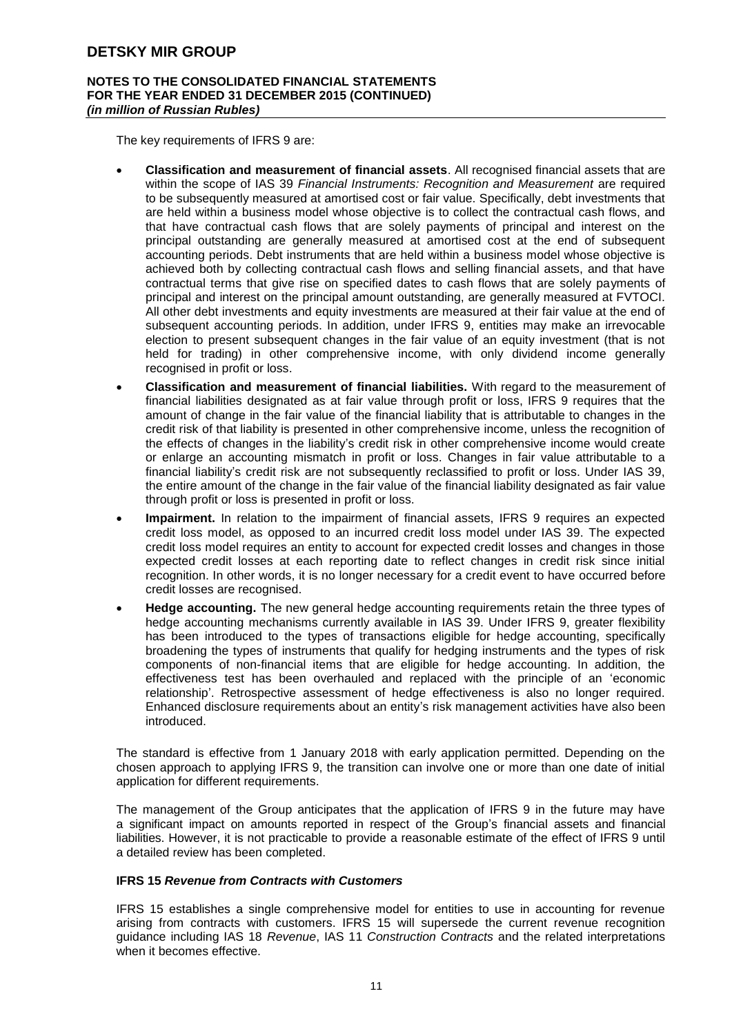The key requirements of IFRS 9 are:

- **Classification and measurement of financial assets**. All recognised financial assets that are within the scope of IAS 39 *Financial Instruments: Recognition and Measurement* are required to be subsequently measured at amortised cost or fair value. Specifically, debt investments that are held within a business model whose objective is to collect the contractual cash flows, and that have contractual cash flows that are solely payments of principal and interest on the principal outstanding are generally measured at amortised cost at the end of subsequent accounting periods. Debt instruments that are held within a business model whose objective is achieved both by collecting contractual cash flows and selling financial assets, and that have contractual terms that give rise on specified dates to cash flows that are solely payments of principal and interest on the principal amount outstanding, are generally measured at FVTOCI. All other debt investments and equity investments are measured at their fair value at the end of subsequent accounting periods. In addition, under IFRS 9, entities may make an irrevocable election to present subsequent changes in the fair value of an equity investment (that is not held for trading) in other comprehensive income, with only dividend income generally recognised in profit or loss.
- **Classification and measurement of financial liabilities.** With regard to the measurement of financial liabilities designated as at fair value through profit or loss, IFRS 9 requires that the amount of change in the fair value of the financial liability that is attributable to changes in the credit risk of that liability is presented in other comprehensive income, unless the recognition of the effects of changes in the liability's credit risk in other comprehensive income would create or enlarge an accounting mismatch in profit or loss. Changes in fair value attributable to a financial liability's credit risk are not subsequently reclassified to profit or loss. Under IAS 39, the entire amount of the change in the fair value of the financial liability designated as fair value through profit or loss is presented in profit or loss.
- **Impairment.** In relation to the impairment of financial assets, IFRS 9 requires an expected credit loss model, as opposed to an incurred credit loss model under IAS 39. The expected credit loss model requires an entity to account for expected credit losses and changes in those expected credit losses at each reporting date to reflect changes in credit risk since initial recognition. In other words, it is no longer necessary for a credit event to have occurred before credit losses are recognised.
- **Hedge accounting.** The new general hedge accounting requirements retain the three types of hedge accounting mechanisms currently available in IAS 39. Under IFRS 9, greater flexibility has been introduced to the types of transactions eligible for hedge accounting, specifically broadening the types of instruments that qualify for hedging instruments and the types of risk components of non-financial items that are eligible for hedge accounting. In addition, the effectiveness test has been overhauled and replaced with the principle of an 'economic relationship'. Retrospective assessment of hedge effectiveness is also no longer required. Enhanced disclosure requirements about an entity's risk management activities have also been introduced.

The standard is effective from 1 January 2018 with early application permitted. Depending on the chosen approach to applying IFRS 9, the transition can involve one or more than one date of initial application for different requirements.

The management of the Group anticipates that the application of IFRS 9 in the future may have a significant impact on amounts reported in respect of the Group's financial assets and financial liabilities. However, it is not practicable to provide a reasonable estimate of the effect of IFRS 9 until a detailed review has been completed.

**IFRS 15 *Revenue from Contracts with Customers***

IFRS 15 establishes a single comprehensive model for entities to use in accounting for revenue arising from contracts with customers. IFRS 15 will supersede the current revenue recognition guidance including IAS 18 *Revenue*, IAS 11 *Construction Contracts* and the related interpretations when it becomes effective.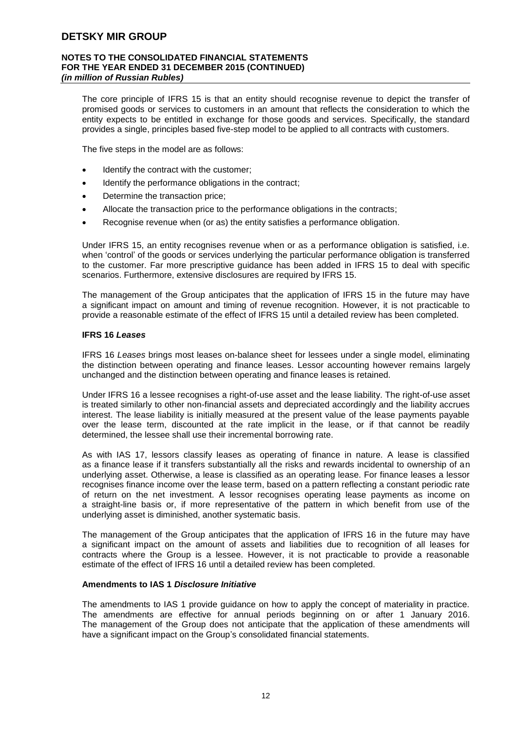The core principle of IFRS 15 is that an entity should recognise revenue to depict the transfer of promised goods or services to customers in an amount that reflects the consideration to which the entity expects to be entitled in exchange for those goods and services. Specifically, the standard provides a single, principles based five-step model to be applied to all contracts with customers.

The five steps in the model are as follows:

- Identify the contract with the customer;
- Identify the performance obligations in the contract;
- Determine the transaction price;
- Allocate the transaction price to the performance obligations in the contracts;
- Recognise revenue when (or as) the entity satisfies a performance obligation.

Under IFRS 15, an entity recognises revenue when or as a performance obligation is satisfied, i.e. when 'control' of the goods or services underlying the particular performance obligation is transferred to the customer. Far more prescriptive guidance has been added in IFRS 15 to deal with specific scenarios. Furthermore, extensive disclosures are required by IFRS 15.

The management of the Group anticipates that the application of IFRS 15 in the future may have a significant impact on amount and timing of revenue recognition. However, it is not practicable to provide a reasonable estimate of the effect of IFRS 15 until a detailed review has been completed.

**IFRS 16 *Leases***

IFRS 16 *Leases* brings most leases on-balance sheet for lessees under a single model, eliminating the distinction between operating and finance leases. Lessor accounting however remains largely unchanged and the distinction between operating and finance leases is retained.

Under IFRS 16 a lessee recognises a right-of-use asset and the lease liability. The right-of-use asset is treated similarly to other non-financial assets and depreciated accordingly and the liability accrues interest. The lease liability is initially measured at the present value of the lease payments payable over the lease term, discounted at the rate implicit in the lease, or if that cannot be readily determined, the lessee shall use their incremental borrowing rate.

As with IAS 17, lessors classify leases as operating of finance in nature. A lease is classified as a finance lease if it transfers substantially all the risks and rewards incidental to ownership of an underlying asset. Otherwise, a lease is classified as an operating lease. For finance leases a lessor recognises finance income over the lease term, based on a pattern reflecting a constant periodic rate of return on the net investment. A lessor recognises operating lease payments as income on a straight-line basis or, if more representative of the pattern in which benefit from use of the underlying asset is diminished, another systematic basis.

The management of the Group anticipates that the application of IFRS 16 in the future may have a significant impact on the amount of assets and liabilities due to recognition of all leases for contracts where the Group is a lessee. However, it is not practicable to provide a reasonable estimate of the effect of IFRS 16 until a detailed review has been completed.

**Amendments to IAS 1 *Disclosure Initiative***

The amendments to IAS 1 provide guidance on how to apply the concept of materiality in practice. The amendments are effective for annual periods beginning on or after 1 January 2016. The management of the Group does not anticipate that the application of these amendments will have a significant impact on the Group's consolidated financial statements.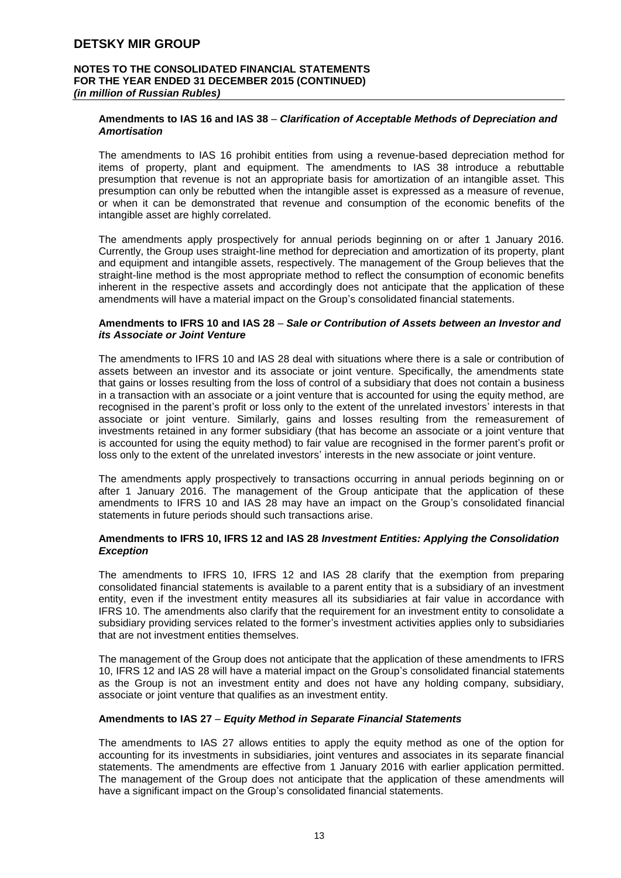#### Amendments to IAS 16 and IAS 38 – *Clarification of Acceptable Methods of Depreciation and Amortisation*

The amendments to IAS 16 prohibit entities from using a revenue-based depreciation method for items of property, plant and equipment. The amendments to IAS 38 introduce a rebuttable presumption that revenue is not an appropriate basis for amortization of an intangible asset. This presumption can only be rebutted when the intangible asset is expressed as a measure of revenue, or when it can be demonstrated that revenue and consumption of the economic benefits of the intangible asset are highly correlated.

The amendments apply prospectively for annual periods beginning on or after 1 January 2016. Currently, the Group uses straight-line method for depreciation and amortization of its property, plant and equipment and intangible assets, respectively. The management of the Group believes that the straight-line method is the most appropriate method to reflect the consumption of economic benefits inherent in the respective assets and accordingly does not anticipate that the application of these amendments will have a material impact on the Group's consolidated financial statements.

#### Amendments to IFRS 10 and IAS 28 – *Sale or Contribution of Assets between an Investor and its Associate or Joint Venture*

The amendments to IFRS 10 and IAS 28 deal with situations where there is a sale or contribution of assets between an investor and its associate or joint venture. Specifically, the amendments state that gains or losses resulting from the loss of control of a subsidiary that does not contain a business in a transaction with an associate or a joint venture that is accounted for using the equity method, are recognised in the parent's profit or loss only to the extent of the unrelated investors' interests in that associate or joint venture. Similarly, gains and losses resulting from the remeasurement of investments retained in any former subsidiary (that has become an associate or a joint venture that is accounted for using the equity method) to fair value are recognised in the former parent's profit or loss only to the extent of the unrelated investors' interests in the new associate or joint venture.

The amendments apply prospectively to transactions occurring in annual periods beginning on or after 1 January 2016. The management of the Group anticipate that the application of these amendments to IFRS 10 and IAS 28 may have an impact on the Group's consolidated financial statements in future periods should such transactions arise.

#### Amendments to IFRS 10, IFRS 12 and IAS 28 *Investment Entities: Applying the Consolidation Exception*

The amendments to IFRS 10, IFRS 12 and IAS 28 clarify that the exemption from preparing consolidated financial statements is available to a parent entity that is a subsidiary of an investment entity, even if the investment entity measures all its subsidiaries at fair value in accordance with IFRS 10. The amendments also clarify that the requirement for an investment entity to consolidate a subsidiary providing services related to the former's investment activities applies only to subsidiaries that are not investment entities themselves.

The management of the Group does not anticipate that the application of these amendments to IFRS 10, IFRS 12 and IAS 28 will have a material impact on the Group's consolidated financial statements as the Group is not an investment entity and does not have any holding company, subsidiary, associate or joint venture that qualifies as an investment entity.

#### Amendments to IAS 27 – *Equity Method in Separate Financial Statements*

The amendments to IAS 27 allows entities to apply the equity method as one of the option for accounting for its investments in subsidiaries, joint ventures and associates in its separate financial statements. The amendments are effective from 1 January 2016 with earlier application permitted. The management of the Group does not anticipate that the application of these amendments will have a significant impact on the Group's consolidated financial statements.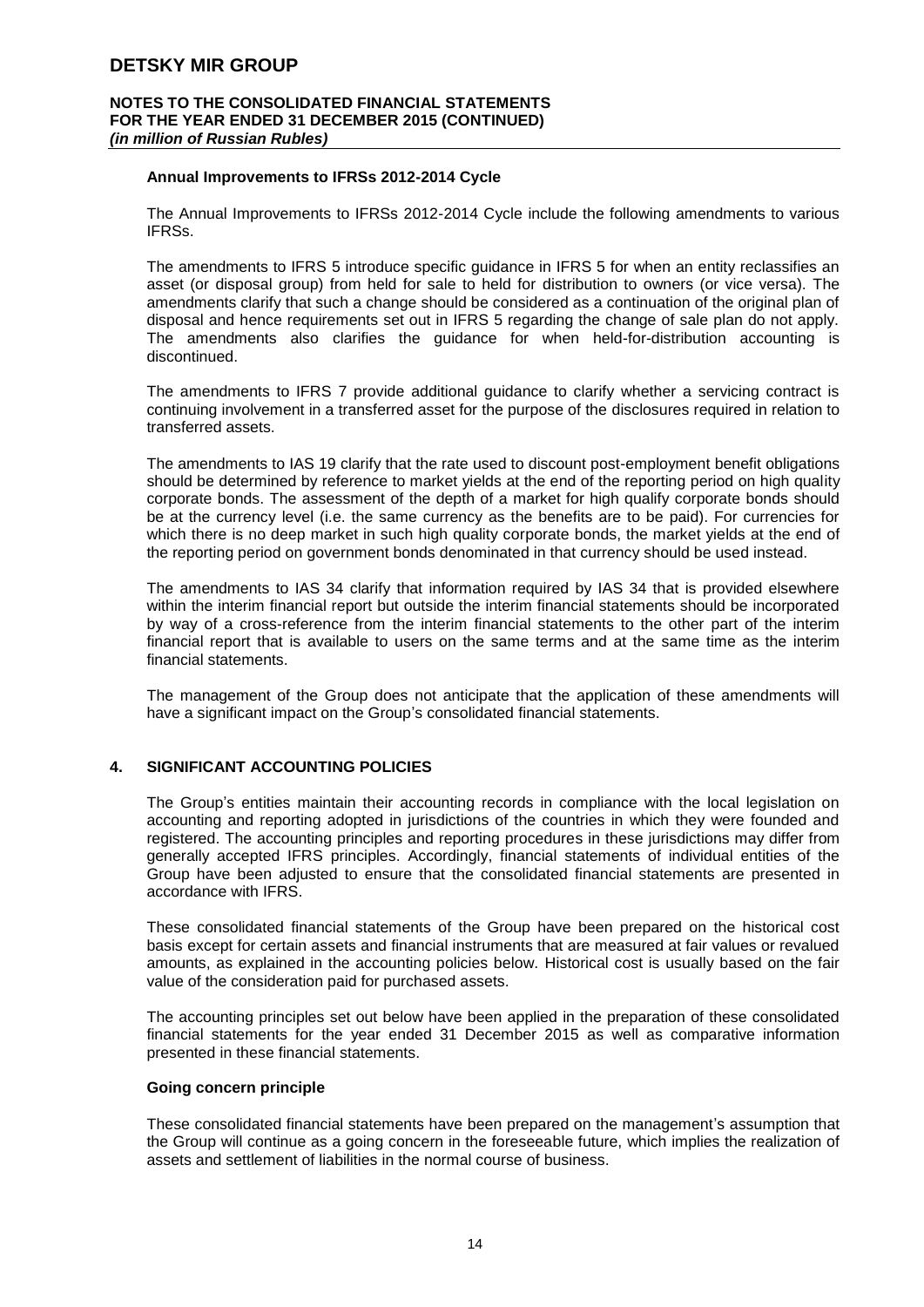### Annual Improvements to IFRSs 2012-2014 Cycle

The Annual Improvements to IFRSs 2012-2014 Cycle include the following amendments to various IFRSs.

The amendments to IFRS 5 introduce specific guidance in IFRS 5 for when an entity reclassifies an asset (or disposal group) from held for sale to held for distribution to owners (or vice versa). The amendments clarify that such a change should be considered as a continuation of the original plan of disposal and hence requirements set out in IFRS 5 regarding the change of sale plan do not apply. The amendments also clarifies the guidance for when held-for-distribution accounting is discontinued.

The amendments to IFRS 7 provide additional guidance to clarify whether a servicing contract is continuing involvement in a transferred asset for the purpose of the disclosures required in relation to transferred assets.

The amendments to IAS 19 clarify that the rate used to discount post-employment benefit obligations should be determined by reference to market yields at the end of the reporting period on high quality corporate bonds. The assessment of the depth of a market for high qualify corporate bonds should be at the currency level (i.e. the same currency as the benefits are to be paid). For currencies for which there is no deep market in such high quality corporate bonds, the market yields at the end of the reporting period on government bonds denominated in that currency should be used instead.

The amendments to IAS 34 clarify that information required by IAS 34 that is provided elsewhere within the interim financial report but outside the interim financial statements should be incorporated by way of a cross-reference from the interim financial statements to the other part of the interim financial report that is available to users on the same terms and at the same time as the interim financial statements.

The management of the Group does not anticipate that the application of these amendments will have a significant impact on the Group's consolidated financial statements.

## 4. SIGNIFICANT ACCOUNTING POLICIES

The Group's entities maintain their accounting records in compliance with the local legislation on accounting and reporting adopted in jurisdictions of the countries in which they were founded and registered. The accounting principles and reporting procedures in these jurisdictions may differ from generally accepted IFRS principles. Accordingly, financial statements of individual entities of the Group have been adjusted to ensure that the consolidated financial statements are presented in accordance with IFRS.

These consolidated financial statements of the Group have been prepared on the historical cost basis except for certain assets and financial instruments that are measured at fair values or revalued amounts, as explained in the accounting policies below. Historical cost is usually based on the fair value of the consideration paid for purchased assets.

The accounting principles set out below have been applied in the preparation of these consolidated financial statements for the year ended 31 December 2015 as well as comparative information presented in these financial statements.

### Going concern principle

These consolidated financial statements have been prepared on the management's assumption that the Group will continue as a going concern in the foreseeable future, which implies the realization of assets and settlement of liabilities in the normal course of business.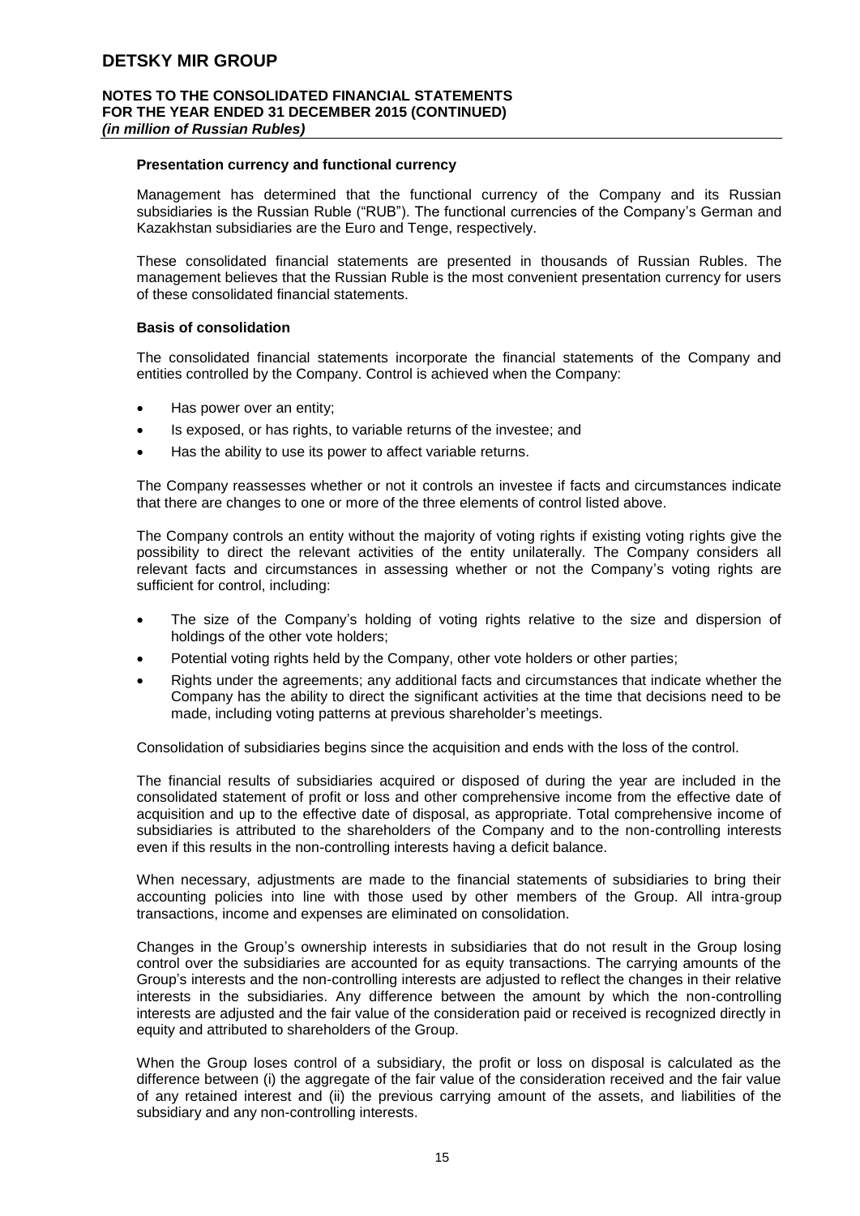### Presentation currency and functional currency

Management has determined that the functional currency of the Company and its Russian subsidiaries is the Russian Ruble ("RUB"). The functional currencies of the Company's German and Kazakhstan subsidiaries are the Euro and Tenge, respectively.

These consolidated financial statements are presented in thousands of Russian Rubles. The management believes that the Russian Ruble is the most convenient presentation currency for users of these consolidated financial statements.

### Basis of consolidation

The consolidated financial statements incorporate the financial statements of the Company and entities controlled by the Company. Control is achieved when the Company:

- Has power over an entity;
- Is exposed, or has rights, to variable returns of the investee; and
- Has the ability to use its power to affect variable returns.

The Company reassesses whether or not it controls an investee if facts and circumstances indicate that there are changes to one or more of the three elements of control listed above.

The Company controls an entity without the majority of voting rights if existing voting rights give the possibility to direct the relevant activities of the entity unilaterally. The Company considers all relevant facts and circumstances in assessing whether or not the Company's voting rights are sufficient for control, including:

- The size of the Company's holding of voting rights relative to the size and dispersion of holdings of the other vote holders;
- Potential voting rights held by the Company, other vote holders or other parties;
- Rights under the agreements; any additional facts and circumstances that indicate whether the Company has the ability to direct the significant activities at the time that decisions need to be made, including voting patterns at previous shareholder's meetings.

Consolidation of subsidiaries begins since the acquisition and ends with the loss of the control.

The financial results of subsidiaries acquired or disposed of during the year are included in the consolidated statement of profit or loss and other comprehensive income from the effective date of acquisition and up to the effective date of disposal, as appropriate. Total comprehensive income of subsidiaries is attributed to the shareholders of the Company and to the non-controlling interests even if this results in the non-controlling interests having a deficit balance.

When necessary, adjustments are made to the financial statements of subsidiaries to bring their accounting policies into line with those used by other members of the Group. All intra-group transactions, income and expenses are eliminated on consolidation.

Changes in the Group's ownership interests in subsidiaries that do not result in the Group losing control over the subsidiaries are accounted for as equity transactions. The carrying amounts of the Group's interests and the non-controlling interests are adjusted to reflect the changes in their relative interests in the subsidiaries. Any difference between the amount by which the non-controlling interests are adjusted and the fair value of the consideration paid or received is recognized directly in equity and attributed to shareholders of the Group.

When the Group loses control of a subsidiary, the profit or loss on disposal is calculated as the difference between (i) the aggregate of the fair value of the consideration received and the fair value of any retained interest and (ii) the previous carrying amount of the assets, and liabilities of the subsidiary and any non-controlling interests.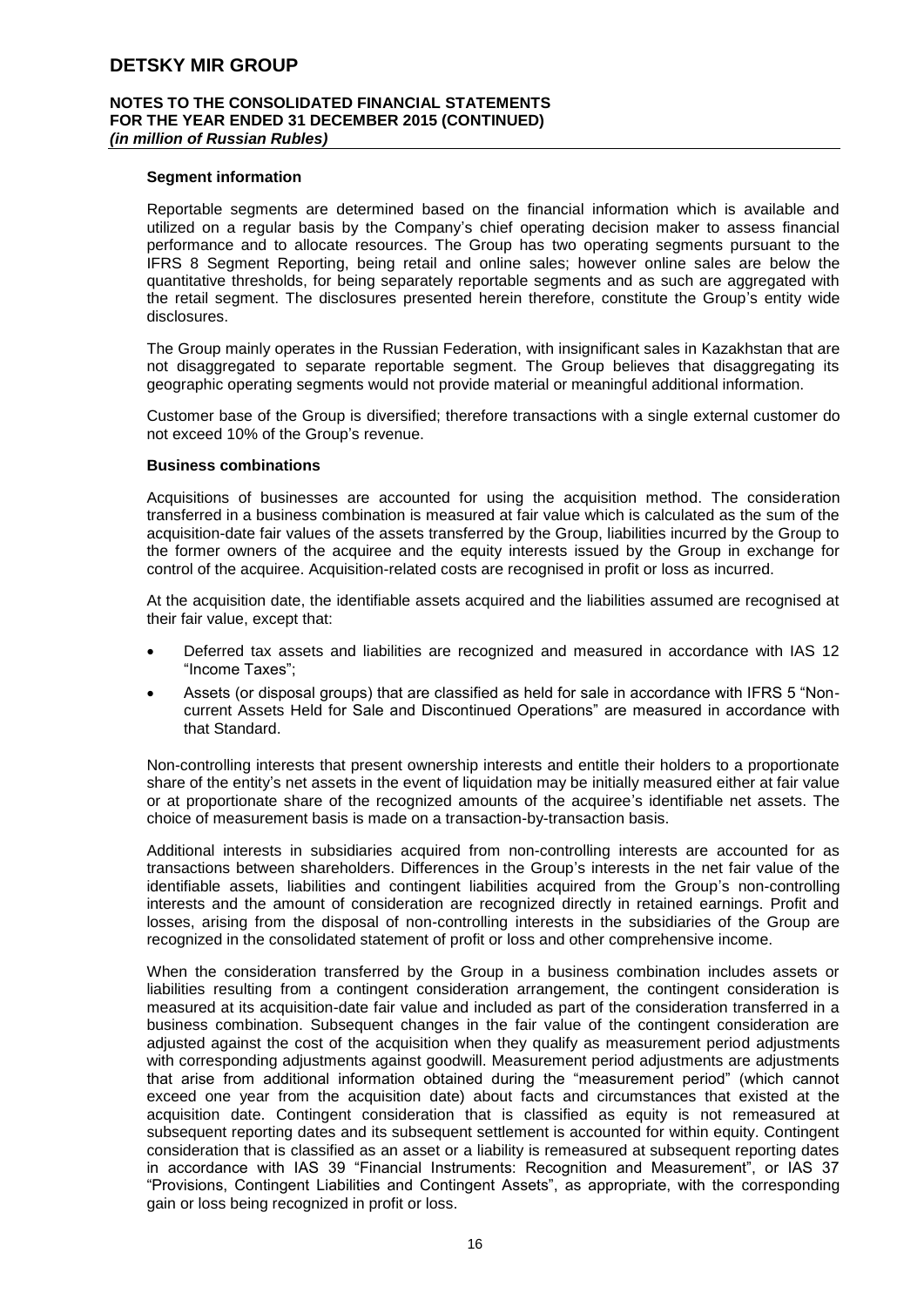### Segment information

Reportable segments are determined based on the financial information which is available and utilized on a regular basis by the Company's chief operating decision maker to assess financial performance and to allocate resources. The Group has two operating segments pursuant to the IFRS 8 Segment Reporting, being retail and online sales; however online sales are below the quantitative thresholds, for being separately reportable segments and as such are aggregated with the retail segment. The disclosures presented herein therefore, constitute the Group's entity wide disclosures.

The Group mainly operates in the Russian Federation, with insignificant sales in Kazakhstan that are not disaggregated to separate reportable segment. The Group believes that disaggregating its geographic operating segments would not provide material or meaningful additional information.

Customer base of the Group is diversified; therefore transactions with a single external customer do not exceed 10% of the Group's revenue.

### Business combinations

Acquisitions of businesses are accounted for using the acquisition method. The consideration transferred in a business combination is measured at fair value which is calculated as the sum of the acquisition-date fair values of the assets transferred by the Group, liabilities incurred by the Group to the former owners of the acquiree and the equity interests issued by the Group in exchange for control of the acquiree. Acquisition-related costs are recognised in profit or loss as incurred.

At the acquisition date, the identifiable assets acquired and the liabilities assumed are recognised at their fair value, except that:

- Deferred tax assets and liabilities are recognized and measured in accordance with IAS 12 "Income Taxes";
- Assets (or disposal groups) that are classified as held for sale in accordance with IFRS 5 "Non-current Assets Held for Sale and Discontinued Operations" are measured in accordance with that Standard.

Non-controlling interests that present ownership interests and entitle their holders to a proportionate share of the entity's net assets in the event of liquidation may be initially measured either at fair value or at proportionate share of the recognized amounts of the acquiree's identifiable net assets. The choice of measurement basis is made on a transaction-by-transaction basis.

Additional interests in subsidiaries acquired from non-controlling interests are accounted for as transactions between shareholders. Differences in the Group's interests in the net fair value of the identifiable assets, liabilities and contingent liabilities acquired from the Group's non-controlling interests and the amount of consideration are recognized directly in retained earnings. Profit and losses, arising from the disposal of non-controlling interests in the subsidiaries of the Group are recognized in the consolidated statement of profit or loss and other comprehensive income.

When the consideration transferred by the Group in a business combination includes assets or liabilities resulting from a contingent consideration arrangement, the contingent consideration is measured at its acquisition-date fair value and included as part of the consideration transferred in a business combination. Subsequent changes in the fair value of the contingent consideration are adjusted against the cost of the acquisition when they qualify as measurement period adjustments with corresponding adjustments against goodwill. Measurement period adjustments are adjustments that arise from additional information obtained during the "measurement period" (which cannot exceed one year from the acquisition date) about facts and circumstances that existed at the acquisition date. Contingent consideration that is classified as equity is not remeasured at subsequent reporting dates and its subsequent settlement is accounted for within equity. Contingent consideration that is classified as an asset or a liability is remeasured at subsequent reporting dates in accordance with IAS 39 "Financial Instruments: Recognition and Measurement", or IAS 37 "Provisions, Contingent Liabilities and Contingent Assets", as appropriate, with the corresponding gain or loss being recognized in profit or loss.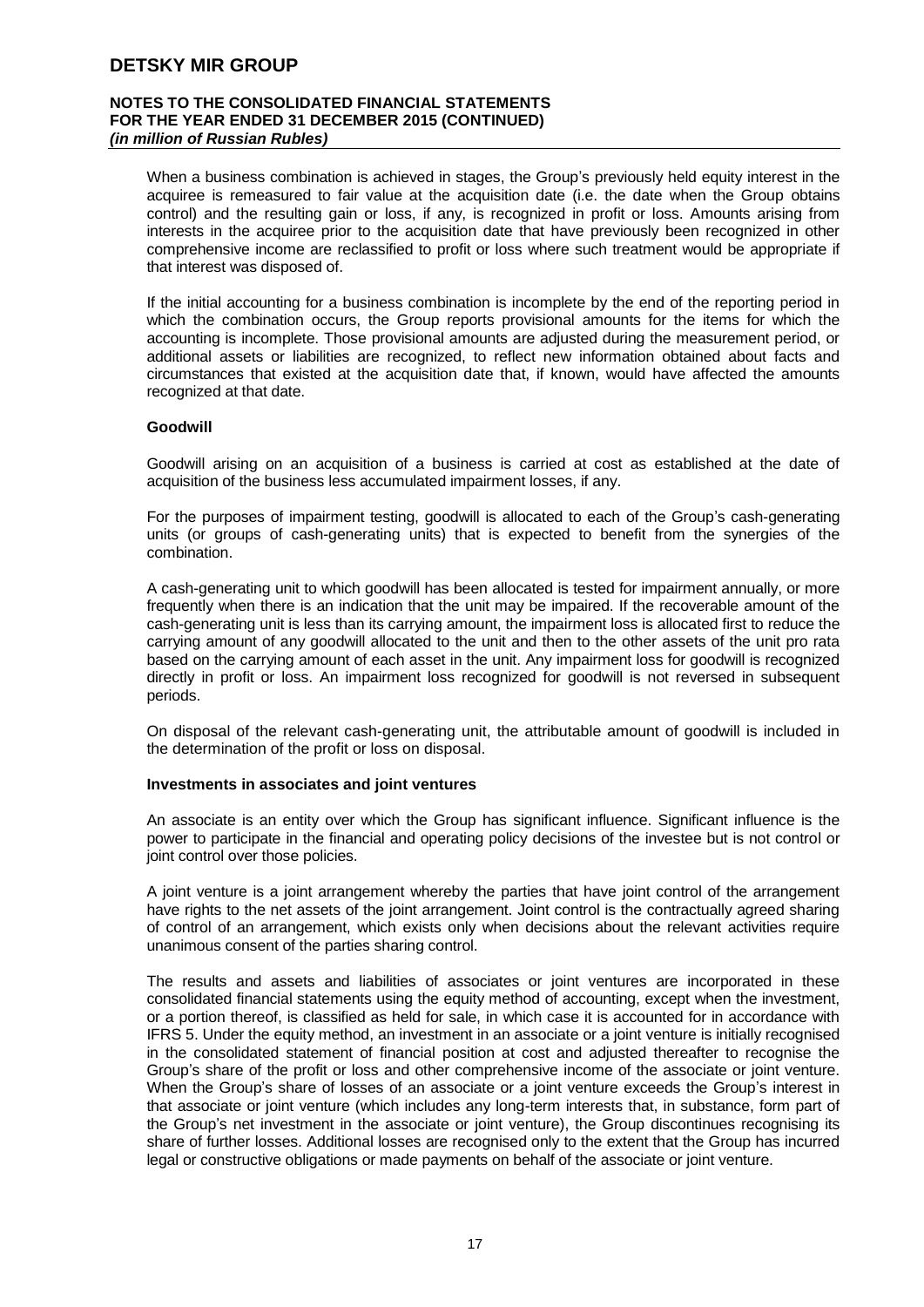When a business combination is achieved in stages, the Group's previously held equity interest in the acquiree is remeasured to fair value at the acquisition date (i.e. the date when the Group obtains control) and the resulting gain or loss, if any, is recognized in profit or loss. Amounts arising from interests in the acquiree prior to the acquisition date that have previously been recognized in other comprehensive income are reclassified to profit or loss where such treatment would be appropriate if that interest was disposed of.

If the initial accounting for a business combination is incomplete by the end of the reporting period in which the combination occurs, the Group reports provisional amounts for the items for which the accounting is incomplete. Those provisional amounts are adjusted during the measurement period, or additional assets or liabilities are recognized, to reflect new information obtained about facts and circumstances that existed at the acquisition date that, if known, would have affected the amounts recognized at that date.

**Goodwill**

Goodwill arising on an acquisition of a business is carried at cost as established at the date of acquisition of the business less accumulated impairment losses, if any.

For the purposes of impairment testing, goodwill is allocated to each of the Group's cash-generating units (or groups of cash-generating units) that is expected to benefit from the synergies of the combination.

A cash-generating unit to which goodwill has been allocated is tested for impairment annually, or more frequently when there is an indication that the unit may be impaired. If the recoverable amount of the cash-generating unit is less than its carrying amount, the impairment loss is allocated first to reduce the carrying amount of any goodwill allocated to the unit and then to the other assets of the unit pro rata based on the carrying amount of each asset in the unit. Any impairment loss for goodwill is recognized directly in profit or loss. An impairment loss recognized for goodwill is not reversed in subsequent periods.

On disposal of the relevant cash-generating unit, the attributable amount of goodwill is included in the determination of the profit or loss on disposal.

**Investments in associates and joint ventures**

An associate is an entity over which the Group has significant influence. Significant influence is the power to participate in the financial and operating policy decisions of the investee but is not control or joint control over those policies.

A joint venture is a joint arrangement whereby the parties that have joint control of the arrangement have rights to the net assets of the joint arrangement. Joint control is the contractually agreed sharing of control of an arrangement, which exists only when decisions about the relevant activities require unanimous consent of the parties sharing control.

The results and assets and liabilities of associates or joint ventures are incorporated in these consolidated financial statements using the equity method of accounting, except when the investment, or a portion thereof, is classified as held for sale, in which case it is accounted for in accordance with IFRS 5. Under the equity method, an investment in an associate or a joint venture is initially recognised in the consolidated statement of financial position at cost and adjusted thereafter to recognise the Group's share of the profit or loss and other comprehensive income of the associate or joint venture. When the Group's share of losses of an associate or a joint venture exceeds the Group's interest in that associate or joint venture (which includes any long-term interests that, in substance, form part of the Group's net investment in the associate or joint venture), the Group discontinues recognising its share of further losses. Additional losses are recognised only to the extent that the Group has incurred legal or constructive obligations or made payments on behalf of the associate or joint venture.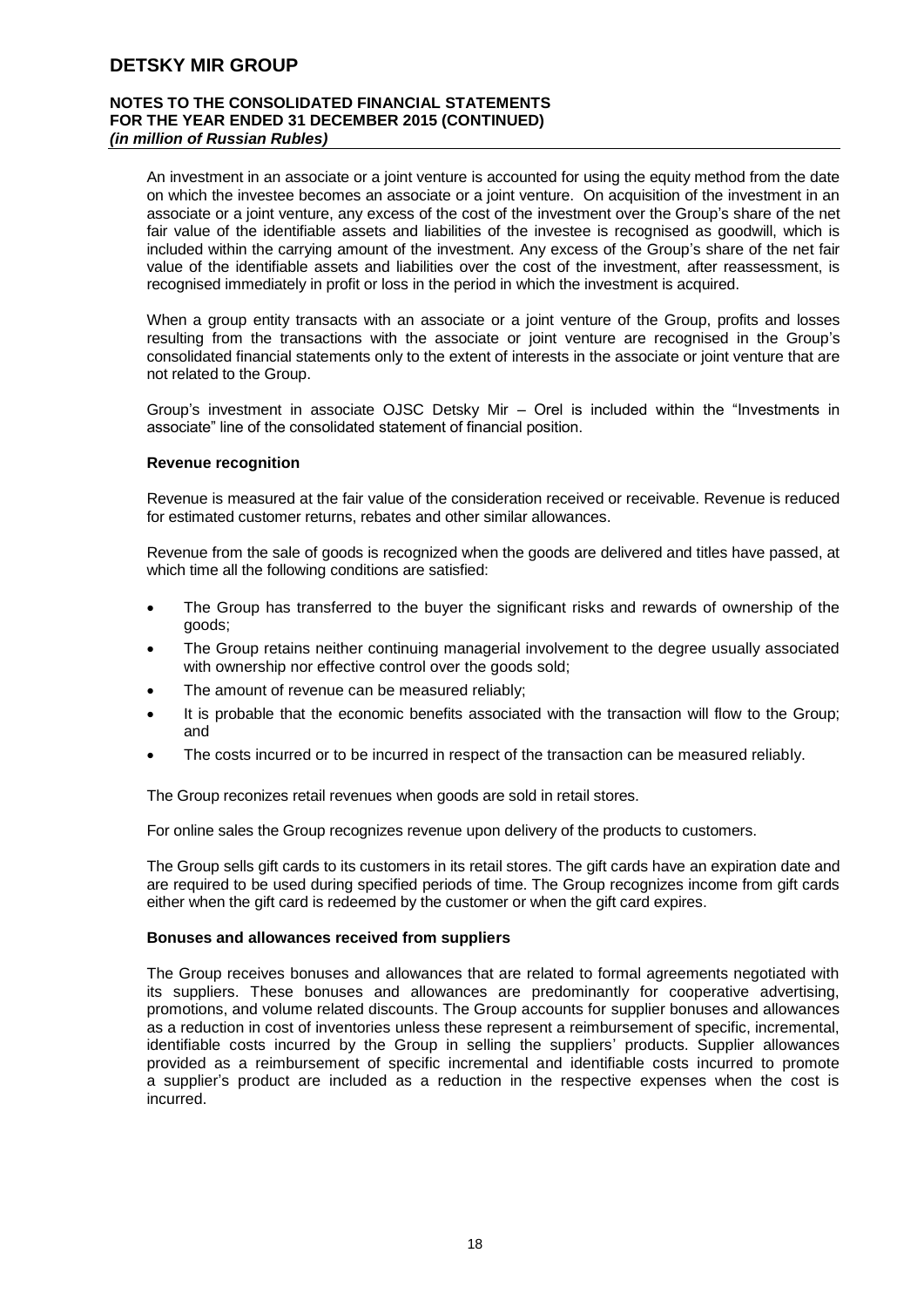An investment in an associate or a joint venture is accounted for using the equity method from the date on which the investee becomes an associate or a joint venture. On acquisition of the investment in an associate or a joint venture, any excess of the cost of the investment over the Group's share of the net fair value of the identifiable assets and liabilities of the investee is recognised as goodwill, which is included within the carrying amount of the investment. Any excess of the Group's share of the net fair value of the identifiable assets and liabilities over the cost of the investment, after reassessment, is recognised immediately in profit or loss in the period in which the investment is acquired.

When a group entity transacts with an associate or a joint venture of the Group, profits and losses resulting from the transactions with the associate or joint venture are recognised in the Group's consolidated financial statements only to the extent of interests in the associate or joint venture that are not related to the Group.

Group's investment in associate OJSC Detsky Mir – Orel is included within the "Investments in associate" line of the consolidated statement of financial position.

**Revenue recognition**

Revenue is measured at the fair value of the consideration received or receivable. Revenue is reduced for estimated customer returns, rebates and other similar allowances.

Revenue from the sale of goods is recognized when the goods are delivered and titles have passed, at which time all the following conditions are satisfied:

- The Group has transferred to the buyer the significant risks and rewards of ownership of the goods;
- The Group retains neither continuing managerial involvement to the degree usually associated with ownership nor effective control over the goods sold;
- The amount of revenue can be measured reliably;
- It is probable that the economic benefits associated with the transaction will flow to the Group; and
- The costs incurred or to be incurred in respect of the transaction can be measured reliably.

The Group reconizes retail revenues when goods are sold in retail stores.

For online sales the Group recognizes revenue upon delivery of the products to customers.

The Group sells gift cards to its customers in its retail stores. The gift cards have an expiration date and are required to be used during specified periods of time. The Group recognizes income from gift cards either when the gift card is redeemed by the customer or when the gift card expires.

**Bonuses and allowances received from suppliers**

The Group receives bonuses and allowances that are related to formal agreements negotiated with its suppliers. These bonuses and allowances are predominantly for cooperative advertising, promotions, and volume related discounts. The Group accounts for supplier bonuses and allowances as a reduction in cost of inventories unless these represent a reimbursement of specific, incremental, identifiable costs incurred by the Group in selling the suppliers' products. Supplier allowances provided as a reimbursement of specific incremental and identifiable costs incurred to promote a supplier's product are included as a reduction in the respective expenses when the cost is incurred.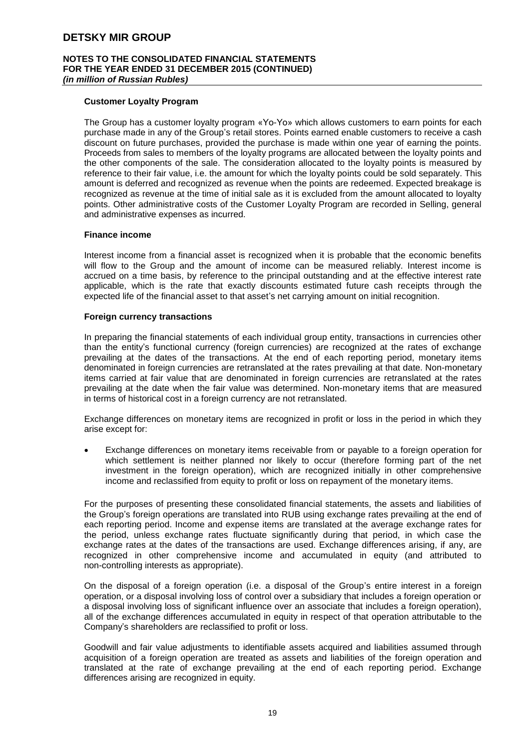### Customer Loyalty Program

The Group has a customer loyalty program «Yo-Yo» which allows customers to earn points for each purchase made in any of the Group's retail stores. Points earned enable customers to receive a cash discount on future purchases, provided the purchase is made within one year of earning the points. Proceeds from sales to members of the loyalty programs are allocated between the loyalty points and the other components of the sale. The consideration allocated to the loyalty points is measured by reference to their fair value, i.e. the amount for which the loyalty points could be sold separately. This amount is deferred and recognized as revenue when the points are redeemed. Expected breakage is recognized as revenue at the time of initial sale as it is excluded from the amount allocated to loyalty points. Other administrative costs of the Customer Loyalty Program are recorded in Selling, general and administrative expenses as incurred.

### Finance income

Interest income from a financial asset is recognized when it is probable that the economic benefits will flow to the Group and the amount of income can be measured reliably. Interest income is accrued on a time basis, by reference to the principal outstanding and at the effective interest rate applicable, which is the rate that exactly discounts estimated future cash receipts through the expected life of the financial asset to that asset's net carrying amount on initial recognition.

### Foreign currency transactions

In preparing the financial statements of each individual group entity, transactions in currencies other than the entity's functional currency (foreign currencies) are recognized at the rates of exchange prevailing at the dates of the transactions. At the end of each reporting period, monetary items denominated in foreign currencies are retranslated at the rates prevailing at that date. Non-monetary items carried at fair value that are denominated in foreign currencies are retranslated at the rates prevailing at the date when the fair value was determined. Non-monetary items that are measured in terms of historical cost in a foreign currency are not retranslated.

Exchange differences on monetary items are recognized in profit or loss in the period in which they arise except for:

- Exchange differences on monetary items receivable from or payable to a foreign operation for which settlement is neither planned nor likely to occur (therefore forming part of the net investment in the foreign operation), which are recognized initially in other comprehensive income and reclassified from equity to profit or loss on repayment of the monetary items.

For the purposes of presenting these consolidated financial statements, the assets and liabilities of the Group's foreign operations are translated into RUB using exchange rates prevailing at the end of each reporting period. Income and expense items are translated at the average exchange rates for the period, unless exchange rates fluctuate significantly during that period, in which case the exchange rates at the dates of the transactions are used. Exchange differences arising, if any, are recognized in other comprehensive income and accumulated in equity (and attributed to non-controlling interests as appropriate).

On the disposal of a foreign operation (i.e. a disposal of the Group's entire interest in a foreign operation, or a disposal involving loss of control over a subsidiary that includes a foreign operation or a disposal involving loss of significant influence over an associate that includes a foreign operation), all of the exchange differences accumulated in equity in respect of that operation attributable to the Company's shareholders are reclassified to profit or loss.

Goodwill and fair value adjustments to identifiable assets acquired and liabilities assumed through acquisition of a foreign operation are treated as assets and liabilities of the foreign operation and translated at the rate of exchange prevailing at the end of each reporting period. Exchange differences arising are recognized in equity.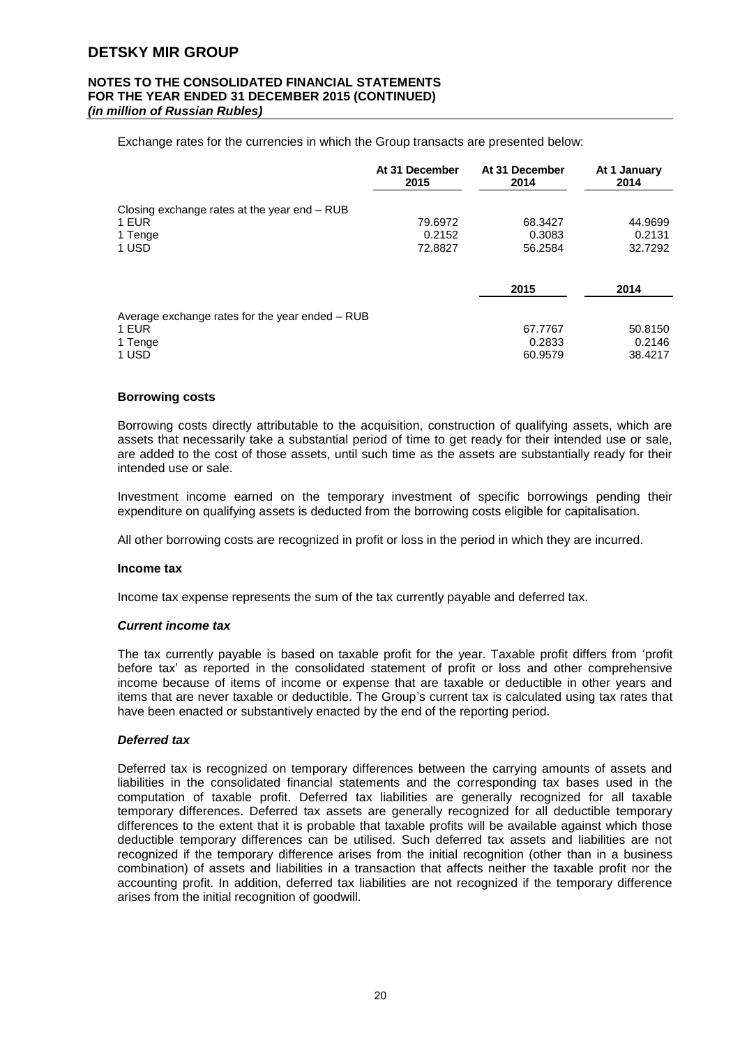Exchange rates for the currencies in which the Group transacts are presented below:

| | At 31 December 2015 | At 31 December 2014 | At 1 January 2014 |
|---|---|---|---|
| Closing exchange rates at the year end – RUB | | | |
| 1 EUR | 79.6972 | 68.3427 | 44.9699 |
| 1 Tenge | 0.2152 | 0.3083 | 0.2131 |
| 1 USD | 72.8827 | 56.2584 | 32.7292 |

| | 2015 | 2014 |
|---|---|---|
| Average exchange rates for the year ended – RUB | | |
| 1 EUR | 67.7767 | 50.8150 |
| 1 Tenge | 0.2833 | 0.2146 |
| 1 USD | 60.9579 | 38.4217 |

### Borrowing costs

Borrowing costs directly attributable to the acquisition, construction of qualifying assets, which are assets that necessarily take a substantial period of time to get ready for their intended use or sale, are added to the cost of those assets, until such time as the assets are substantially ready for their intended use or sale.

Investment income earned on the temporary investment of specific borrowings pending their expenditure on qualifying assets is deducted from the borrowing costs eligible for capitalisation.

All other borrowing costs are recognized in profit or loss in the period in which they are incurred.

### Income tax

Income tax expense represents the sum of the tax currently payable and deferred tax.

#### *Current income tax*

The tax currently payable is based on taxable profit for the year. Taxable profit differs from 'profit before tax' as reported in the consolidated statement of profit or loss and other comprehensive income because of items of income or expense that are taxable or deductible in other years and items that are never taxable or deductible. The Group's current tax is calculated using tax rates that have been enacted or substantively enacted by the end of the reporting period.

#### *Deferred tax*

Deferred tax is recognized on temporary differences between the carrying amounts of assets and liabilities in the consolidated financial statements and the corresponding tax bases used in the computation of taxable profit. Deferred tax liabilities are generally recognized for all taxable temporary differences. Deferred tax assets are generally recognized for all deductible temporary differences to the extent that it is probable that taxable profits will be available against which those deductible temporary differences can be utilised. Such deferred tax assets and liabilities are not recognized if the temporary difference arises from the initial recognition (other than in a business combination) of assets and liabilities in a transaction that affects neither the taxable profit nor the accounting profit. In addition, deferred tax liabilities are not recognized if the temporary difference arises from the initial recognition of goodwill.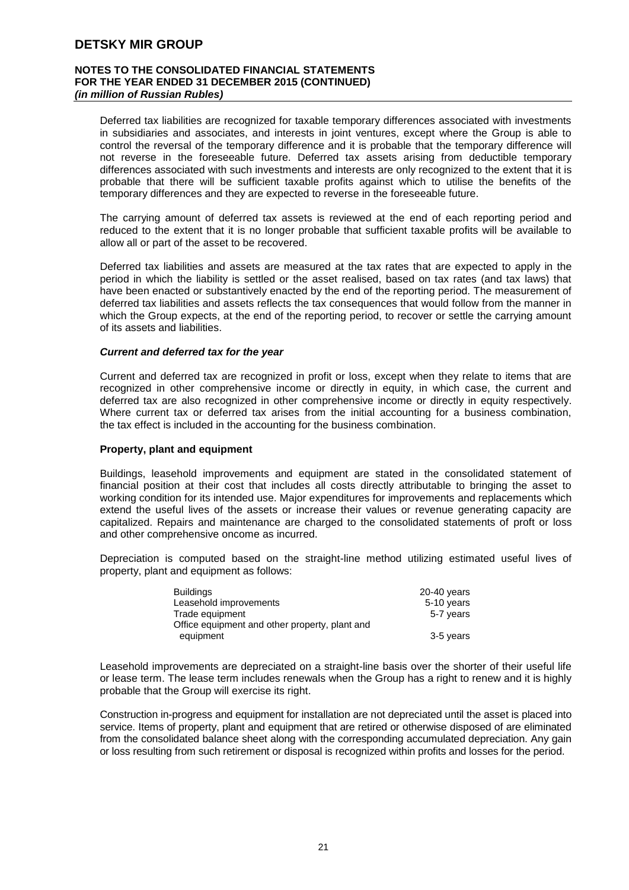Deferred tax liabilities are recognized for taxable temporary differences associated with investments in subsidiaries and associates, and interests in joint ventures, except where the Group is able to control the reversal of the temporary difference and it is probable that the temporary difference will not reverse in the foreseeable future. Deferred tax assets arising from deductible temporary differences associated with such investments and interests are only recognized to the extent that it is probable that there will be sufficient taxable profits against which to utilise the benefits of the temporary differences and they are expected to reverse in the foreseeable future.

The carrying amount of deferred tax assets is reviewed at the end of each reporting period and reduced to the extent that it is no longer probable that sufficient taxable profits will be available to allow all or part of the asset to be recovered.

Deferred tax liabilities and assets are measured at the tax rates that are expected to apply in the period in which the liability is settled or the asset realised, based on tax rates (and tax laws) that have been enacted or substantively enacted by the end of the reporting period. The measurement of deferred tax liabilities and assets reflects the tax consequences that would follow from the manner in which the Group expects, at the end of the reporting period, to recover or settle the carrying amount of its assets and liabilities.

***Current and deferred tax for the year***

Current and deferred tax are recognized in profit or loss, except when they relate to items that are recognized in other comprehensive income or directly in equity, in which case, the current and deferred tax are also recognized in other comprehensive income or directly in equity respectively. Where current tax or deferred tax arises from the initial accounting for a business combination, the tax effect is included in the accounting for the business combination.

**Property, plant and equipment**

Buildings, leasehold improvements and equipment are stated in the consolidated statement of financial position at their cost that includes all costs directly attributable to bringing the asset to working condition for its intended use. Major expenditures for improvements and replacements which extend the useful lives of the assets or increase their values or revenue generating capacity are capitalized. Repairs and maintenance are charged to the consolidated statements of proft or loss and other comprehensive oncome as incurred.

Depreciation is computed based on the straight-line method utilizing estimated useful lives of property, plant and equipment as follows:

| | |
|---|---|
| Buildings | 20-40 years |
| Leasehold improvements | 5-10 years |
| Trade equipment | 5-7 years |
| Office equipment and other property, plant and equipment | 3-5 years |

Leasehold improvements are depreciated on a straight-line basis over the shorter of their useful life or lease term. The lease term includes renewals when the Group has a right to renew and it is highly probable that the Group will exercise its right.

Construction in-progress and equipment for installation are not depreciated until the asset is placed into service. Items of property, plant and equipment that are retired or otherwise disposed of are eliminated from the consolidated balance sheet along with the corresponding accumulated depreciation. Any gain or loss resulting from such retirement or disposal is recognized within profits and losses for the period.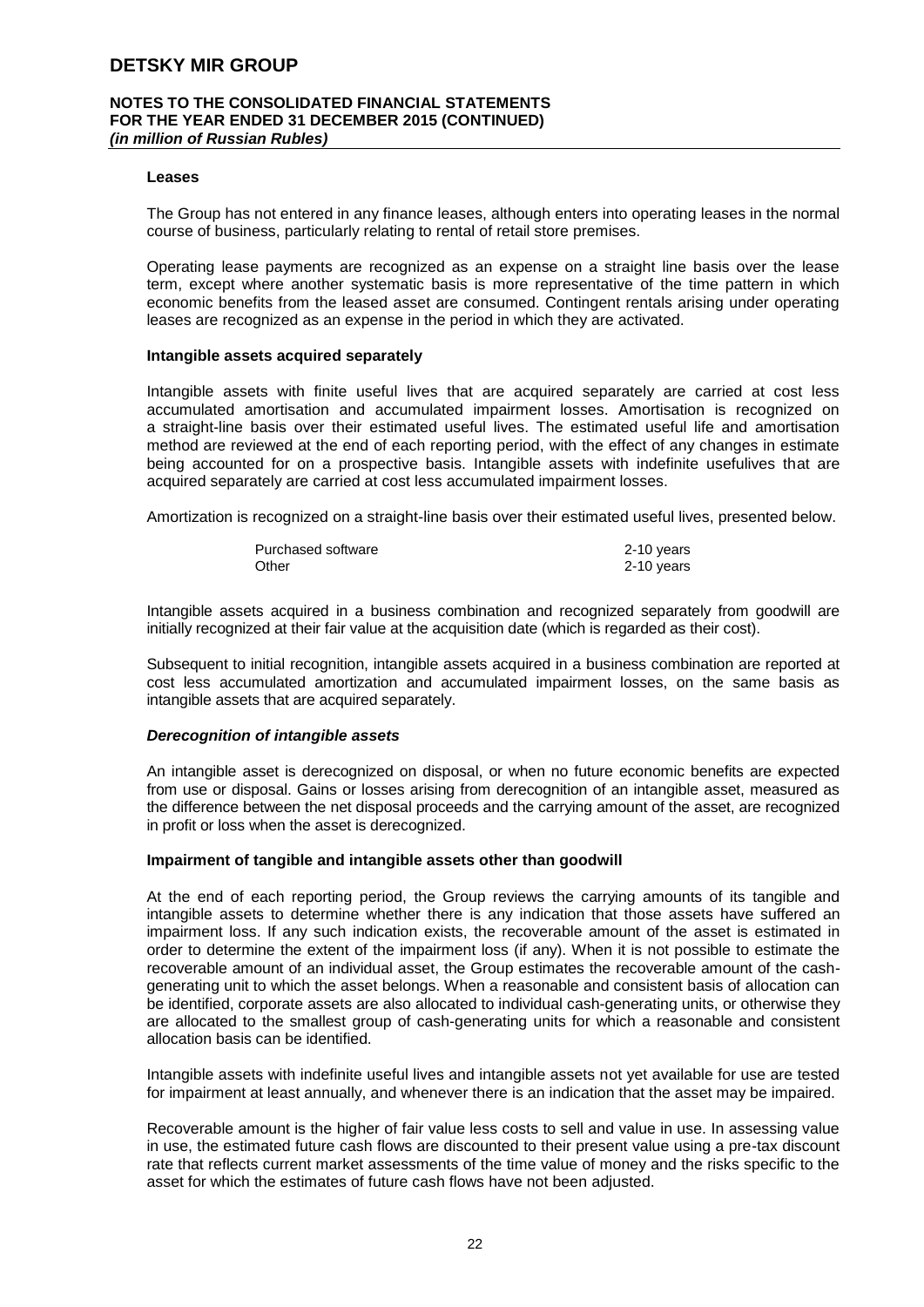#### Leases

The Group has not entered in any finance leases, although enters into operating leases in the normal course of business, particularly relating to rental of retail store premises.

Operating lease payments are recognized as an expense on a straight line basis over the lease term, except where another systematic basis is more representative of the time pattern in which economic benefits from the leased asset are consumed. Contingent rentals arising under operating leases are recognized as an expense in the period in which they are activated.

#### Intangible assets acquired separately

Intangible assets with finite useful lives that are acquired separately are carried at cost less accumulated amortisation and accumulated impairment losses. Amortisation is recognized on a straight-line basis over their estimated useful lives. The estimated useful life and amortisation method are reviewed at the end of each reporting period, with the effect of any changes in estimate being accounted for on a prospective basis. Intangible assets with indefinite usefulives that are acquired separately are carried at cost less accumulated impairment losses.

Amortization is recognized on a straight-line basis over their estimated useful lives, presented below.

| | |
|---|---|
| Purchased software | 2-10 years |
| Other | 2-10 years |

Intangible assets acquired in a business combination and recognized separately from goodwill are initially recognized at their fair value at the acquisition date (which is regarded as their cost).

Subsequent to initial recognition, intangible assets acquired in a business combination are reported at cost less accumulated amortization and accumulated impairment losses, on the same basis as intangible assets that are acquired separately.

#### *Derecognition of intangible assets*

An intangible asset is derecognized on disposal, or when no future economic benefits are expected from use or disposal. Gains or losses arising from derecognition of an intangible asset, measured as the difference between the net disposal proceeds and the carrying amount of the asset, are recognized in profit or loss when the asset is derecognized.

#### Impairment of tangible and intangible assets other than goodwill

At the end of each reporting period, the Group reviews the carrying amounts of its tangible and intangible assets to determine whether there is any indication that those assets have suffered an impairment loss. If any such indication exists, the recoverable amount of the asset is estimated in order to determine the extent of the impairment loss (if any). When it is not possible to estimate the recoverable amount of an individual asset, the Group estimates the recoverable amount of the cash-generating unit to which the asset belongs. When a reasonable and consistent basis of allocation can be identified, corporate assets are also allocated to individual cash-generating units, or otherwise they are allocated to the smallest group of cash-generating units for which a reasonable and consistent allocation basis can be identified.

Intangible assets with indefinite useful lives and intangible assets not yet available for use are tested for impairment at least annually, and whenever there is an indication that the asset may be impaired.

Recoverable amount is the higher of fair value less costs to sell and value in use. In assessing value in use, the estimated future cash flows are discounted to their present value using a pre-tax discount rate that reflects current market assessments of the time value of money and the risks specific to the asset for which the estimates of future cash flows have not been adjusted.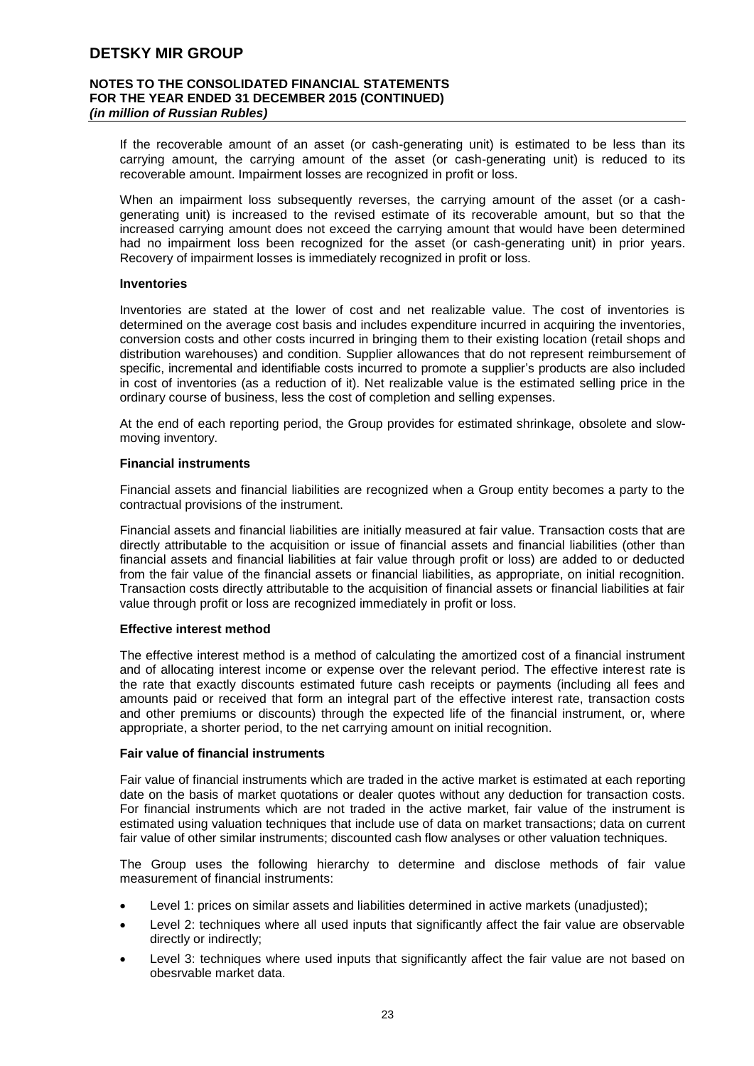If the recoverable amount of an asset (or cash-generating unit) is estimated to be less than its carrying amount, the carrying amount of the asset (or cash-generating unit) is reduced to its recoverable amount. Impairment losses are recognized in profit or loss.

When an impairment loss subsequently reverses, the carrying amount of the asset (or a cash-generating unit) is increased to the revised estimate of its recoverable amount, but so that the increased carrying amount does not exceed the carrying amount that would have been determined had no impairment loss been recognized for the asset (or cash-generating unit) in prior years. Recovery of impairment losses is immediately recognized in profit or loss.

**Inventories**

Inventories are stated at the lower of cost and net realizable value. The cost of inventories is determined on the average cost basis and includes expenditure incurred in acquiring the inventories, conversion costs and other costs incurred in bringing them to their existing location (retail shops and distribution warehouses) and condition. Supplier allowances that do not represent reimbursement of specific, incremental and identifiable costs incurred to promote a supplier's products are also included in cost of inventories (as a reduction of it). Net realizable value is the estimated selling price in the ordinary course of business, less the cost of completion and selling expenses.

At the end of each reporting period, the Group provides for estimated shrinkage, obsolete and slow-moving inventory.

**Financial instruments**

Financial assets and financial liabilities are recognized when a Group entity becomes a party to the contractual provisions of the instrument.

Financial assets and financial liabilities are initially measured at fair value. Transaction costs that are directly attributable to the acquisition or issue of financial assets and financial liabilities (other than financial assets and financial liabilities at fair value through profit or loss) are added to or deducted from the fair value of the financial assets or financial liabilities, as appropriate, on initial recognition. Transaction costs directly attributable to the acquisition of financial assets or financial liabilities at fair value through profit or loss are recognized immediately in profit or loss.

**Effective interest method**

The effective interest method is a method of calculating the amortized cost of a financial instrument and of allocating interest income or expense over the relevant period. The effective interest rate is the rate that exactly discounts estimated future cash receipts or payments (including all fees and amounts paid or received that form an integral part of the effective interest rate, transaction costs and other premiums or discounts) through the expected life of the financial instrument, or, where appropriate, a shorter period, to the net carrying amount on initial recognition.

**Fair value of financial instruments**

Fair value of financial instruments which are traded in the active market is estimated at each reporting date on the basis of market quotations or dealer quotes without any deduction for transaction costs. For financial instruments which are not traded in the active market, fair value of the instrument is estimated using valuation techniques that include use of data on market transactions; data on current fair value of other similar instruments; discounted cash flow analyses or other valuation techniques.

The Group uses the following hierarchy to determine and disclose methods of fair value measurement of financial instruments:

- Level 1: prices on similar assets and liabilities determined in active markets (unadjusted);
- Level 2: techniques where all used inputs that significantly affect the fair value are observable directly or indirectly;
- Level 3: techniques where used inputs that significantly affect the fair value are not based on obesrvable market data.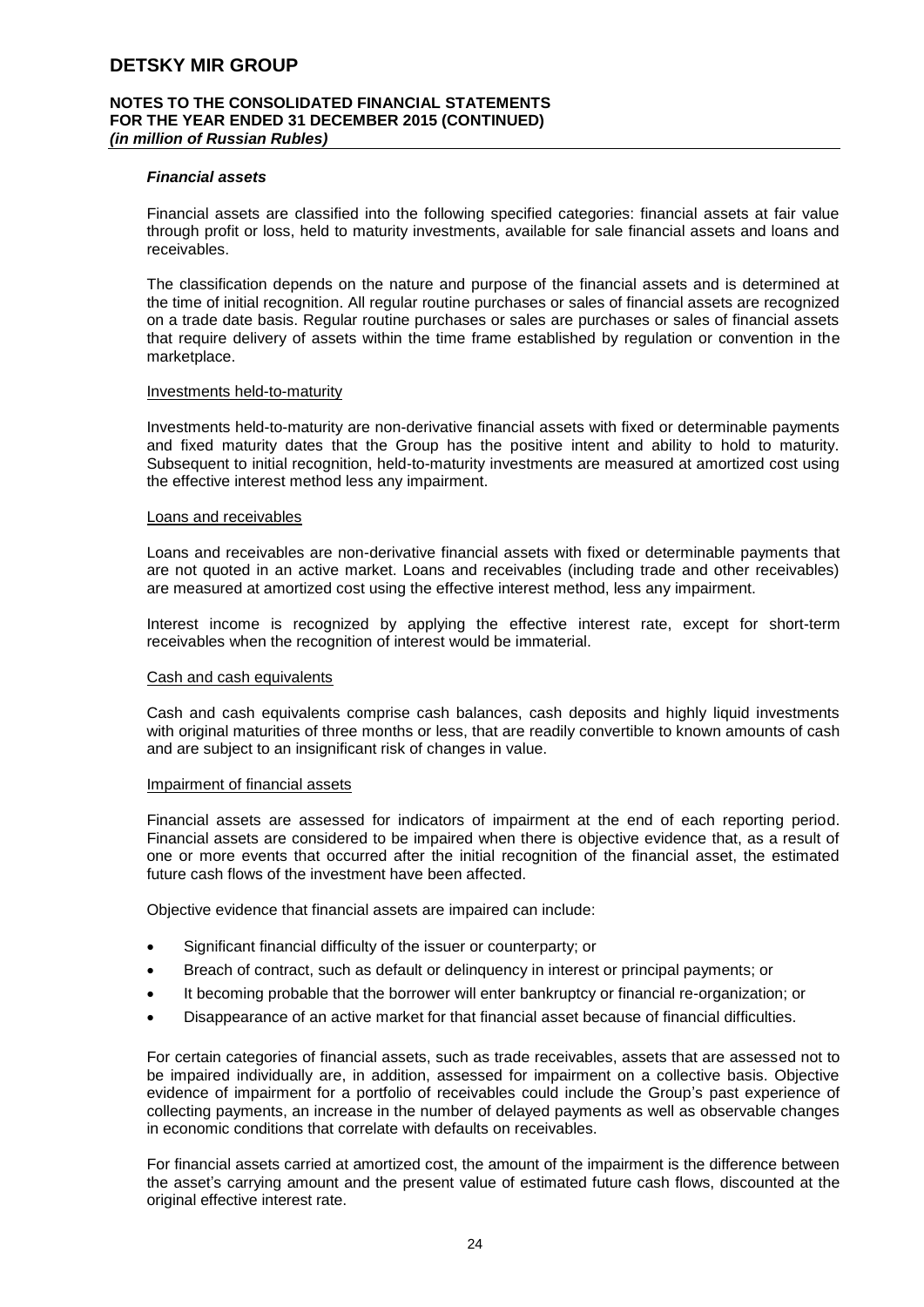### *Financial assets*

Financial assets are classified into the following specified categories: financial assets at fair value through profit or loss, held to maturity investments, available for sale financial assets and loans and receivables.

The classification depends on the nature and purpose of the financial assets and is determined at the time of initial recognition. All regular routine purchases or sales of financial assets are recognized on a trade date basis. Regular routine purchases or sales are purchases or sales of financial assets that require delivery of assets within the time frame established by regulation or convention in the marketplace.

#### Investments held-to-maturity

Investments held-to-maturity are non-derivative financial assets with fixed or determinable payments and fixed maturity dates that the Group has the positive intent and ability to hold to maturity. Subsequent to initial recognition, held-to-maturity investments are measured at amortized cost using the effective interest method less any impairment.

#### Loans and receivables

Loans and receivables are non-derivative financial assets with fixed or determinable payments that are not quoted in an active market. Loans and receivables (including trade and other receivables) are measured at amortized cost using the effective interest method, less any impairment.

Interest income is recognized by applying the effective interest rate, except for short-term receivables when the recognition of interest would be immaterial.

#### Cash and cash equivalents

Cash and cash equivalents comprise cash balances, cash deposits and highly liquid investments with original maturities of three months or less, that are readily convertible to known amounts of cash and are subject to an insignificant risk of changes in value.

#### Impairment of financial assets

Financial assets are assessed for indicators of impairment at the end of each reporting period. Financial assets are considered to be impaired when there is objective evidence that, as a result of one or more events that occurred after the initial recognition of the financial asset, the estimated future cash flows of the investment have been affected.

Objective evidence that financial assets are impaired can include:

- Significant financial difficulty of the issuer or counterparty; or
- Breach of contract, such as default or delinquency in interest or principal payments; or
- It becoming probable that the borrower will enter bankruptcy or financial re-organization; or
- Disappearance of an active market for that financial asset because of financial difficulties.

For certain categories of financial assets, such as trade receivables, assets that are assessed not to be impaired individually are, in addition, assessed for impairment on a collective basis. Objective evidence of impairment for a portfolio of receivables could include the Group's past experience of collecting payments, an increase in the number of delayed payments as well as observable changes in economic conditions that correlate with defaults on receivables.

For financial assets carried at amortized cost, the amount of the impairment is the difference between the asset's carrying amount and the present value of estimated future cash flows, discounted at the original effective interest rate.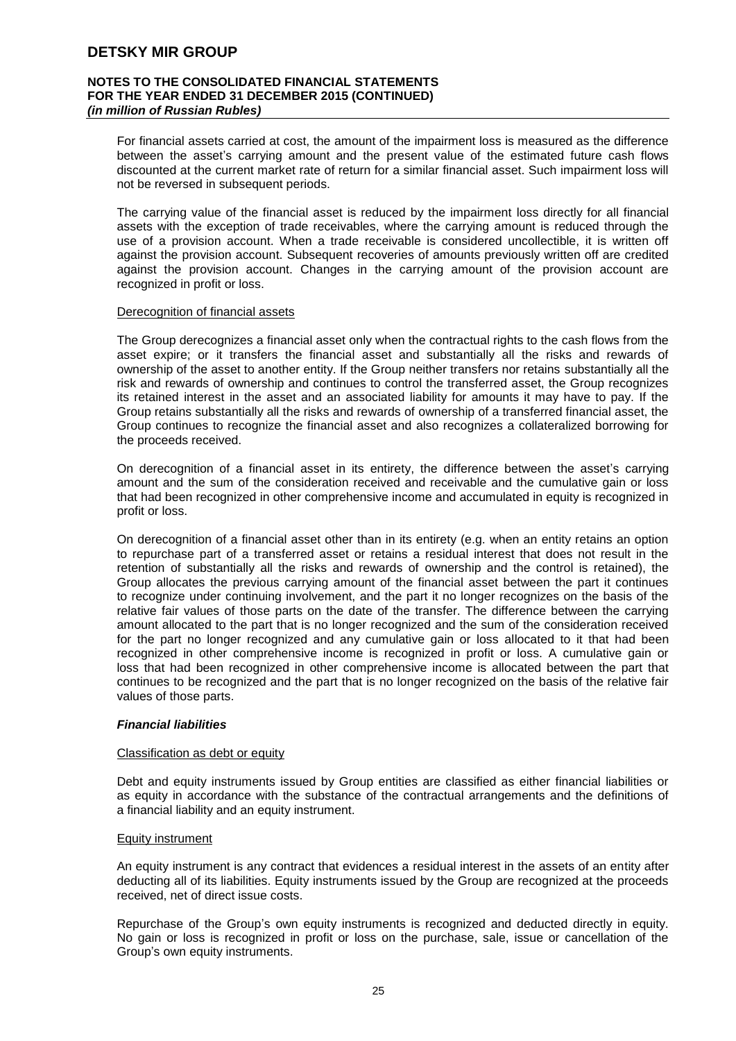For financial assets carried at cost, the amount of the impairment loss is measured as the difference between the asset's carrying amount and the present value of the estimated future cash flows discounted at the current market rate of return for a similar financial asset. Such impairment loss will not be reversed in subsequent periods.

The carrying value of the financial asset is reduced by the impairment loss directly for all financial assets with the exception of trade receivables, where the carrying amount is reduced through the use of a provision account. When a trade receivable is considered uncollectible, it is written off against the provision account. Subsequent recoveries of amounts previously written off are credited against the provision account. Changes in the carrying amount of the provision account are recognized in profit or loss.

Derecognition of financial assets

The Group derecognizes a financial asset only when the contractual rights to the cash flows from the asset expire; or it transfers the financial asset and substantially all the risks and rewards of ownership of the asset to another entity. If the Group neither transfers nor retains substantially all the risk and rewards of ownership and continues to control the transferred asset, the Group recognizes its retained interest in the asset and an associated liability for amounts it may have to pay. If the Group retains substantially all the risks and rewards of ownership of a transferred financial asset, the Group continues to recognize the financial asset and also recognizes a collateralized borrowing for the proceeds received.

On derecognition of a financial asset in its entirety, the difference between the asset's carrying amount and the sum of the consideration received and receivable and the cumulative gain or loss that had been recognized in other comprehensive income and accumulated in equity is recognized in profit or loss.

On derecognition of a financial asset other than in its entirety (e.g. when an entity retains an option to repurchase part of a transferred asset or retains a residual interest that does not result in the retention of substantially all the risks and rewards of ownership and the control is retained), the Group allocates the previous carrying amount of the financial asset between the part it continues to recognize under continuing involvement, and the part it no longer recognizes on the basis of the relative fair values of those parts on the date of the transfer. The difference between the carrying amount allocated to the part that is no longer recognized and the sum of the consideration received for the part no longer recognized and any cumulative gain or loss allocated to it that had been recognized in other comprehensive income is recognized in profit or loss. A cumulative gain or loss that had been recognized in other comprehensive income is allocated between the part that continues to be recognized and the part that is no longer recognized on the basis of the relative fair values of those parts.

***Financial liabilities***

Classification as debt or equity

Debt and equity instruments issued by Group entities are classified as either financial liabilities or as equity in accordance with the substance of the contractual arrangements and the definitions of a financial liability and an equity instrument.

Equity instrument

An equity instrument is any contract that evidences a residual interest in the assets of an entity after deducting all of its liabilities. Equity instruments issued by the Group are recognized at the proceeds received, net of direct issue costs.

Repurchase of the Group's own equity instruments is recognized and deducted directly in equity. No gain or loss is recognized in profit or loss on the purchase, sale, issue or cancellation of the Group's own equity instruments.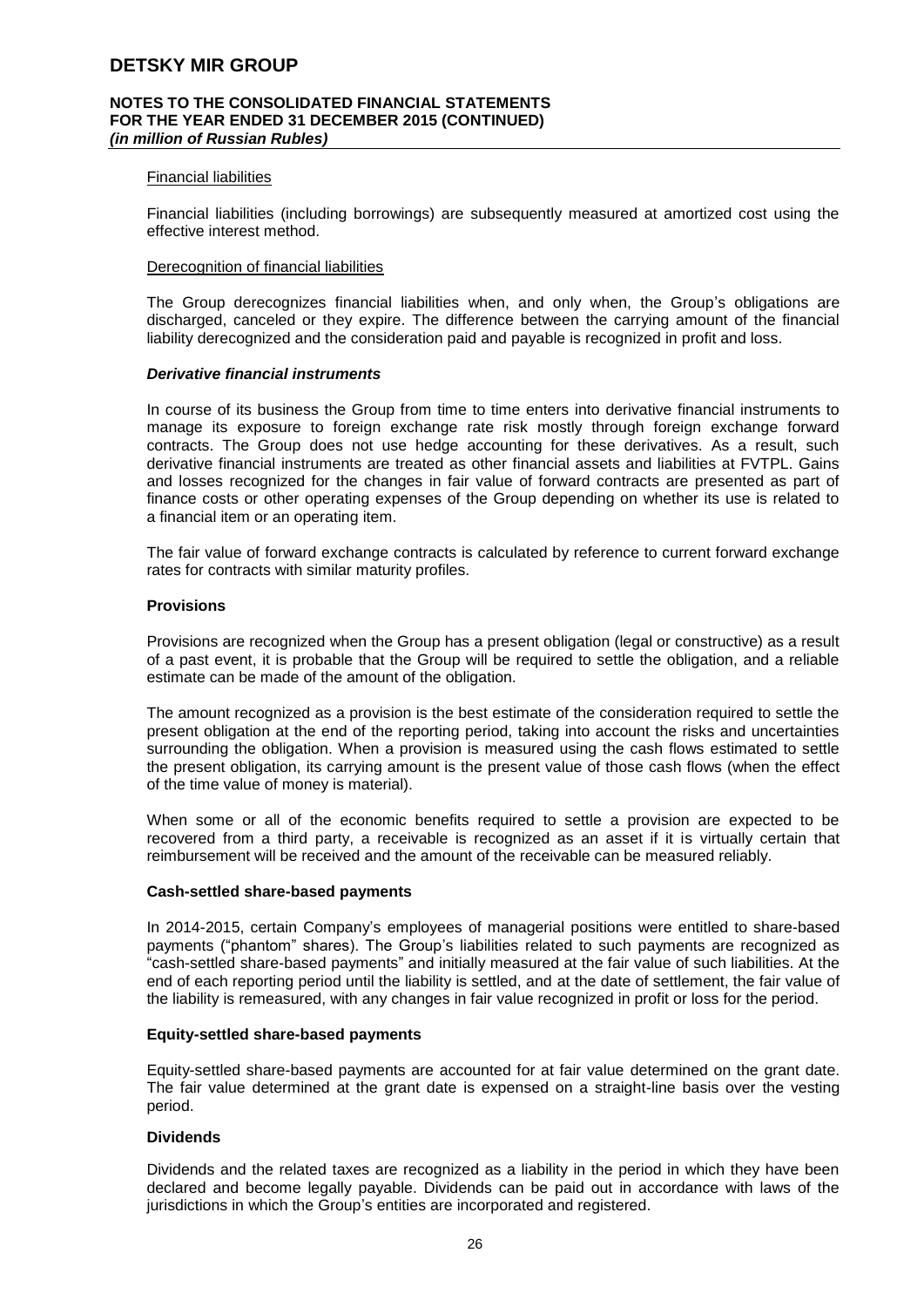#### Financial liabilities

Financial liabilities (including borrowings) are subsequently measured at amortized cost using the effective interest method.

#### Derecognition of financial liabilities

The Group derecognizes financial liabilities when, and only when, the Group's obligations are discharged, canceled or they expire. The difference between the carrying amount of the financial liability derecognized and the consideration paid and payable is recognized in profit and loss.

#### ***Derivative financial instruments***

In course of its business the Group from time to time enters into derivative financial instruments to manage its exposure to foreign exchange rate risk mostly through foreign exchange forward contracts. The Group does not use hedge accounting for these derivatives. As a result, such derivative financial instruments are treated as other financial assets and liabilities at FVTPL. Gains and losses recognized for the changes in fair value of forward contracts are presented as part of finance costs or other operating expenses of the Group depending on whether its use is related to a financial item or an operating item.

The fair value of forward exchange contracts is calculated by reference to current forward exchange rates for contracts with similar maturity profiles.

### Provisions

Provisions are recognized when the Group has a present obligation (legal or constructive) as a result of a past event, it is probable that the Group will be required to settle the obligation, and a reliable estimate can be made of the amount of the obligation.

The amount recognized as a provision is the best estimate of the consideration required to settle the present obligation at the end of the reporting period, taking into account the risks and uncertainties surrounding the obligation. When a provision is measured using the cash flows estimated to settle the present obligation, its carrying amount is the present value of those cash flows (when the effect of the time value of money is material).

When some or all of the economic benefits required to settle a provision are expected to be recovered from a third party, a receivable is recognized as an asset if it is virtually certain that reimbursement will be received and the amount of the receivable can be measured reliably.

### Cash-settled share-based payments

In 2014-2015, certain Company's employees of managerial positions were entitled to share-based payments ("phantom" shares). The Group's liabilities related to such payments are recognized as "cash-settled share-based payments" and initially measured at the fair value of such liabilities. At the end of each reporting period until the liability is settled, and at the date of settlement, the fair value of the liability is remeasured, with any changes in fair value recognized in profit or loss for the period.

### Equity-settled share-based payments

Equity-settled share-based payments are accounted for at fair value determined on the grant date. The fair value determined at the grant date is expensed on a straight-line basis over the vesting period.

### Dividends

Dividends and the related taxes are recognized as a liability in the period in which they have been declared and become legally payable. Dividends can be paid out in accordance with laws of the jurisdictions in which the Group's entities are incorporated and registered.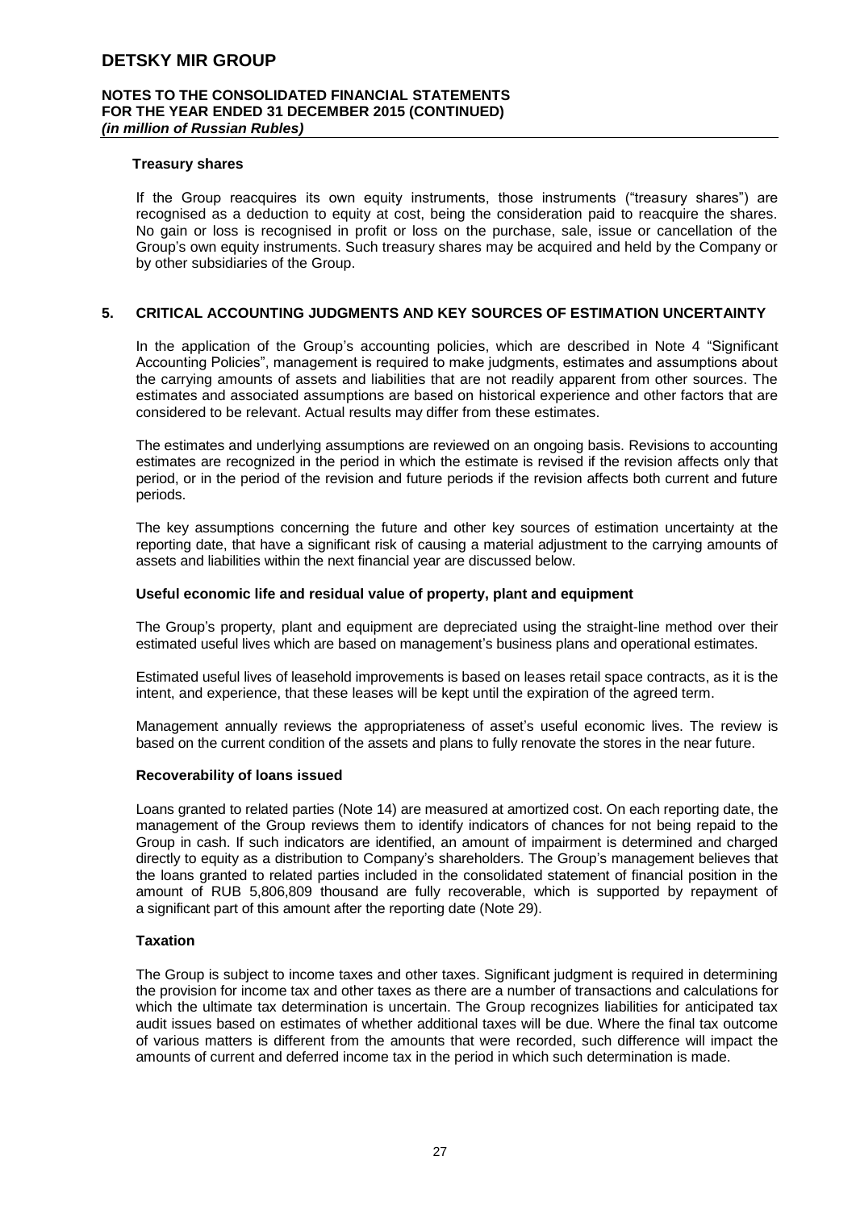### Treasury shares

If the Group reacquires its own equity instruments, those instruments ("treasury shares") are recognised as a deduction to equity at cost, being the consideration paid to reacquire the shares. No gain or loss is recognised in profit or loss on the purchase, sale, issue or cancellation of the Group's own equity instruments. Such treasury shares may be acquired and held by the Company or by other subsidiaries of the Group.

## 5. CRITICAL ACCOUNTING JUDGMENTS AND KEY SOURCES OF ESTIMATION UNCERTAINTY

In the application of the Group's accounting policies, which are described in Note 4 "Significant Accounting Policies", management is required to make judgments, estimates and assumptions about the carrying amounts of assets and liabilities that are not readily apparent from other sources. The estimates and associated assumptions are based on historical experience and other factors that are considered to be relevant. Actual results may differ from these estimates.

The estimates and underlying assumptions are reviewed on an ongoing basis. Revisions to accounting estimates are recognized in the period in which the estimate is revised if the revision affects only that period, or in the period of the revision and future periods if the revision affects both current and future periods.

The key assumptions concerning the future and other key sources of estimation uncertainty at the reporting date, that have a significant risk of causing a material adjustment to the carrying amounts of assets and liabilities within the next financial year are discussed below.

### Useful economic life and residual value of property, plant and equipment

The Group's property, plant and equipment are depreciated using the straight-line method over their estimated useful lives which are based on management's business plans and operational estimates.

Estimated useful lives of leasehold improvements is based on leases retail space contracts, as it is the intent, and experience, that these leases will be kept until the expiration of the agreed term.

Management annually reviews the appropriateness of asset's useful economic lives. The review is based on the current condition of the assets and plans to fully renovate the stores in the near future.

### Recoverability of loans issued

Loans granted to related parties (Note 14) are measured at amortized cost. On each reporting date, the management of the Group reviews them to identify indicators of chances for not being repaid to the Group in cash. If such indicators are identified, an amount of impairment is determined and charged directly to equity as a distribution to Company's shareholders. The Group's management believes that the loans granted to related parties included in the consolidated statement of financial position in the amount of RUB 5,806,809 thousand are fully recoverable, which is supported by repayment of a significant part of this amount after the reporting date (Note 29).

### Taxation

The Group is subject to income taxes and other taxes. Significant judgment is required in determining the provision for income tax and other taxes as there are a number of transactions and calculations for which the ultimate tax determination is uncertain. The Group recognizes liabilities for anticipated tax audit issues based on estimates of whether additional taxes will be due. Where the final tax outcome of various matters is different from the amounts that were recorded, such difference will impact the amounts of current and deferred income tax in the period in which such determination is made.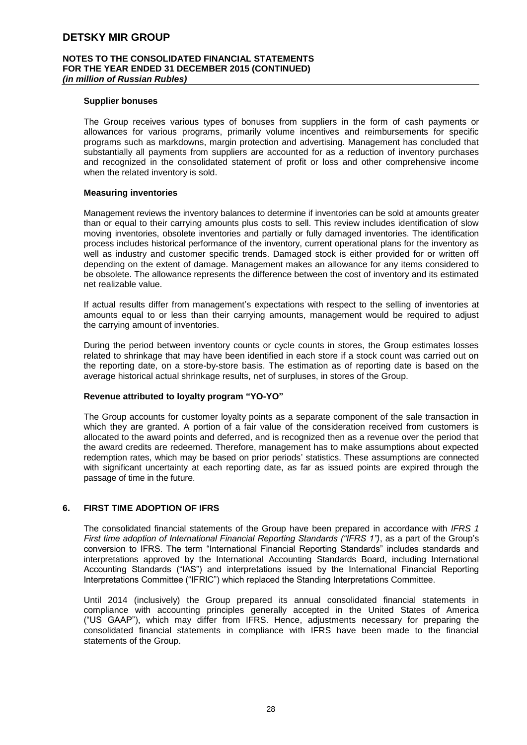#### Supplier bonuses

The Group receives various types of bonuses from suppliers in the form of cash payments or allowances for various programs, primarily volume incentives and reimbursements for specific programs such as markdowns, margin protection and advertising. Management has concluded that substantially all payments from suppliers are accounted for as a reduction of inventory purchases and recognized in the consolidated statement of profit or loss and other comprehensive income when the related inventory is sold.

#### Measuring inventories

Management reviews the inventory balances to determine if inventories can be sold at amounts greater than or equal to their carrying amounts plus costs to sell. This review includes identification of slow moving inventories, obsolete inventories and partially or fully damaged inventories. The identification process includes historical performance of the inventory, current operational plans for the inventory as well as industry and customer specific trends. Damaged stock is either provided for or written off depending on the extent of damage. Management makes an allowance for any items considered to be obsolete. The allowance represents the difference between the cost of inventory and its estimated net realizable value.

If actual results differ from management's expectations with respect to the selling of inventories at amounts equal to or less than their carrying amounts, management would be required to adjust the carrying amount of inventories.

During the period between inventory counts or cycle counts in stores, the Group estimates losses related to shrinkage that may have been identified in each store if a stock count was carried out on the reporting date, on a store-by-store basis. The estimation as of reporting date is based on the average historical actual shrinkage results, net of surpluses, in stores of the Group.

#### Revenue attributed to loyalty program "YO-YO"

The Group accounts for customer loyalty points as a separate component of the sale transaction in which they are granted. A portion of a fair value of the consideration received from customers is allocated to the award points and deferred, and is recognized then as a revenue over the period that the award credits are redeemed. Therefore, management has to make assumptions about expected redemption rates, which may be based on prior periods' statistics. These assumptions are connected with significant uncertainty at each reporting date, as far as issued points are expired through the passage of time in the future.

## 6. FIRST TIME ADOPTION OF IFRS

The consolidated financial statements of the Group have been prepared in accordance with *IFRS 1 First time adoption of International Financial Reporting Standards ("IFRS 1")*, as a part of the Group's conversion to IFRS. The term "International Financial Reporting Standards" includes standards and interpretations approved by the International Accounting Standards Board, including International Accounting Standards ("IAS") and interpretations issued by the International Financial Reporting Interpretations Committee ("IFRIC") which replaced the Standing Interpretations Committee.

Until 2014 (inclusively) the Group prepared its annual consolidated financial statements in compliance with accounting principles generally accepted in the United States of America ("US GAAP"), which may differ from IFRS. Hence, adjustments necessary for preparing the consolidated financial statements in compliance with IFRS have been made to the financial statements of the Group.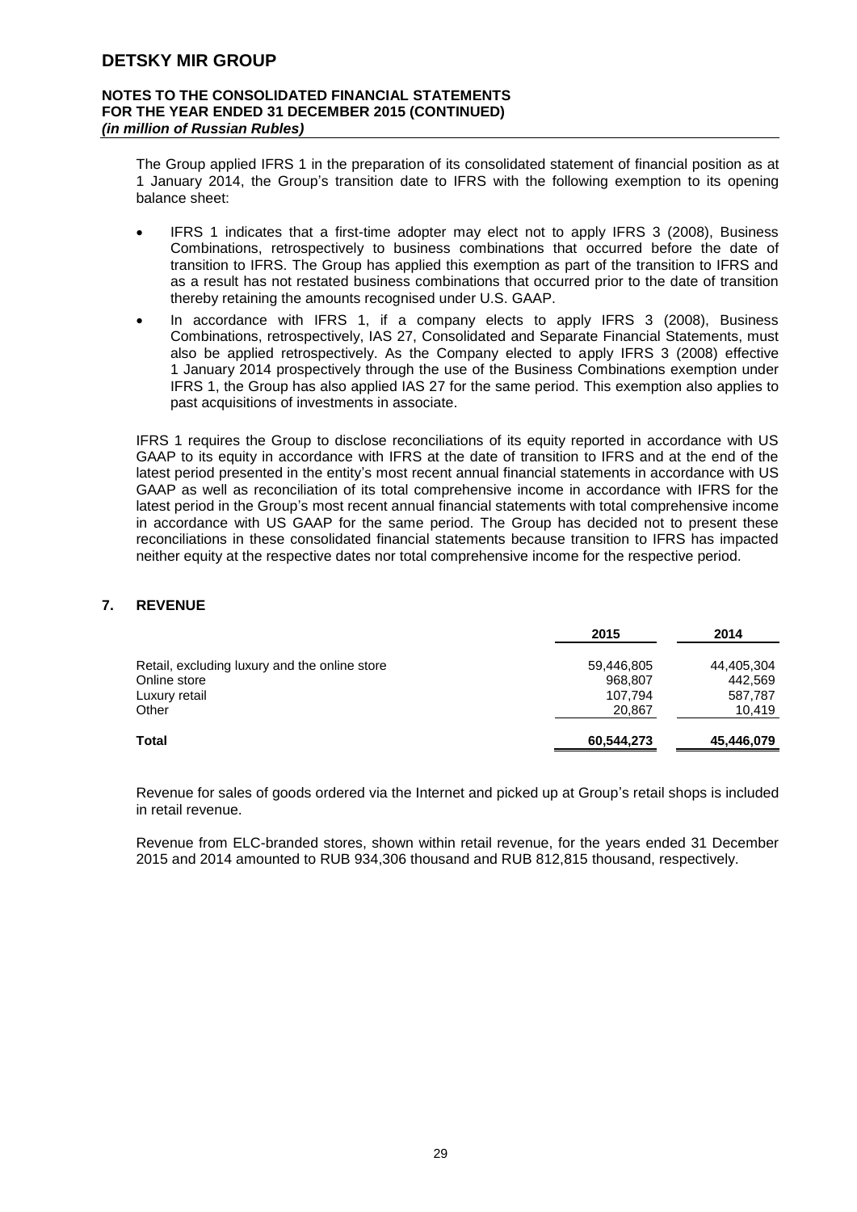The Group applied IFRS 1 in the preparation of its consolidated statement of financial position as at 1 January 2014, the Group's transition date to IFRS with the following exemption to its opening balance sheet:

- IFRS 1 indicates that a first-time adopter may elect not to apply IFRS 3 (2008), Business Combinations, retrospectively to business combinations that occurred before the date of transition to IFRS. The Group has applied this exemption as part of the transition to IFRS and as a result has not restated business combinations that occurred prior to the date of transition thereby retaining the amounts recognised under U.S. GAAP.
- In accordance with IFRS 1, if a company elects to apply IFRS 3 (2008), Business Combinations, retrospectively, IAS 27, Consolidated and Separate Financial Statements, must also be applied retrospectively. As the Company elected to apply IFRS 3 (2008) effective 1 January 2014 prospectively through the use of the Business Combinations exemption under IFRS 1, the Group has also applied IAS 27 for the same period. This exemption also applies to past acquisitions of investments in associate.

IFRS 1 requires the Group to disclose reconciliations of its equity reported in accordance with US GAAP to its equity in accordance with IFRS at the date of transition to IFRS and at the end of the latest period presented in the entity's most recent annual financial statements in accordance with US GAAP as well as reconciliation of its total comprehensive income in accordance with IFRS for the latest period in the Group's most recent annual financial statements with total comprehensive income in accordance with US GAAP for the same period. The Group has decided not to present these reconciliations in these consolidated financial statements because transition to IFRS has impacted neither equity at the respective dates nor total comprehensive income for the respective period.

## 7. REVENUE

| | 2015 | 2014 |
|---|---|---|
| Retail, excluding luxury and the online store | 59,446,805 | 44,405,304 |
| Online store | 968,807 | 442,569 |
| Luxury retail | 107,794 | 587,787 |
| Other | 20,867 | 10,419 |
| **Total** | **60,544,273** | **45,446,079** |

Revenue for sales of goods ordered via the Internet and picked up at Group's retail shops is included in retail revenue.

Revenue from ELC-branded stores, shown within retail revenue, for the years ended 31 December 2015 and 2014 amounted to RUB 934,306 thousand and RUB 812,815 thousand, respectively.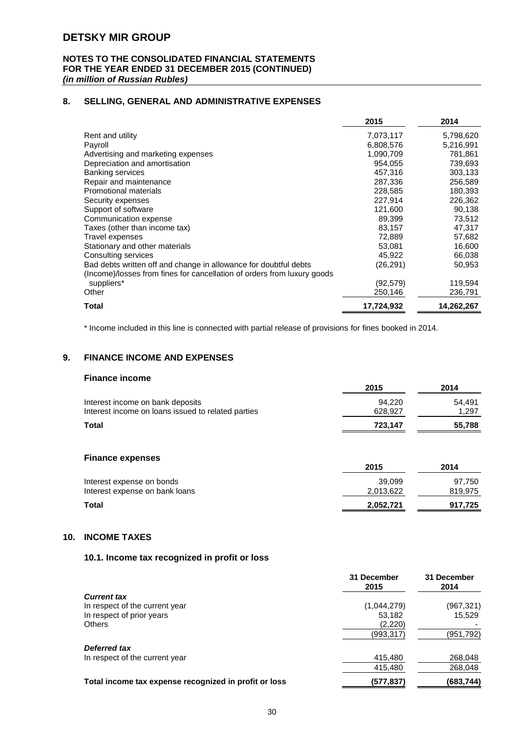## 8. SELLING, GENERAL AND ADMINISTRATIVE EXPENSES

| | 2015 | 2014 |
|---|---|---|
| Rent and utility | 7,073,117 | 5,798,620 |
| Payroll | 6,808,576 | 5,216,991 |
| Advertising and marketing expenses | 1,090,709 | 781,861 |
| Depreciation and amortisation | 954,055 | 739,693 |
| Banking services | 457,316 | 303,133 |
| Repair and maintenance | 287,336 | 256,589 |
| Promotional materials | 228,585 | 180,393 |
| Security expenses | 227,914 | 226,362 |
| Support of software | 121,600 | 90,138 |
| Communication expense | 89,399 | 73,512 |
| Taxes (other than income tax) | 83,157 | 47,317 |
| Travel expenses | 72,889 | 57,682 |
| Stationary and other materials | 53,081 | 16,600 |
| Consulting services | 45,922 | 66,038 |
| Bad debts written off and change in allowance for doubtful debts | (26,291) | 50,953 |
| (Income)/losses from fines for cancellation of orders from luxury goods suppliers* | (92,579) | 119,594 |
| Other | 250,146 | 236,791 |
| **Total** | **17,724,932** | **14,262,267** |

\* Income included in this line is connected with partial release of provisions for fines booked in 2014.

## 9. FINANCE INCOME AND EXPENSES

### Finance income

| | 2015 | 2014 |
|---|---|---|
| Interest income on bank deposits | 94,220 | 54,491 |
| Interest income on loans issued to related parties | 628,927 | 1,297 |
| **Total** | **723,147** | **55,788** |

### Finance expenses

| | 2015 | 2014 |
|---|---|---|
| Interest expense on bonds | 39,099 | 97,750 |
| Interest expense on bank loans | 2,013,622 | 819,975 |
| **Total** | **2,052,721** | **917,725** |

## 10. INCOME TAXES

### 10.1. Income tax recognized in profit or loss

| | 31 December 2015 | 31 December 2014 |
|---|---|---|
| ***Current tax*** | | |
| In respect of the current year | (1,044,279) | (967,321) |
| In respect of prior years | 53,182 | 15,529 |
| Others | (2,220) | - |
| | (993,317) | (951,792) |
| ***Deferred tax*** | | |
| In respect of the current year | 415,480 | 268,048 |
| | 415,480 | 268,048 |
| **Total income tax expense recognized in profit or loss** | **(577,837)** | **(683,744)** |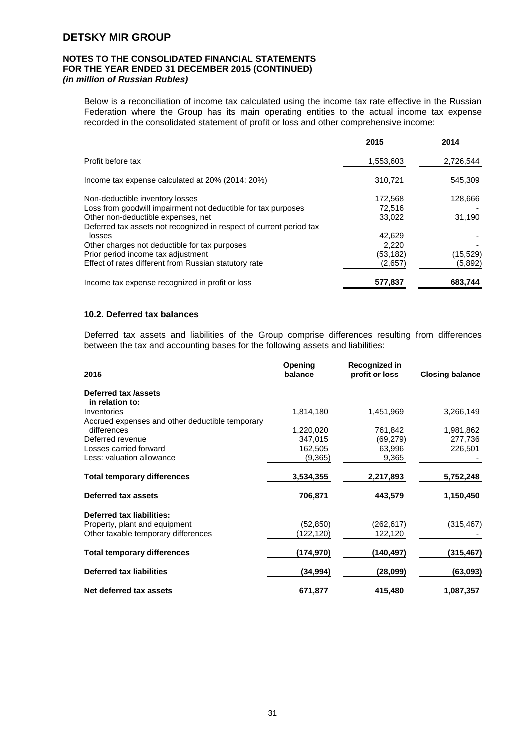Below is a reconciliation of income tax calculated using the income tax rate effective in the Russian Federation where the Group has its main operating entities to the actual income tax expense recorded in the consolidated statement of profit or loss and other comprehensive income:

| | 2015 | 2014 |
|---|---|---|
| Profit before tax | 1,553,603 | 2,726,544 |
| Income tax expense calculated at 20% (2014: 20%) | 310,721 | 545,309 |
| Non-deductible inventory losses | 172,568 | 128,666 |
| Loss from goodwill impairment not deductible for tax purposes | 72,516 | - |
| Other non-deductible expenses, net | 33,022 | 31,190 |
| Deferred tax assets not recognized in respect of current period tax losses | 42,629 | - |
| Other charges not deductible for tax purposes | 2,220 | - |
| Prior period income tax adjustment | (53,182) | (15,529) |
| Effect of rates different from Russian statutory rate | (2,657) | (5,892) |
| Income tax expense recognized in profit or loss | **577,837** | **683,744** |

### 10.2. Deferred tax balances

Deferred tax assets and liabilities of the Group comprise differences resulting from differences between the tax and accounting bases for the following assets and liabilities:

| 2015 | Opening balance | Recognized in profit or loss | Closing balance |
|---|---|---|---|
| **Deferred tax /assets in relation to:** | | | |
| Inventories | 1,814,180 | 1,451,969 | 3,266,149 |
| Accrued expenses and other deductible temporary differences | 1,220,020 | 761,842 | 1,981,862 |
| Deferred revenue | 347,015 | (69,279) | 277,736 |
| Losses carried forward | 162,505 | 63,996 | 226,501 |
| Less: valuation allowance | (9,365) | 9,365 | - |
| **Total temporary differences** | **3,534,355** | **2,217,893** | **5,752,248** |
| **Deferred tax assets** | **706,871** | **443,579** | **1,150,450** |
| **Deferred tax liabilities:** | | | |
| Property, plant and equipment | (52,850) | (262,617) | (315,467) |
| Other taxable temporary differences | (122,120) | 122,120 | - |
| **Total temporary differences** | **(174,970)** | **(140,497)** | **(315,467)** |
| **Deferred tax liabilities** | **(34,994)** | **(28,099)** | **(63,093)** |
| **Net deferred tax assets** | **671,877** | **415,480** | **1,087,357** |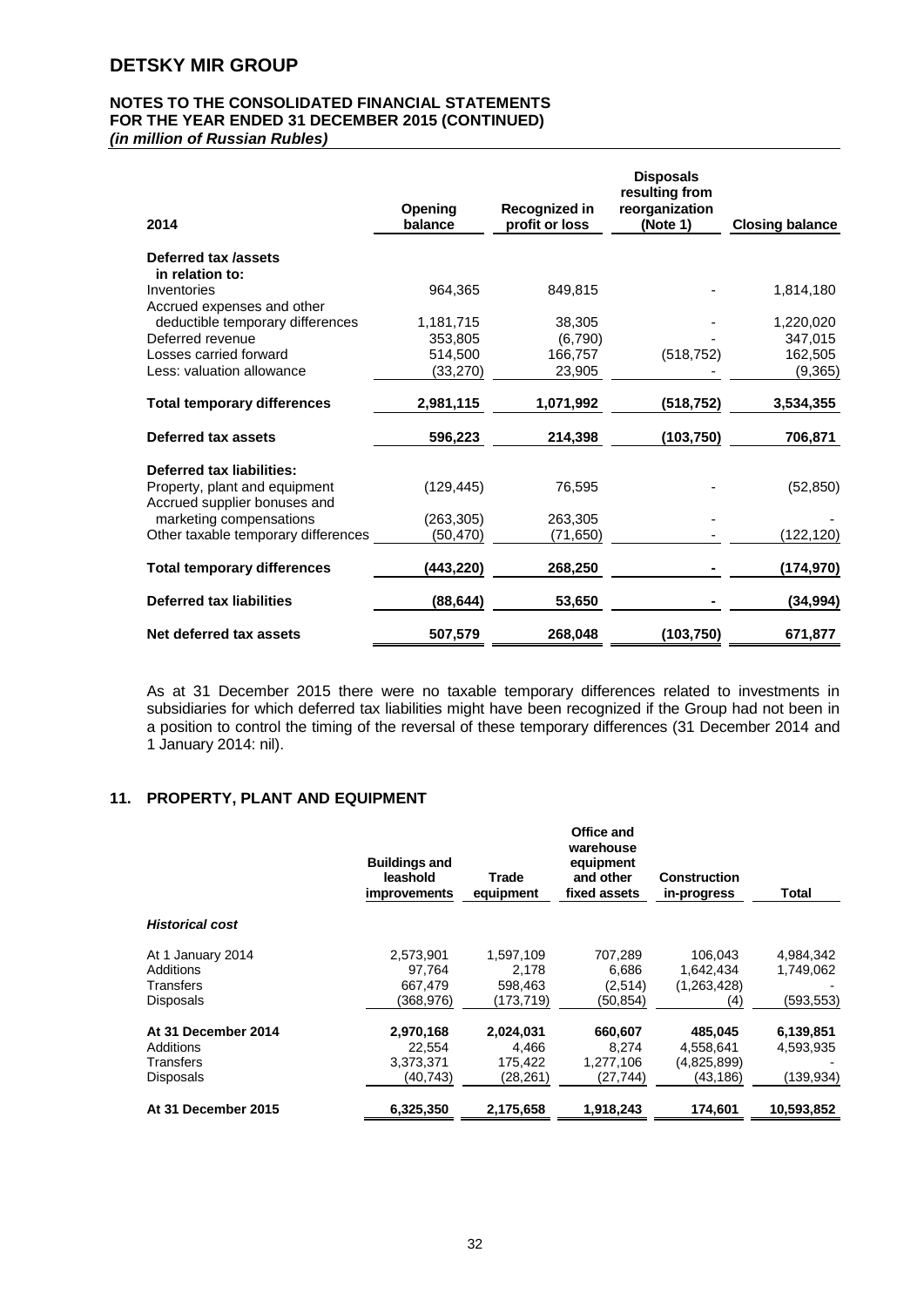| 2014 | Opening balance | Recognized in profit or loss | Disposals resulting from reorganization (Note 1) | Closing balance |
|---|---|---|---|---|
| **Deferred tax /assets in relation to:** | | | | |
| Inventories | 964,365 | 849,815 | - | 1,814,180 |
| Accrued expenses and other deductible temporary differences | 1,181,715 | 38,305 | - | 1,220,020 |
| Deferred revenue | 353,805 | (6,790) | - | 347,015 |
| Losses carried forward | 514,500 | 166,757 | (518,752) | 162,505 |
| Less: valuation allowance | (33,270) | 23,905 | - | (9,365) |
| **Total temporary differences** | **2,981,115** | **1,071,992** | **(518,752)** | **3,534,355** |
| **Deferred tax assets** | **596,223** | **214,398** | **(103,750)** | **706,871** |
| **Deferred tax liabilities:** | | | | |
| Property, plant and equipment | (129,445) | 76,595 | - | (52,850) |
| Accrued supplier bonuses and marketing compensations | (263,305) | 263,305 | - | - |
| Other taxable temporary differences | (50,470) | (71,650) | - | (122,120) |
| **Total temporary differences** | **(443,220)** | **268,250** | **-** | **(174,970)** |
| **Deferred tax liabilities** | **(88,644)** | **53,650** | **-** | **(34,994)** |
| **Net deferred tax assets** | **507,579** | **268,048** | **(103,750)** | **671,877** |

As at 31 December 2015 there were no taxable temporary differences related to investments in subsidiaries for which deferred tax liabilities might have been recognized if the Group had not been in a position to control the timing of the reversal of these temporary differences (31 December 2014 and 1 January 2014: nil).

## 11. PROPERTY, PLANT AND EQUIPMENT

| | Buildings and leashold improvements | Trade equipment | Office and warehouse equipment and other fixed assets | Construction in-progress | Total |
|---|---|---|---|---|---|
| ***Historical cost*** | | | | | |
| At 1 January 2014 | 2,573,901 | 1,597,109 | 707,289 | 106,043 | 4,984,342 |
| Additions | 97,764 | 2,178 | 6,686 | 1,642,434 | 1,749,062 |
| Transfers | 667,479 | 598,463 | (2,514) | (1,263,428) | - |
| Disposals | (368,976) | (173,719) | (50,854) | (4) | (593,553) |
| **At 31 December 2014** | **2,970,168** | **2,024,031** | **660,607** | **485,045** | **6,139,851** |
| Additions | 22,554 | 4,466 | 8,274 | 4,558,641 | 4,593,935 |
| Transfers | 3,373,371 | 175,422 | 1,277,106 | (4,825,899) | - |
| Disposals | (40,743) | (28,261) | (27,744) | (43,186) | (139,934) |
| **At 31 December 2015** | **6,325,350** | **2,175,658** | **1,918,243** | **174,601** | **10,593,852** |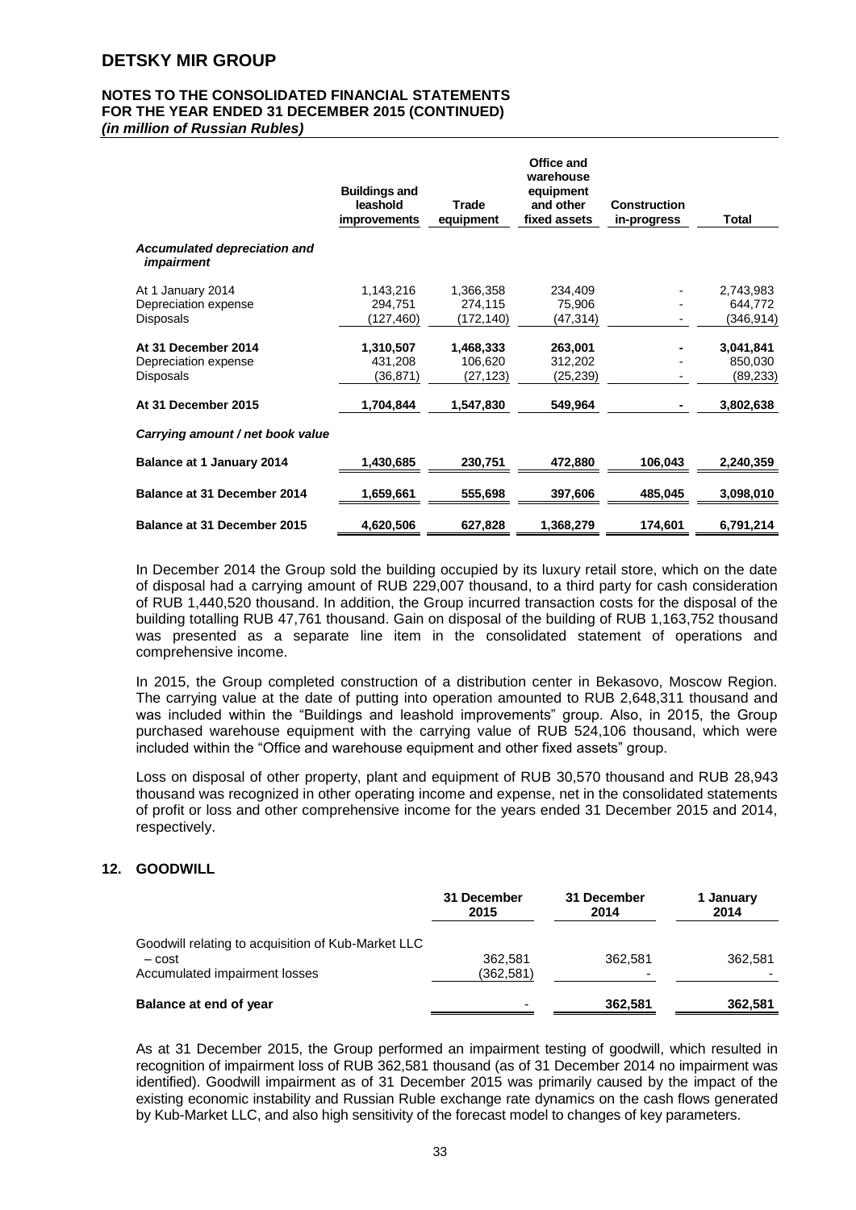| | Buildings and leasehold improvements | Trade equipment | Office and warehouse equipment and other fixed assets | Construction in-progress | Total |
|---|---|---|---|---|---|
| ***Accumulated depreciation and impairment*** | | | | | |
| At 1 January 2014 | 1,143,216 | 1,366,358 | 234,409 | - | 2,743,983 |
| Depreciation expense | 294,751 | 274,115 | 75,906 | - | 644,772 |
| Disposals | (127,460) | (172,140) | (47,314) | - | (346,914) |
| **At 31 December 2014** | **1,310,507** | **1,468,333** | **263,001** | **-** | **3,041,841** |
| Depreciation expense | 431,208 | 106,620 | 312,202 | - | 850,030 |
| Disposals | (36,871) | (27,123) | (25,239) | - | (89,233) |
| **At 31 December 2015** | **1,704,844** | **1,547,830** | **549,964** | **-** | **3,802,638** |
| ***Carrying amount / net book value*** | | | | | |
| **Balance at 1 January 2014** | **1,430,685** | **230,751** | **472,880** | **106,043** | **2,240,359** |
| **Balance at 31 December 2014** | **1,659,661** | **555,698** | **397,606** | **485,045** | **3,098,010** |
| **Balance at 31 December 2015** | **4,620,506** | **627,828** | **1,368,279** | **174,601** | **6,791,214** |

In December 2014 the Group sold the building occupied by its luxury retail store, which on the date of disposal had a carrying amount of RUB 229,007 thousand, to a third party for cash consideration of RUB 1,440,520 thousand. In addition, the Group incurred transaction costs for the disposal of the building totalling RUB 47,761 thousand. Gain on disposal of the building of RUB 1,163,752 thousand was presented as a separate line item in the consolidated statement of operations and comprehensive income.

In 2015, the Group completed construction of a distribution center in Bekasovo, Moscow Region. The carrying value at the date of putting into operation amounted to RUB 2,648,311 thousand and was included within the "Buildings and leasehold improvements" group. Also, in 2015, the Group purchased warehouse equipment with the carrying value of RUB 524,106 thousand, which were included within the "Office and warehouse equipment and other fixed assets" group.

Loss on disposal of other property, plant and equipment of RUB 30,570 thousand and RUB 28,943 thousand was recognized in other operating income and expense, net in the consolidated statements of profit or loss and other comprehensive income for the years ended 31 December 2015 and 2014, respectively.

## 12. GOODWILL

| | 31 December 2015 | 31 December 2014 | 1 January 2014 |
|---|---|---|---|
| Goodwill relating to acquisition of Kub-Market LLC – cost | 362,581 | 362,581 | 362,581 |
| Accumulated impairment losses | (362,581) | - | - |
| **Balance at end of year** | **-** | **362,581** | **362,581** |

As at 31 December 2015, the Group performed an impairment testing of goodwill, which resulted in recognition of impairment loss of RUB 362,581 thousand (as of 31 December 2014 no impairment was identified). Goodwill impairment as of 31 December 2015 was primarily caused by the impact of the existing economic instability and Russian Ruble exchange rate dynamics on the cash flows generated by Kub-Market LLC, and also high sensitivity of the forecast model to changes of key parameters.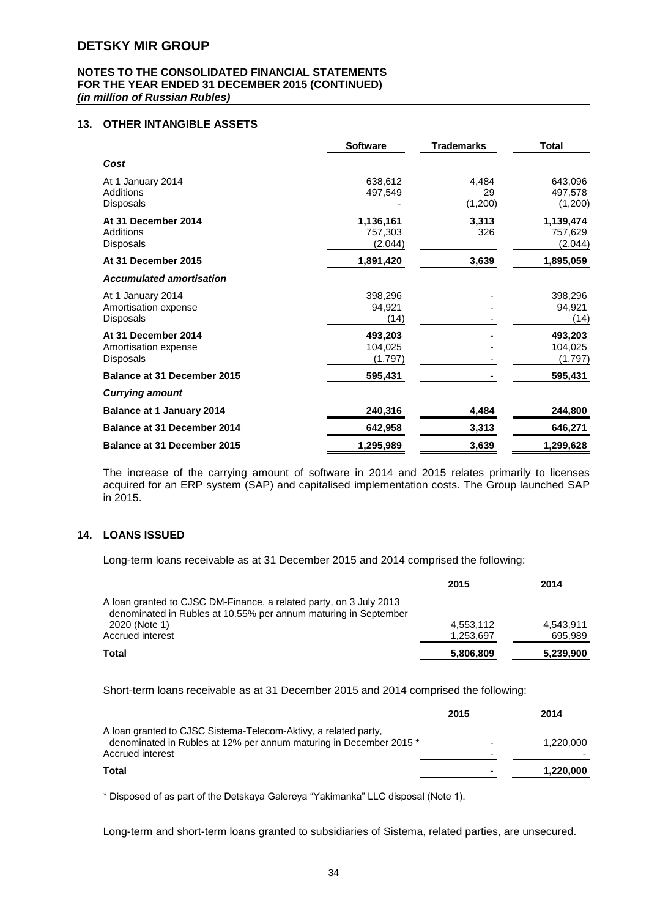# DETSKY MIR GROUP

**NOTES TO THE CONSOLIDATED FINANCIAL STATEMENTS FOR THE YEAR ENDED 31 DECEMBER 2015 (CONTINUED)**
***(in million of Russian Rubles)***

## 13. OTHER INTANGIBLE ASSETS

| | Software | Trademarks | Total |
|---|---|---|---|
| ***Cost*** | | | |
| At 1 January 2014 | 638,612 | 4,484 | 643,096 |
| Additions | 497,549 | 29 | 497,578 |
| Disposals | - | (1,200) | (1,200) |
| **At 31 December 2014** | **1,136,161** | **3,313** | **1,139,474** |
| Additions | 757,303 | 326 | 757,629 |
| Disposals | (2,044) | | (2,044) |
| **At 31 December 2015** | **1,891,420** | **3,639** | **1,895,059** |
| ***Accumulated amortisation*** | | | |
| At 1 January 2014 | 398,296 | - | 398,296 |
| Amortisation expense | 94,921 | - | 94,921 |
| Disposals | (14) | - | (14) |
| **At 31 December 2014** | **493,203** | **-** | **493,203** |
| Amortisation expense | 104,025 | - | 104,025 |
| Disposals | (1,797) | - | (1,797) |
| **Balance at 31 December 2015** | **595,431** | **-** | **595,431** |
| ***Currying amount*** | | | |
| **Balance at 1 January 2014** | **240,316** | **4,484** | **244,800** |
| **Balance at 31 December 2014** | **642,958** | **3,313** | **646,271** |
| **Balance at 31 December 2015** | **1,295,989** | **3,639** | **1,299,628** |

The increase of the carrying amount of software in 2014 and 2015 relates primarily to licenses acquired for an ERP system (SAP) and capitalised implementation costs. The Group launched SAP in 2015.

## 14. LOANS ISSUED

Long-term loans receivable as at 31 December 2015 and 2014 comprised the following:

| | 2015 | 2014 |
|---|---|---|
| A loan granted to CJSC DM-Finance, a related party, on 3 July 2013 denominated in Rubles at 10.55% per annum maturing in September 2020 (Note 1) | 4,553,112 | 4,543,911 |
| Accrued interest | 1,253,697 | 695,989 |
| **Total** | **5,806,809** | **5,239,900** |

Short-term loans receivable as at 31 December 2015 and 2014 comprised the following:

| | 2015 | 2014 |
|---|---|---|
| A loan granted to CJSC Sistema-Telecom-Aktivy, a related party, denominated in Rubles at 12% per annum maturing in December 2015 * | - | 1,220,000 |
| Accrued interest | - | - |
| **Total** | **-** | **1,220,000** |

\* Disposed of as part of the Detskaya Galereya "Yakimanka" LLC disposal (Note 1).

Long-term and short-term loans granted to subsidiaries of Sistema, related parties, are unsecured.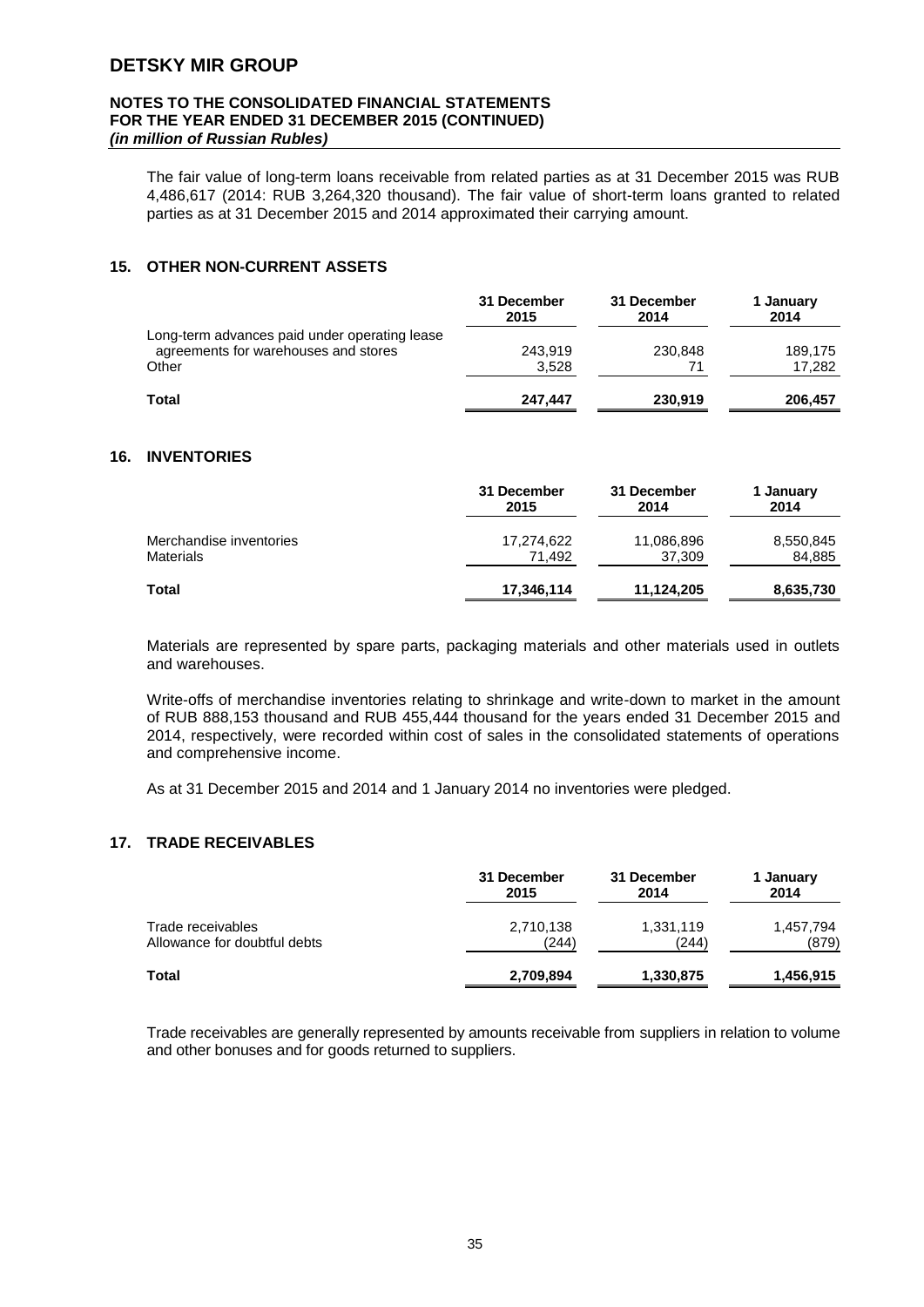The fair value of long-term loans receivable from related parties as at 31 December 2015 was RUB 4,486,617 (2014: RUB 3,264,320 thousand). The fair value of short-term loans granted to related parties as at 31 December 2015 and 2014 approximated their carrying amount.

## 15. OTHER NON-CURRENT ASSETS

| | 31 December 2015 | 31 December 2014 | 1 January 2014 |
|---|---|---|---|
| Long-term advances paid under operating lease agreements for warehouses and stores | 243,919 | 230,848 | 189,175 |
| Other | 3,528 | 71 | 17,282 |
| **Total** | **247,447** | **230,919** | **206,457** |

## 16. INVENTORIES

| | 31 December 2015 | 31 December 2014 | 1 January 2014 |
|---|---|---|---|
| Merchandise inventories | 17,274,622 | 11,086,896 | 8,550,845 |
| Materials | 71,492 | 37,309 | 84,885 |
| **Total** | **17,346,114** | **11,124,205** | **8,635,730** |

Materials are represented by spare parts, packaging materials and other materials used in outlets and warehouses.

Write-offs of merchandise inventories relating to shrinkage and write-down to market in the amount of RUB 888,153 thousand and RUB 455,444 thousand for the years ended 31 December 2015 and 2014, respectively, were recorded within cost of sales in the consolidated statements of operations and comprehensive income.

As at 31 December 2015 and 2014 and 1 January 2014 no inventories were pledged.

## 17. TRADE RECEIVABLES

| | 31 December 2015 | 31 December 2014 | 1 January 2014 |
|---|---|---|---|
| Trade receivables | 2,710,138 | 1,331,119 | 1,457,794 |
| Allowance for doubtful debts | (244) | (244) | (879) |
| **Total** | **2,709,894** | **1,330,875** | **1,456,915** |

Trade receivables are generally represented by amounts receivable from suppliers in relation to volume and other bonuses and for goods returned to suppliers.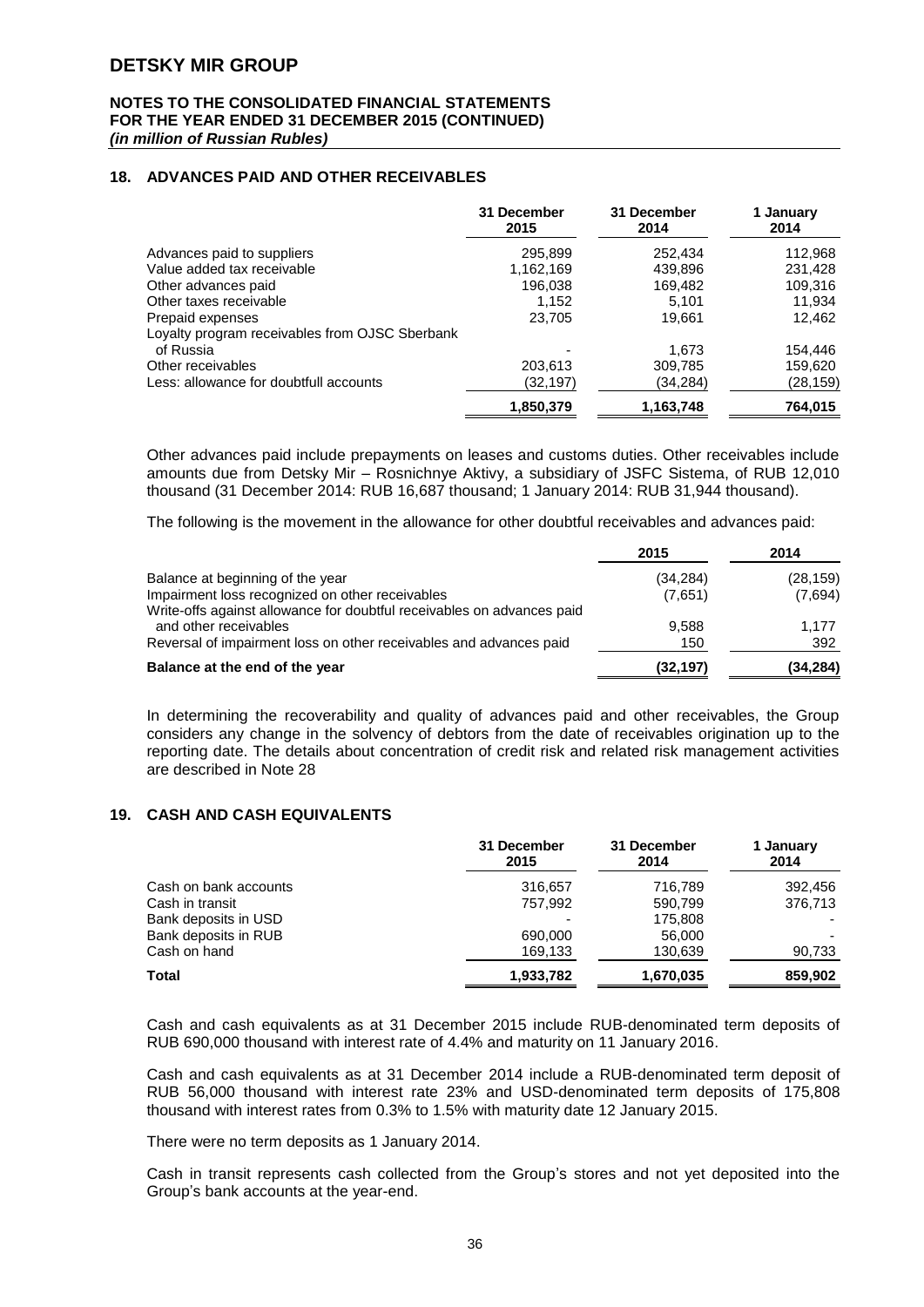# DETSKY MIR GROUP

**NOTES TO THE CONSOLIDATED FINANCIAL STATEMENTS FOR THE YEAR ENDED 31 DECEMBER 2015 (CONTINUED)**
***(in million of Russian Rubles)***

## 18. ADVANCES PAID AND OTHER RECEIVABLES

| | 31 December 2015 | 31 December 2014 | 1 January 2014 |
|---|---|---|---|
| Advances paid to suppliers | 295,899 | 252,434 | 112,968 |
| Value added tax receivable | 1,162,169 | 439,896 | 231,428 |
| Other advances paid | 196,038 | 169,482 | 109,316 |
| Other taxes receivable | 1,152 | 5,101 | 11,934 |
| Prepaid expenses | 23,705 | 19,661 | 12,462 |
| Loyalty program receivables from OJSC Sberbank of Russia | - | 1,673 | 154,446 |
| Other receivables | 203,613 | 309,785 | 159,620 |
| Less: allowance for doubtfull accounts | (32,197) | (34,284) | (28,159) |
| | **1,850,379** | **1,163,748** | **764,015** |

Other advances paid include prepayments on leases and customs duties. Other receivables include amounts due from Detsky Mir – Rosnichnye Aktivy, a subsidiary of JSFC Sistema, of RUB 12,010 thousand (31 December 2014: RUB 16,687 thousand; 1 January 2014: RUB 31,944 thousand).

The following is the movement in the allowance for other doubtful receivables and advances paid:

| | 2015 | 2014 |
|---|---|---|
| Balance at beginning of the year | (34,284) | (28,159) |
| Impairment loss recognized on other receivables | (7,651) | (7,694) |
| Write-offs against allowance for doubtful receivables on advances paid and other receivables | 9,588 | 1,177 |
| Reversal of impairment loss on other receivables and advances paid | 150 | 392 |
| **Balance at the end of the year** | **(32,197)** | **(34,284)** |

In determining the recoverability and quality of advances paid and other receivables, the Group considers any change in the solvency of debtors from the date of receivables origination up to the reporting date. The details about concentration of credit risk and related risk management activities are described in Note 28

## 19. CASH AND CASH EQUIVALENTS

| | 31 December 2015 | 31 December 2014 | 1 January 2014 |
|---|---|---|---|
| Cash on bank accounts | 316,657 | 716,789 | 392,456 |
| Cash in transit | 757,992 | 590,799 | 376,713 |
| Bank deposits in USD | - | 175,808 | - |
| Bank deposits in RUB | 690,000 | 56,000 | - |
| Cash on hand | 169,133 | 130,639 | 90,733 |
| **Total** | **1,933,782** | **1,670,035** | **859,902** |

Cash and cash equivalents as at 31 December 2015 include RUB-denominated term deposits of RUB 690,000 thousand with interest rate of 4.4% and maturity on 11 January 2016.

Cash and cash equivalents as at 31 December 2014 include a RUB-denominated term deposit of RUB 56,000 thousand with interest rate 23% and USD-denominated term deposits of 175,808 thousand with interest rates from 0.3% to 1.5% with maturity date 12 January 2015.

There were no term deposits as 1 January 2014.

Cash in transit represents cash collected from the Group's stores and not yet deposited into the Group's bank accounts at the year-end.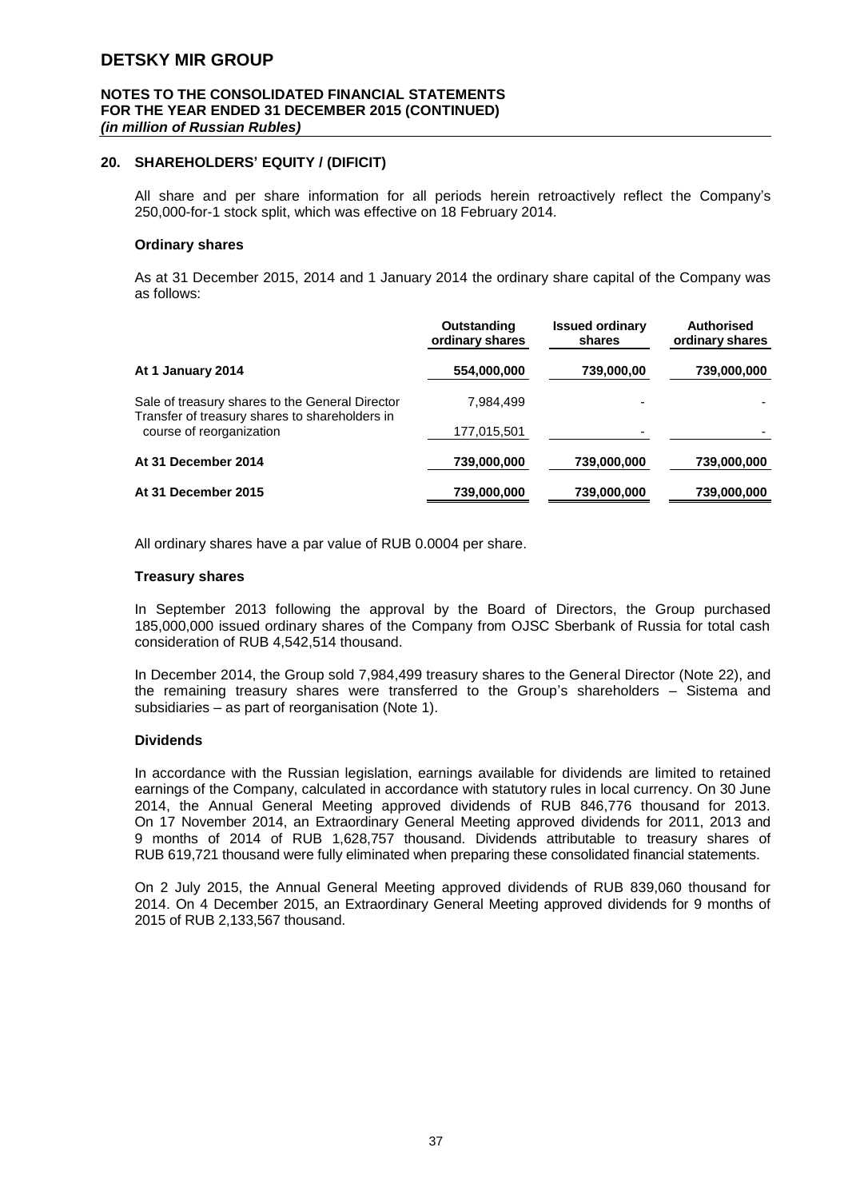## 20. SHAREHOLDERS' EQUITY / (DIFICIT)

All share and per share information for all periods herein retroactively reflect the Company's 250,000-for-1 stock split, which was effective on 18 February 2014.

### Ordinary shares

As at 31 December 2015, 2014 and 1 January 2014 the ordinary share capital of the Company was as follows:

| | Outstanding ordinary shares | Issued ordinary shares | Authorised ordinary shares |
|---|---|---|---|
| **At 1 January 2014** | **554,000,000** | **739,000,00** | **739,000,000** |
| Sale of treasury shares to the General Director | 7,984,499 | - | - |
| Transfer of treasury shares to shareholders in course of reorganization | 177,015,501 | - | - |
| **At 31 December 2014** | **739,000,000** | **739,000,000** | **739,000,000** |
| **At 31 December 2015** | **739,000,000** | **739,000,000** | **739,000,000** |

All ordinary shares have a par value of RUB 0.0004 per share.

### Treasury shares

In September 2013 following the approval by the Board of Directors, the Group purchased 185,000,000 issued ordinary shares of the Company from OJSC Sberbank of Russia for total cash consideration of RUB 4,542,514 thousand.

In December 2014, the Group sold 7,984,499 treasury shares to the General Director (Note 22), and the remaining treasury shares were transferred to the Group's shareholders – Sistema and subsidiaries – as part of reorganisation (Note 1).

### Dividends

In accordance with the Russian legislation, earnings available for dividends are limited to retained earnings of the Company, calculated in accordance with statutory rules in local currency. On 30 June 2014, the Annual General Meeting approved dividends of RUB 846,776 thousand for 2013. On 17 November 2014, an Extraordinary General Meeting approved dividends for 2011, 2013 and 9 months of 2014 of RUB 1,628,757 thousand. Dividends attributable to treasury shares of RUB 619,721 thousand were fully eliminated when preparing these consolidated financial statements.

On 2 July 2015, the Annual General Meeting approved dividends of RUB 839,060 thousand for 2014. On 4 December 2015, an Extraordinary General Meeting approved dividends for 9 months of 2015 of RUB 2,133,567 thousand.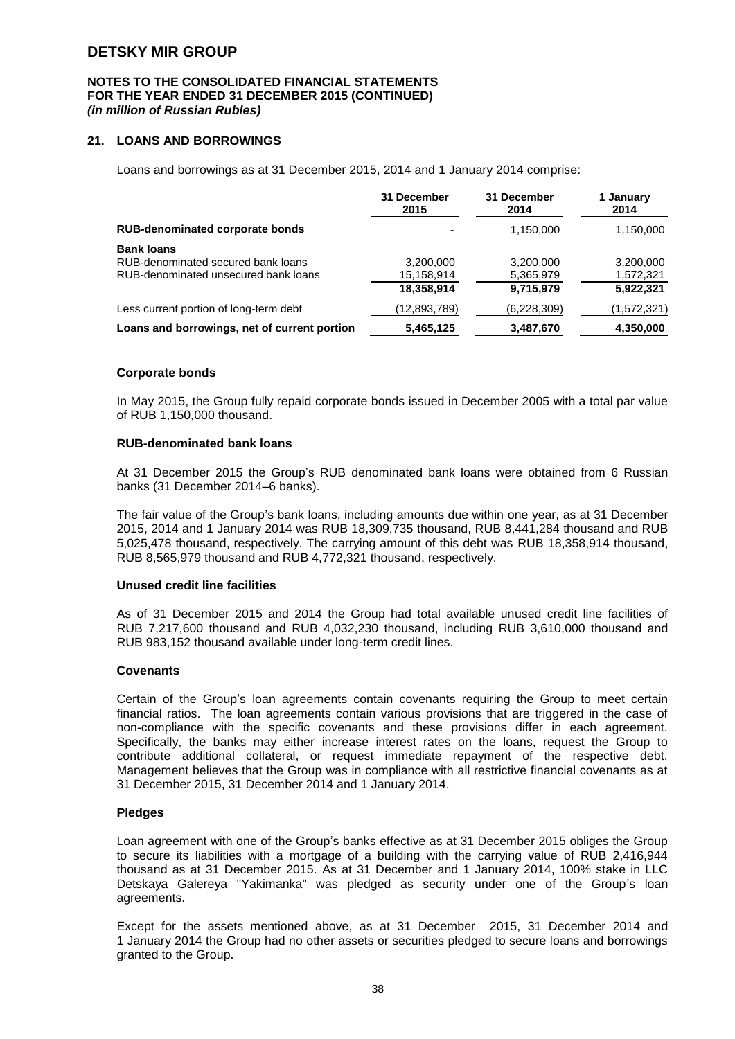## 21. LOANS AND BORROWINGS

Loans and borrowings as at 31 December 2015, 2014 and 1 January 2014 comprise:

| | 31 December 2015 | 31 December 2014 | 1 January 2014 |
|---|---|---|---|
| **RUB-denominated corporate bonds** | - | 1,150,000 | 1,150,000 |
| **Bank loans** | | | |
| RUB-denominated secured bank loans | 3,200,000 | 3,200,000 | 3,200,000 |
| RUB-denominated unsecured bank loans | 15,158,914 | 5,365,979 | 1,572,321 |
| | **18,358,914** | **9,715,979** | **5,922,321** |
| Less current portion of long-term debt | (12,893,789) | (6,228,309) | (1,572,321) |
| **Loans and borrowings, net of current portion** | **5,465,125** | **3,487,670** | **4,350,000** |

### Corporate bonds

In May 2015, the Group fully repaid corporate bonds issued in December 2005 with a total par value of RUB 1,150,000 thousand.

### RUB-denominated bank loans

At 31 December 2015 the Group's RUB denominated bank loans were obtained from 6 Russian banks (31 December 2014–6 banks).

The fair value of the Group's bank loans, including amounts due within one year, as at 31 December 2015, 2014 and 1 January 2014 was RUB 18,309,735 thousand, RUB 8,441,284 thousand and RUB 5,025,478 thousand, respectively. The carrying amount of this debt was RUB 18,358,914 thousand, RUB 8,565,979 thousand and RUB 4,772,321 thousand, respectively.

### Unused credit line facilities

As of 31 December 2015 and 2014 the Group had total available unused credit line facilities of RUB 7,217,600 thousand and RUB 4,032,230 thousand, including RUB 3,610,000 thousand and RUB 983,152 thousand available under long-term credit lines.

### Covenants

Certain of the Group's loan agreements contain covenants requiring the Group to meet certain financial ratios. The loan agreements contain various provisions that are triggered in the case of non-compliance with the specific covenants and these provisions differ in each agreement. Specifically, the banks may either increase interest rates on the loans, request the Group to contribute additional collateral, or request immediate repayment of the respective debt. Management believes that the Group was in compliance with all restrictive financial covenants as at 31 December 2015, 31 December 2014 and 1 January 2014.

### Pledges

Loan agreement with one of the Group's banks effective as at 31 December 2015 obliges the Group to secure its liabilities with a mortgage of a building with the carrying value of RUB 2,416,944 thousand as at 31 December 2015. As at 31 December and 1 January 2014, 100% stake in LLC Detskaya Galereya "Yakimanka" was pledged as security under one of the Group's loan agreements.

Except for the assets mentioned above, as at 31 December 2015, 31 December 2014 and 1 January 2014 the Group had no other assets or securities pledged to secure loans and borrowings granted to the Group.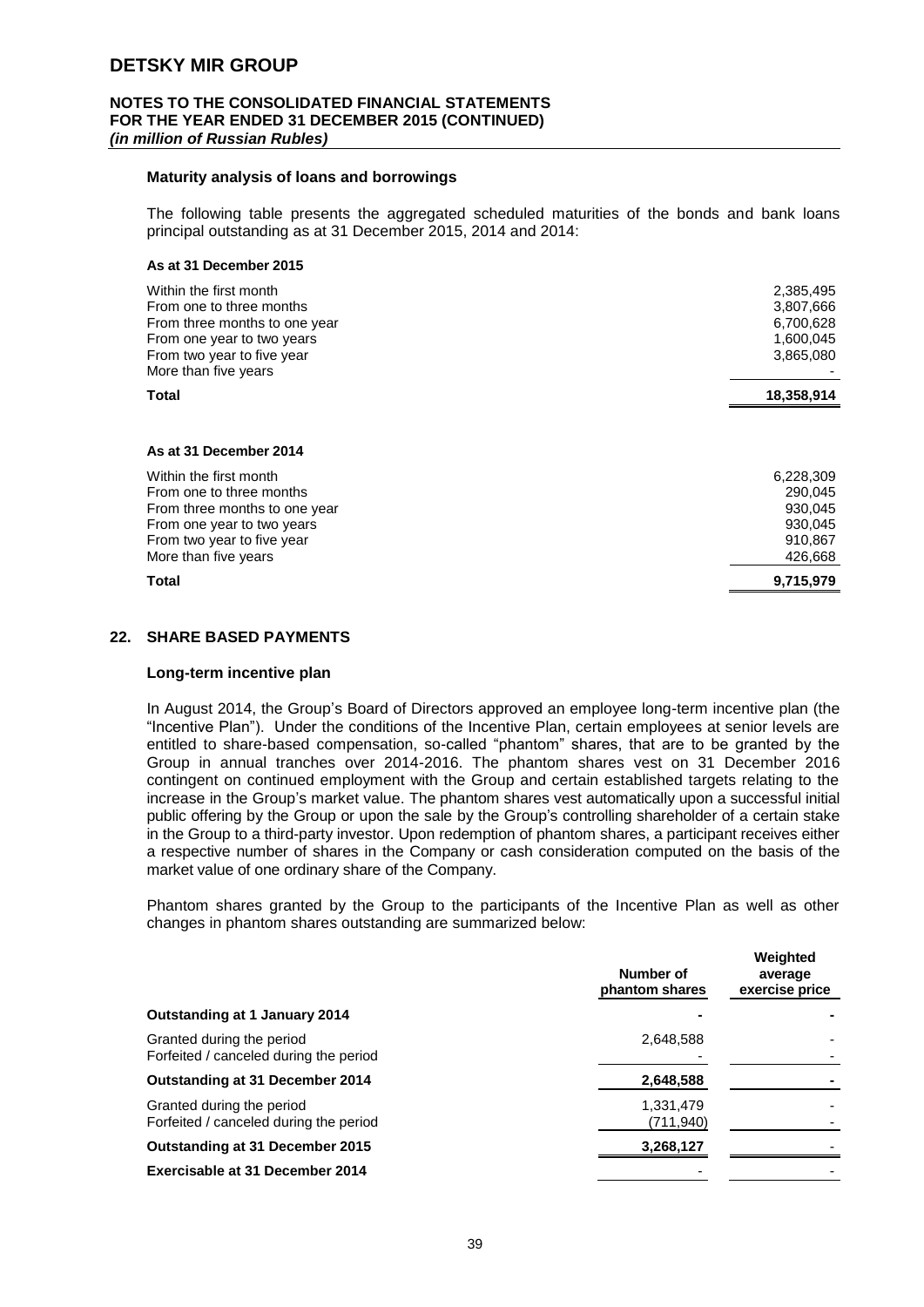#### Maturity analysis of loans and borrowings

The following table presents the aggregated scheduled maturities of the bonds and bank loans principal outstanding as at 31 December 2015, 2014 and 2014:

**As at 31 December 2015**

| | |
|---|---|
| Within the first month | 2,385,495 |
| From one to three months | 3,807,666 |
| From three months to one year | 6,700,628 |
| From one year to two years | 1,600,045 |
| From two year to five year | 3,865,080 |
| More than five years | - |
| **Total** | **18,358,914** |

**As at 31 December 2014**

| | |
|---|---|
| Within the first month | 6,228,309 |
| From one to three months | 290,045 |
| From three months to one year | 930,045 |
| From one year to two years | 930,045 |
| From two year to five year | 910,867 |
| More than five years | 426,668 |
| **Total** | **9,715,979** |

## 22. SHARE BASED PAYMENTS

### Long-term incentive plan

In August 2014, the Group's Board of Directors approved an employee long-term incentive plan (the "Incentive Plan"). Under the conditions of the Incentive Plan, certain employees at senior levels are entitled to share-based compensation, so-called "phantom" shares, that are to be granted by the Group in annual tranches over 2014-2016. The phantom shares vest on 31 December 2016 contingent on continued employment with the Group and certain established targets relating to the increase in the Group's market value. The phantom shares vest automatically upon a successful initial public offering by the Group or upon the sale by the Group's controlling shareholder of a certain stake in the Group to a third-party investor. Upon redemption of phantom shares, a participant receives either a respective number of shares in the Company or cash consideration computed on the basis of the market value of one ordinary share of the Company.

Phantom shares granted by the Group to the participants of the Incentive Plan as well as other changes in phantom shares outstanding are summarized below:

| | Number of phantom shares | Weighted average exercise price |
|---|---|---|
| **Outstanding at 1 January 2014** | **-** | **-** |
| Granted during the period | 2,648,588 | - |
| Forfeited / canceled during the period | - | - |
| **Outstanding at 31 December 2014** | **2,648,588** | **-** |
| Granted during the period | 1,331,479 | - |
| Forfeited / canceled during the period | (711,940) | - |
| **Outstanding at 31 December 2015** | **3,268,127** | - |
| **Exercisable at 31 December 2014** | - | - |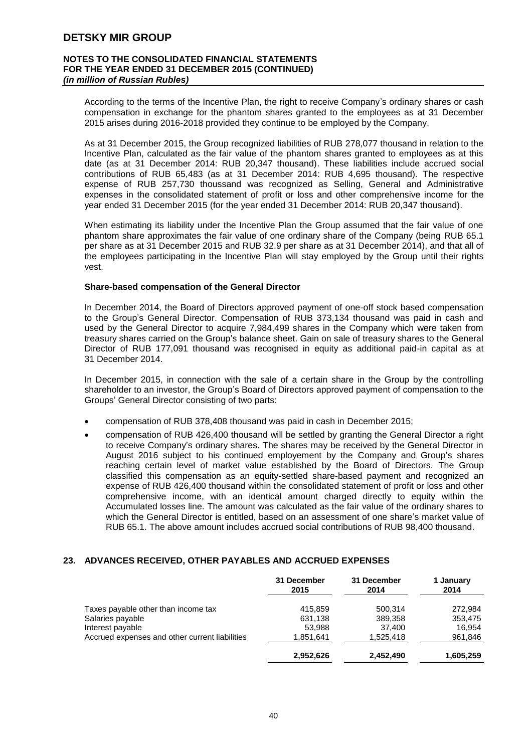According to the terms of the Incentive Plan, the right to receive Company's ordinary shares or cash compensation in exchange for the phantom shares granted to the employees as at 31 December 2015 arises during 2016-2018 provided they continue to be employed by the Company.

As at 31 December 2015, the Group recognized liabilities of RUB 278,077 thousand in relation to the Incentive Plan, calculated as the fair value of the phantom shares granted to employees as at this date (as at 31 December 2014: RUB 20,347 thousand). These liabilities include accrued social contributions of RUB 65,483 (as at 31 December 2014: RUB 4,695 thousand). The respective expense of RUB 257,730 thoussand was recognized as Selling, General and Administrative expenses in the consolidated statement of profit or loss and other comprehensive income for the year ended 31 December 2015 (for the year ended 31 December 2014: RUB 20,347 thousand).

When estimating its liability under the Incentive Plan the Group assumed that the fair value of one phantom share approximates the fair value of one ordinary share of the Company (being RUB 65.1 per share as at 31 December 2015 and RUB 32.9 per share as at 31 December 2014), and that all of the employees participating in the Incentive Plan will stay employed by the Group until their rights vest.

**Share-based compensation of the General Director**

In December 2014, the Board of Directors approved payment of one-off stock based compensation to the Group's General Director. Compensation of RUB 373,134 thousand was paid in cash and used by the General Director to acquire 7,984,499 shares in the Company which were taken from treasury shares carried on the Group's balance sheet. Gain on sale of treasury shares to the General Director of RUB 177,091 thousand was recognised in equity as additional paid-in capital as at 31 December 2014.

In December 2015, in connection with the sale of a certain share in the Group by the controlling shareholder to an investor, the Group's Board of Directors approved payment of compensation to the Groups' General Director consisting of two parts:

- compensation of RUB 378,408 thousand was paid in cash in December 2015;
- compensation of RUB 426,400 thousand will be settled by granting the General Director a right to receive Company's ordinary shares. The shares may be received by the General Director in August 2016 subject to his continued employement by the Company and Group's shares reaching certain level of market value established by the Board of Directors. The Group classified this compensation as an equity-settled share-based payment and recognized an expense of RUB 426,400 thousand within the consolidated statement of profit or loss and other comprehensive income, with an identical amount charged directly to equity within the Accumulated losses line. The amount was calculated as the fair value of the ordinary shares to which the General Director is entitled, based on an assessment of one share's market value of RUB 65.1. The above amount includes accrued social contributions of RUB 98,400 thousand.

## 23. ADVANCES RECEIVED, OTHER PAYABLES AND ACCRUED EXPENSES

| | 31 December 2015 | 31 December 2014 | 1 January 2014 |
|---|---|---|---|
| Taxes payable other than income tax | 415,859 | 500,314 | 272,984 |
| Salaries payable | 631,138 | 389,358 | 353,475 |
| Interest payable | 53,988 | 37,400 | 16,954 |
| Accrued expenses and other current liabilities | 1,851,641 | 1,525,418 | 961,846 |
| | **2,952,626** | **2,452,490** | **1,605,259** |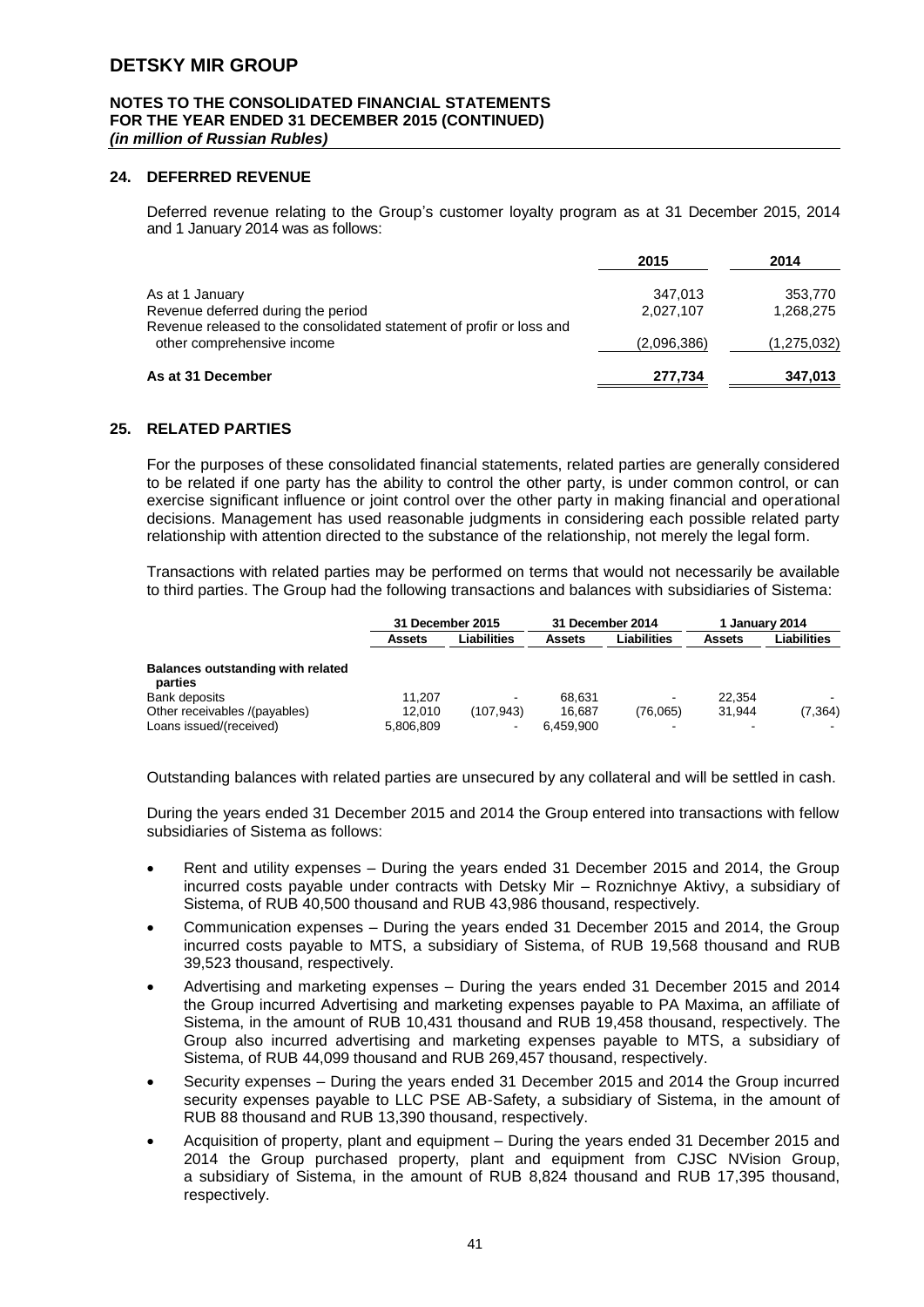## 24. DEFERRED REVENUE

Deferred revenue relating to the Group's customer loyalty program as at 31 December 2015, 2014 and 1 January 2014 was as follows:

| | 2015 | 2014 |
|---|---|---|
| As at 1 January | 347,013 | 353,770 |
| Revenue deferred during the period | 2,027,107 | 1,268,275 |
| Revenue released to the consolidated statement of profir or loss and other comprehensive income | (2,096,386) | (1,275,032) |
| **As at 31 December** | **277,734** | **347,013** |

## 25. RELATED PARTIES

For the purposes of these consolidated financial statements, related parties are generally considered to be related if one party has the ability to control the other party, is under common control, or can exercise significant influence or joint control over the other party in making financial and operational decisions. Management has used reasonable judgments in considering each possible related party relationship with attention directed to the substance of the relationship, not merely the legal form.

Transactions with related parties may be performed on terms that would not necessarily be available to third parties. The Group had the following transactions and balances with subsidiaries of Sistema:

| | 31 December 2015 | | 31 December 2014 | | 1 January 2014 | |
|---|---|---|---|---|---|---|
| | Assets | Liabilities | Assets | Liabilities | Assets | Liabilities |
| **Balances outstanding with related parties** | | | | | | |
| Bank deposits | 11,207 | - | 68,631 | - | 22,354 | - |
| Other receivables /(payables) | 12,010 | (107,943) | 16,687 | (76,065) | 31,944 | (7,364) |
| Loans issued/(received) | 5,806,809 | - | 6,459,900 | - | - | - |

Outstanding balances with related parties are unsecured by any collateral and will be settled in cash.

During the years ended 31 December 2015 and 2014 the Group entered into transactions with fellow subsidiaries of Sistema as follows:

- Rent and utility expenses – During the years ended 31 December 2015 and 2014, the Group incurred costs payable under contracts with Detsky Mir – Roznichnye Aktivy, a subsidiary of Sistema, of RUB 40,500 thousand and RUB 43,986 thousand, respectively.
- Communication expenses – During the years ended 31 December 2015 and 2014, the Group incurred costs payable to MTS, a subsidiary of Sistema, of RUB 19,568 thousand and RUB 39,523 thousand, respectively.
- Advertising and marketing expenses – During the years ended 31 December 2015 and 2014 the Group incurred Advertising and marketing expenses payable to PA Maxima, an affiliate of Sistema, in the amount of RUB 10,431 thousand and RUB 19,458 thousand, respectively. The Group also incurred advertising and marketing expenses payable to MTS, a subsidiary of Sistema, of RUB 44,099 thousand and RUB 269,457 thousand, respectively.
- Security expenses – During the years ended 31 December 2015 and 2014 the Group incurred security expenses payable to LLC PSE AB-Safety, a subsidiary of Sistema, in the amount of RUB 88 thousand and RUB 13,390 thousand, respectively.
- Acquisition of property, plant and equipment – During the years ended 31 December 2015 and 2014 the Group purchased property, plant and equipment from CJSC NVision Group, a subsidiary of Sistema, in the amount of RUB 8,824 thousand and RUB 17,395 thousand, respectively.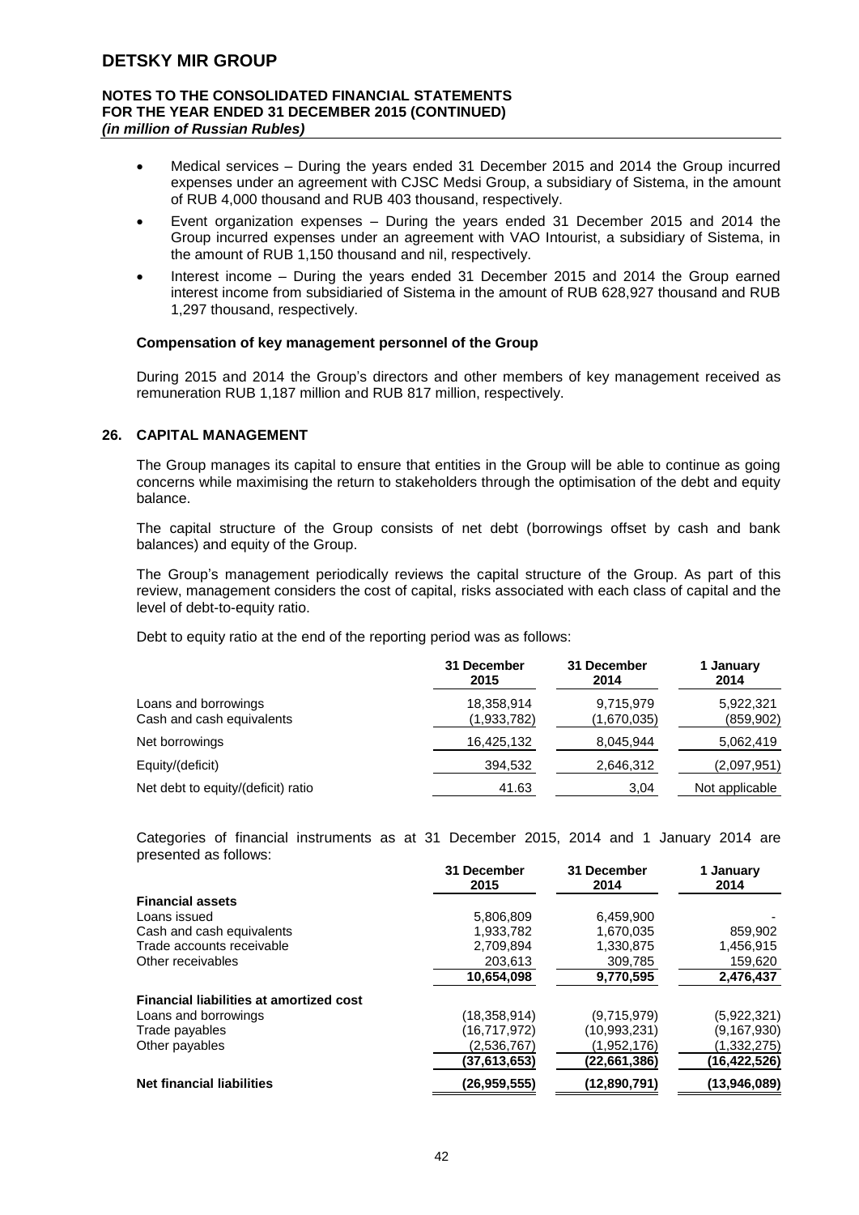- Medical services – During the years ended 31 December 2015 and 2014 the Group incurred expenses under an agreement with CJSC Medsi Group, a subsidiary of Sistema, in the amount of RUB 4,000 thousand and RUB 403 thousand, respectively.
- Event organization expenses – During the years ended 31 December 2015 and 2014 the Group incurred expenses under an agreement with VAO Intourist, a subsidiary of Sistema, in the amount of RUB 1,150 thousand and nil, respectively.
- Interest income – During the years ended 31 December 2015 and 2014 the Group earned interest income from subsidiaried of Sistema in the amount of RUB 628,927 thousand and RUB 1,297 thousand, respectively.

**Compensation of key management personnel of the Group**

During 2015 and 2014 the Group's directors and other members of key management received as remuneration RUB 1,187 million and RUB 817 million, respectively.

## 26. CAPITAL MANAGEMENT

The Group manages its capital to ensure that entities in the Group will be able to continue as going concerns while maximising the return to stakeholders through the optimisation of the debt and equity balance.

The capital structure of the Group consists of net debt (borrowings offset by cash and bank balances) and equity of the Group.

The Group's management periodically reviews the capital structure of the Group. As part of this review, management considers the cost of capital, risks associated with each class of capital and the level of debt-to-equity ratio.

Debt to equity ratio at the end of the reporting period was as follows:

| | 31 December 2015 | 31 December 2014 | 1 January 2014 |
|---|---|---|---|
| Loans and borrowings | 18,358,914 | 9,715,979 | 5,922,321 |
| Cash and cash equivalents | (1,933,782) | (1,670,035) | (859,902) |
| Net borrowings | 16,425,132 | 8,045,944 | 5,062,419 |
| Equity/(deficit) | 394,532 | 2,646,312 | (2,097,951) |
| Net debt to equity/(deficit) ratio | 41.63 | 3,04 | Not applicable |

Categories of financial instruments as at 31 December 2015, 2014 and 1 January 2014 are presented as follows:

| | 31 December 2015 | 31 December 2014 | 1 January 2014 |
|---|---|---|---|
| **Financial assets** | | | |
| Loans issued | 5,806,809 | 6,459,900 | - |
| Cash and cash equivalents | 1,933,782 | 1,670,035 | 859,902 |
| Trade accounts receivable | 2,709,894 | 1,330,875 | 1,456,915 |
| Other receivables | 203,613 | 309,785 | 159,620 |
| | 10,654,098 | 9,770,595 | 2,476,437 |
| **Financial liabilities at amortized cost** | | | |
| Loans and borrowings | (18,358,914) | (9,715,979) | (5,922,321) |
| Trade payables | (16,717,972) | (10,993,231) | (9,167,930) |
| Other payables | (2,536,767) | (1,952,176) | (1,332,275) |
| | (37,613,653) | (22,661,386) | (16,422,526) |
| **Net financial liabilities** | **(26,959,555)** | **(12,890,791)** | **(13,946,089)** |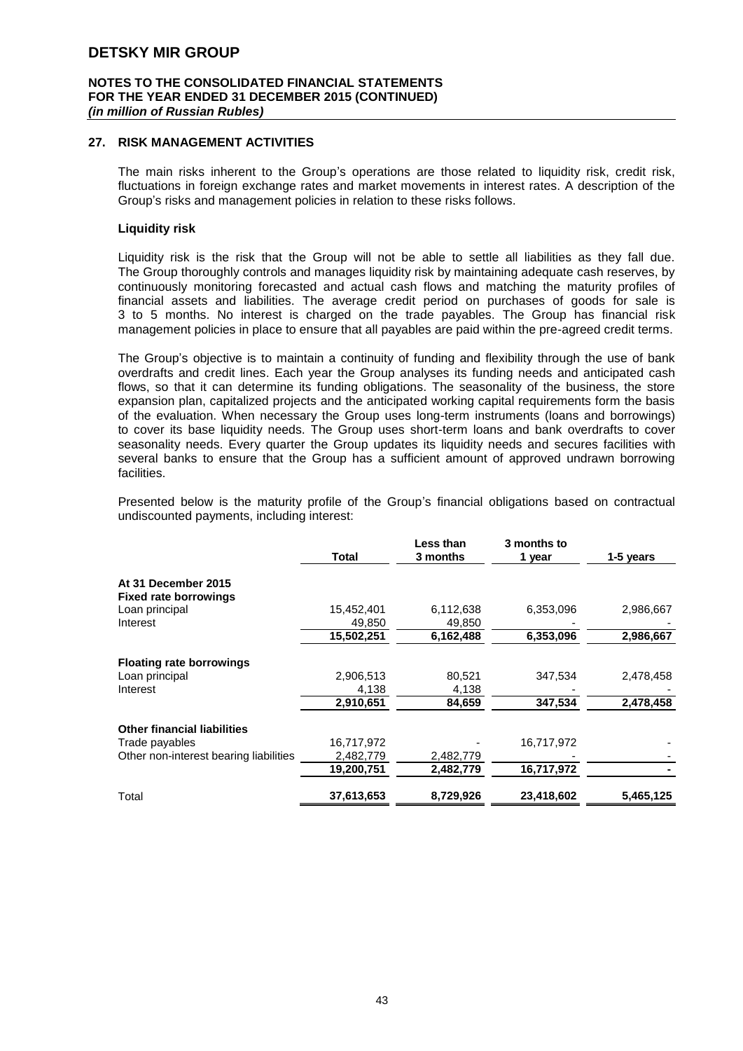## 27. RISK MANAGEMENT ACTIVITIES

The main risks inherent to the Group's operations are those related to liquidity risk, credit risk, fluctuations in foreign exchange rates and market movements in interest rates. A description of the Group's risks and management policies in relation to these risks follows.

### Liquidity risk

Liquidity risk is the risk that the Group will not be able to settle all liabilities as they fall due. The Group thoroughly controls and manages liquidity risk by maintaining adequate cash reserves, by continuously monitoring forecasted and actual cash flows and matching the maturity profiles of financial assets and liabilities. The average credit period on purchases of goods for sale is 3 to 5 months. No interest is charged on the trade payables. The Group has financial risk management policies in place to ensure that all payables are paid within the pre-agreed credit terms.

The Group's objective is to maintain a continuity of funding and flexibility through the use of bank overdrafts and credit lines. Each year the Group analyses its funding needs and anticipated cash flows, so that it can determine its funding obligations. The seasonality of the business, the store expansion plan, capitalized projects and the anticipated working capital requirements form the basis of the evaluation. When necessary the Group uses long-term instruments (loans and borrowings) to cover its base liquidity needs. The Group uses short-term loans and bank overdrafts to cover seasonality needs. Every quarter the Group updates its liquidity needs and secures facilities with several banks to ensure that the Group has a sufficient amount of approved undrawn borrowing facilities.

Presented below is the maturity profile of the Group's financial obligations based on contractual undiscounted payments, including interest:

| | Total | Less than 3 months | 3 months to 1 year | 1-5 years |
|---|---|---|---|---|
| **At 31 December 2015** | | | | |
| **Fixed rate borrowings** | | | | |
| Loan principal | 15,452,401 | 6,112,638 | 6,353,096 | 2,986,667 |
| Interest | 49,850 | 49,850 | - | - |
| | **15,502,251** | **6,162,488** | **6,353,096** | **2,986,667** |
| **Floating rate borrowings** | | | | |
| Loan principal | 2,906,513 | 80,521 | 347,534 | 2,478,458 |
| Interest | 4,138 | 4,138 | - | - |
| | **2,910,651** | **84,659** | **347,534** | **2,478,458** |
| **Other financial liabilities** | | | | |
| Trade payables | 16,717,972 | - | 16,717,972 | - |
| Other non-interest bearing liabilities | 2,482,779 | 2,482,779 | - | - |
| | **19,200,751** | **2,482,779** | **16,717,972** | **-** |
| Total | **37,613,653** | **8,729,926** | **23,418,602** | **5,465,125** |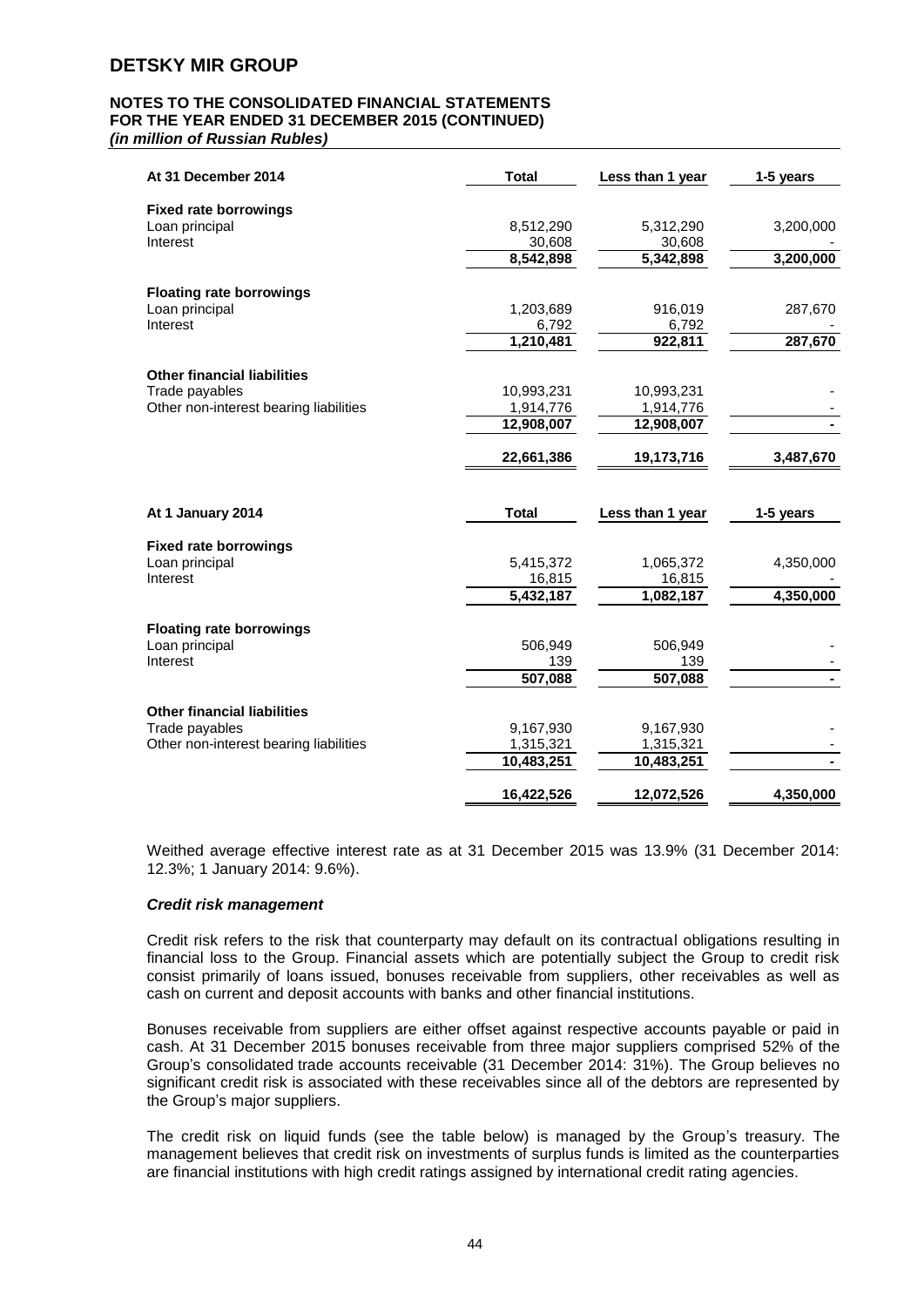# DETSKY MIR GROUP

**NOTES TO THE CONSOLIDATED FINANCIAL STATEMENTS FOR THE YEAR ENDED 31 DECEMBER 2015 (CONTINUED)**
***(in million of Russian Rubles)***

| At 31 December 2014 | Total | Less than 1 year | 1-5 years |
|---|---|---|---|
| **Fixed rate borrowings** | | | |
| Loan principal | 8,512,290 | 5,312,290 | 3,200,000 |
| Interest | 30,608 | 30,608 | - |
| | 8,542,898 | 5,342,898 | 3,200,000 |
| **Floating rate borrowings** | | | |
| Loan principal | 1,203,689 | 916,019 | 287,670 |
| Interest | 6,792 | 6,792 | - |
| | 1,210,481 | 922,811 | 287,670 |
| **Other financial liabilities** | | | |
| Trade payables | 10,993,231 | 10,993,231 | - |
| Other non-interest bearing liabilities | 1,914,776 | 1,914,776 | - |
| | 12,908,007 | 12,908,007 | - |
| | 22,661,386 | 19,173,716 | 3,487,670 |

| At 1 January 2014 | Total | Less than 1 year | 1-5 years |
|---|---|---|---|
| **Fixed rate borrowings** | | | |
| Loan principal | 5,415,372 | 1,065,372 | 4,350,000 |
| Interest | 16,815 | 16,815 | - |
| | 5,432,187 | 1,082,187 | 4,350,000 |
| **Floating rate borrowings** | | | |
| Loan principal | 506,949 | 506,949 | - |
| Interest | 139 | 139 | - |
| | 507,088 | 507,088 | - |
| **Other financial liabilities** | | | |
| Trade payables | 9,167,930 | 9,167,930 | - |
| Other non-interest bearing liabilities | 1,315,321 | 1,315,321 | - |
| | 10,483,251 | 10,483,251 | - |
| | 16,422,526 | 12,072,526 | 4,350,000 |

Weithed average effective interest rate as at 31 December 2015 was 13.9% (31 December 2014: 12.3%; 1 January 2014: 9.6%).

***Credit risk management***

Credit risk refers to the risk that counterparty may default on its contractual obligations resulting in financial loss to the Group. Financial assets which are potentially subject the Group to credit risk consist primarily of loans issued, bonuses receivable from suppliers, other receivables as well as cash on current and deposit accounts with banks and other financial institutions.

Bonuses receivable from suppliers are either offset against respective accounts payable or paid in cash. At 31 December 2015 bonuses receivable from three major suppliers comprised 52% of the Group's consolidated trade accounts receivable (31 December 2014: 31%). The Group believes no significant credit risk is associated with these receivables since all of the debtors are represented by the Group's major suppliers.

The credit risk on liquid funds (see the table below) is managed by the Group's treasury. The management believes that credit risk on investments of surplus funds is limited as the counterparties are financial institutions with high credit ratings assigned by international credit rating agencies.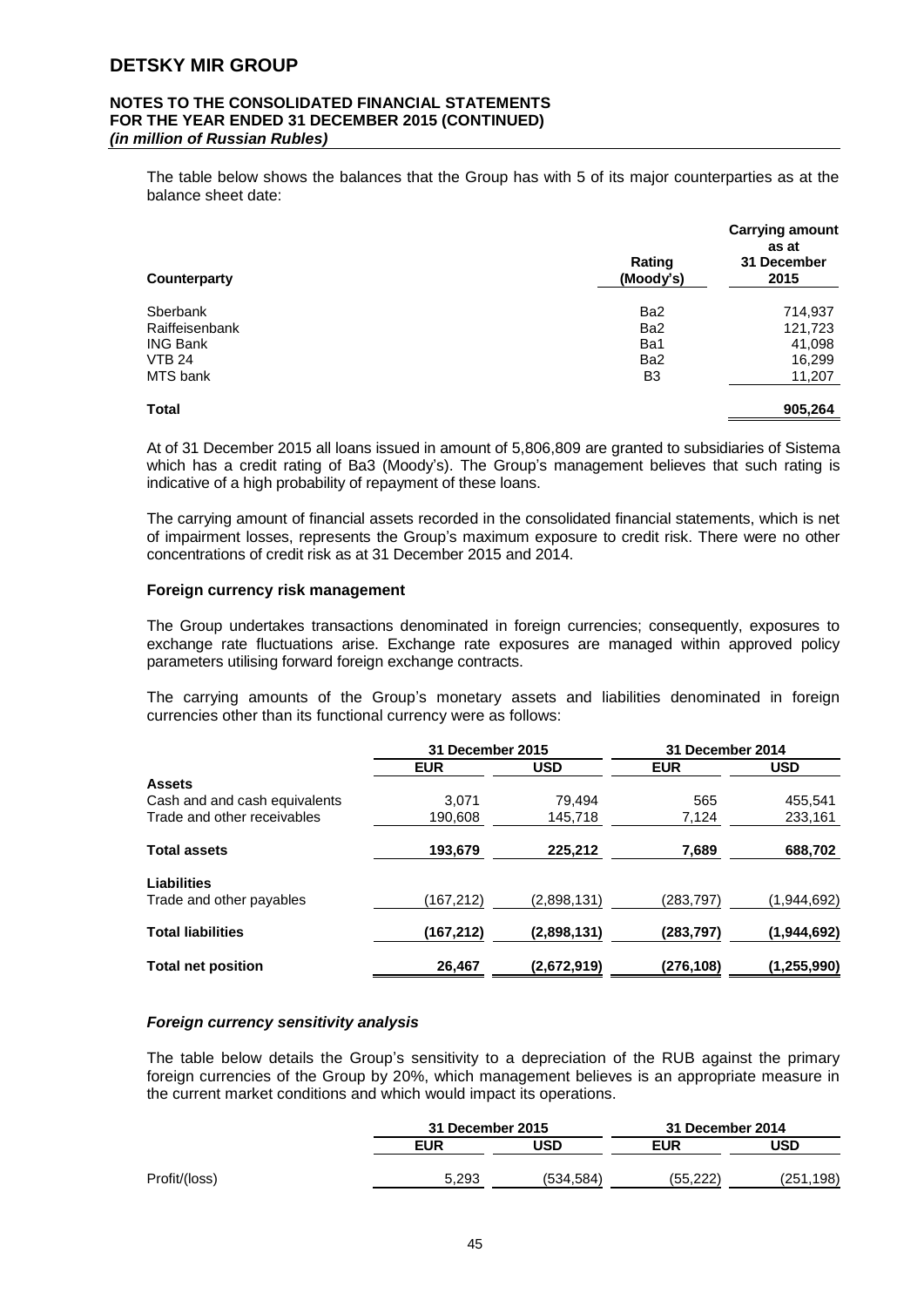The table below shows the balances that the Group has with 5 of its major counterparties as at the balance sheet date:

| Counterparty | Rating (Moody's) | Carrying amount as at 31 December 2015 |
|---|---|---|
| Sberbank | Ba2 | 714,937 |
| Raiffeisenbank | Ba2 | 121,723 |
| ING Bank | Ba1 | 41,098 |
| VTB 24 | Ba2 | 16,299 |
| MTS bank | B3 | 11,207 |
| **Total** | | **905,264** |

At of 31 December 2015 all loans issued in amount of 5,806,809 are granted to subsidiaries of Sistema which has a credit rating of Ba3 (Moody's). The Group's management believes that such rating is indicative of a high probability of repayment of these loans.

The carrying amount of financial assets recorded in the consolidated financial statements, which is net of impairment losses, represents the Group's maximum exposure to credit risk. There were no other concentrations of credit risk as at 31 December 2015 and 2014.

**Foreign currency risk management**

The Group undertakes transactions denominated in foreign currencies; consequently, exposures to exchange rate fluctuations arise. Exchange rate exposures are managed within approved policy parameters utilising forward foreign exchange contracts.

The carrying amounts of the Group's monetary assets and liabilities denominated in foreign currencies other than its functional currency were as follows:

| | 31 December 2015 | | 31 December 2014 | |
|---|---|---|---|---|
| | **EUR** | **USD** | **EUR** | **USD** |
| **Assets** | | | | |
| Cash and and cash equivalents | 3,071 | 79,494 | 565 | 455,541 |
| Trade and other receivables | 190,608 | 145,718 | 7,124 | 233,161 |
| **Total assets** | **193,679** | **225,212** | **7,689** | **688,702** |
| **Liabilities** | | | | |
| Trade and other payables | (167,212) | (2,898,131) | (283,797) | (1,944,692) |
| **Total liabilities** | **(167,212)** | **(2,898,131)** | **(283,797)** | **(1,944,692)** |
| **Total net position** | **26,467** | **(2,672,919)** | **(276,108)** | **(1,255,990)** |

***Foreign currency sensitivity analysis***

The table below details the Group's sensitivity to a depreciation of the RUB against the primary foreign currencies of the Group by 20%, which management believes is an appropriate measure in the current market conditions and which would impact its operations.

| | 31 December 2015 | | 31 December 2014 | |
|---|---|---|---|---|
| | **EUR** | **USD** | **EUR** | **USD** |
| Profit/(loss) | 5,293 | (534,584) | (55,222) | (251,198) |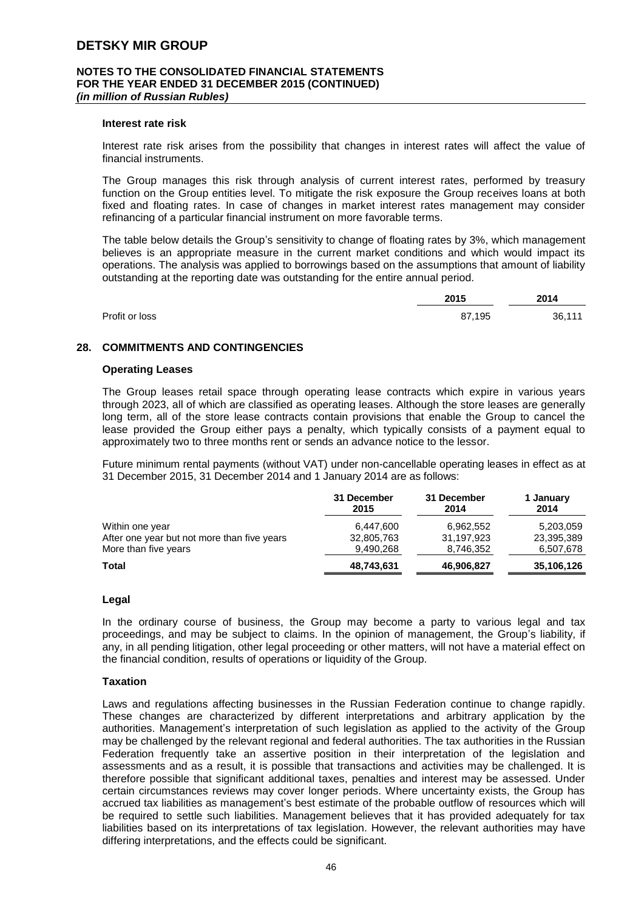### Interest rate risk

Interest rate risk arises from the possibility that changes in interest rates will affect the value of financial instruments.

The Group manages this risk through analysis of current interest rates, performed by treasury function on the Group entities level. To mitigate the risk exposure the Group receives loans at both fixed and floating rates. In case of changes in market interest rates management may consider refinancing of a particular financial instrument on more favorable terms.

The table below details the Group's sensitivity to change of floating rates by 3%, which management believes is an appropriate measure in the current market conditions and which would impact its operations. The analysis was applied to borrowings based on the assumptions that amount of liability outstanding at the reporting date was outstanding for the entire annual period.

| | 2015 | 2014 |
|---|---|---|
| Profit or loss | 87,195 | 36,111 |

## 28. COMMITMENTS AND CONTINGENCIES

### Operating Leases

The Group leases retail space through operating lease contracts which expire in various years through 2023, all of which are classified as operating leases. Although the store leases are generally long term, all of the store lease contracts contain provisions that enable the Group to cancel the lease provided the Group either pays a penalty, which typically consists of a payment equal to approximately two to three months rent or sends an advance notice to the lessor.

Future minimum rental payments (without VAT) under non-cancellable operating leases in effect as at 31 December 2015, 31 December 2014 and 1 January 2014 are as follows:

| | 31 December 2015 | 31 December 2014 | 1 January 2014 |
|---|---|---|---|
| Within one year | 6,447,600 | 6,962,552 | 5,203,059 |
| After one year but not more than five years | 32,805,763 | 31,197,923 | 23,395,389 |
| More than five years | 9,490,268 | 8,746,352 | 6,507,678 |
| **Total** | **48,743,631** | **46,906,827** | **35,106,126** |

### Legal

In the ordinary course of business, the Group may become a party to various legal and tax proceedings, and may be subject to claims. In the opinion of management, the Group's liability, if any, in all pending litigation, other legal proceeding or other matters, will not have a material effect on the financial condition, results of operations or liquidity of the Group.

### Taxation

Laws and regulations affecting businesses in the Russian Federation continue to change rapidly. These changes are characterized by different interpretations and arbitrary application by the authorities. Management's interpretation of such legislation as applied to the activity of the Group may be challenged by the relevant regional and federal authorities. The tax authorities in the Russian Federation frequently take an assertive position in their interpretation of the legislation and assessments and as a result, it is possible that transactions and activities may be challenged. It is therefore possible that significant additional taxes, penalties and interest may be assessed. Under certain circumstances reviews may cover longer periods. Where uncertainty exists, the Group has accrued tax liabilities as management's best estimate of the probable outflow of resources which will be required to settle such liabilities. Management believes that it has provided adequately for tax liabilities based on its interpretations of tax legislation. However, the relevant authorities may have differing interpretations, and the effects could be significant.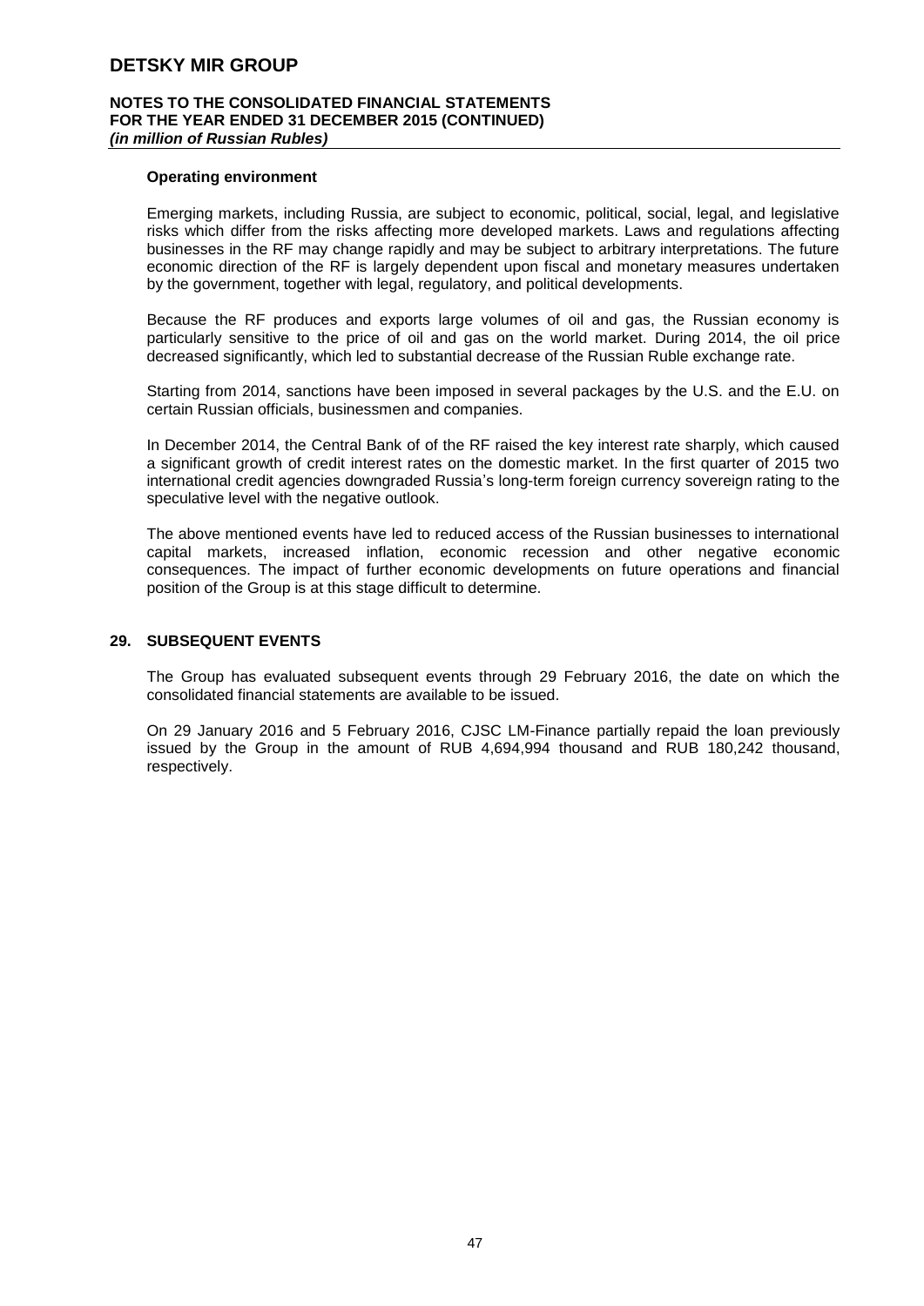### Operating environment

Emerging markets, including Russia, are subject to economic, political, social, legal, and legislative risks which differ from the risks affecting more developed markets. Laws and regulations affecting businesses in the RF may change rapidly and may be subject to arbitrary interpretations. The future economic direction of the RF is largely dependent upon fiscal and monetary measures undertaken by the government, together with legal, regulatory, and political developments.

Because the RF produces and exports large volumes of oil and gas, the Russian economy is particularly sensitive to the price of oil and gas on the world market. During 2014, the oil price decreased significantly, which led to substantial decrease of the Russian Ruble exchange rate.

Starting from 2014, sanctions have been imposed in several packages by the U.S. and the E.U. on certain Russian officials, businessmen and companies.

In December 2014, the Central Bank of of the RF raised the key interest rate sharply, which caused a significant growth of credit interest rates on the domestic market. In the first quarter of 2015 two international credit agencies downgraded Russia's long-term foreign currency sovereign rating to the speculative level with the negative outlook.

The above mentioned events have led to reduced access of the Russian businesses to international capital markets, increased inflation, economic recession and other negative economic consequences. The impact of further economic developments on future operations and financial position of the Group is at this stage difficult to determine.

## 29. SUBSEQUENT EVENTS

The Group has evaluated subsequent events through 29 February 2016, the date on which the consolidated financial statements are available to be issued.

On 29 January 2016 and 5 February 2016, CJSC LM-Finance partially repaid the loan previously issued by the Group in the amount of RUB 4,694,994 thousand and RUB 180,242 thousand, respectively.